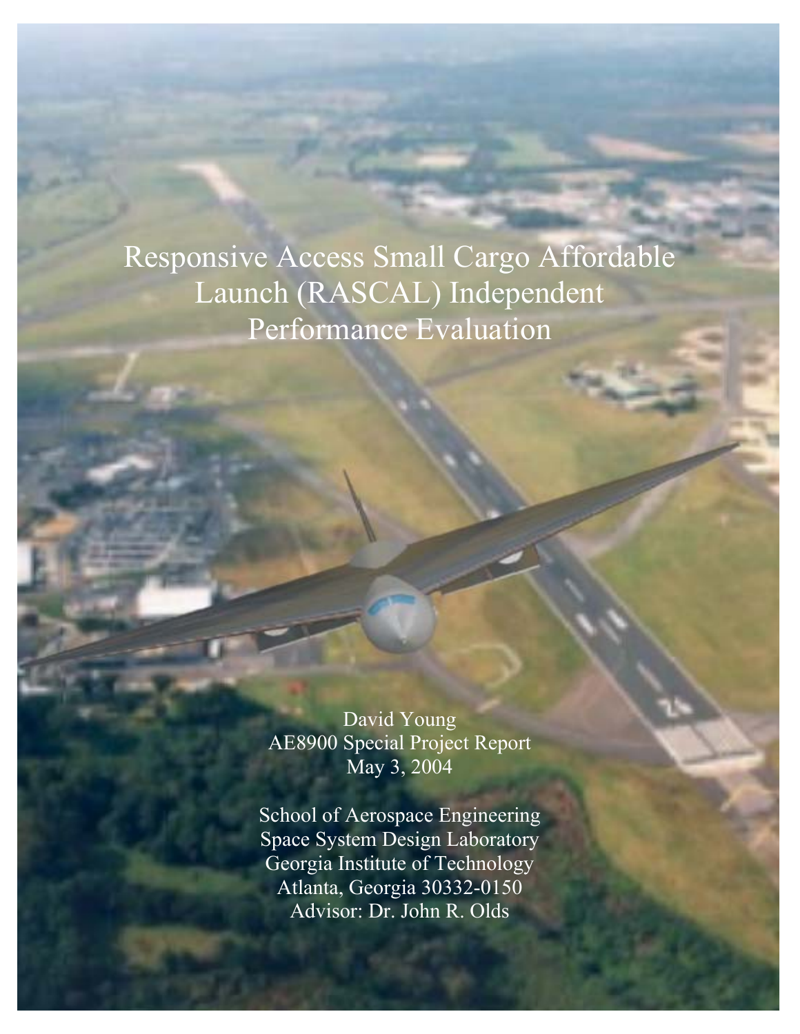# Responsive Access Small Cargo Affordable Launch (RASCAL) Independent Performance Evaluation

David Young
AE8900 Special Project Report
May 3, 2004

School of Aerospace Engineering
Space System Design Laboratory
Georgia Institute of Technology
Atlanta, Georgia 30332-0150
Advisor: Dr. John R. Olds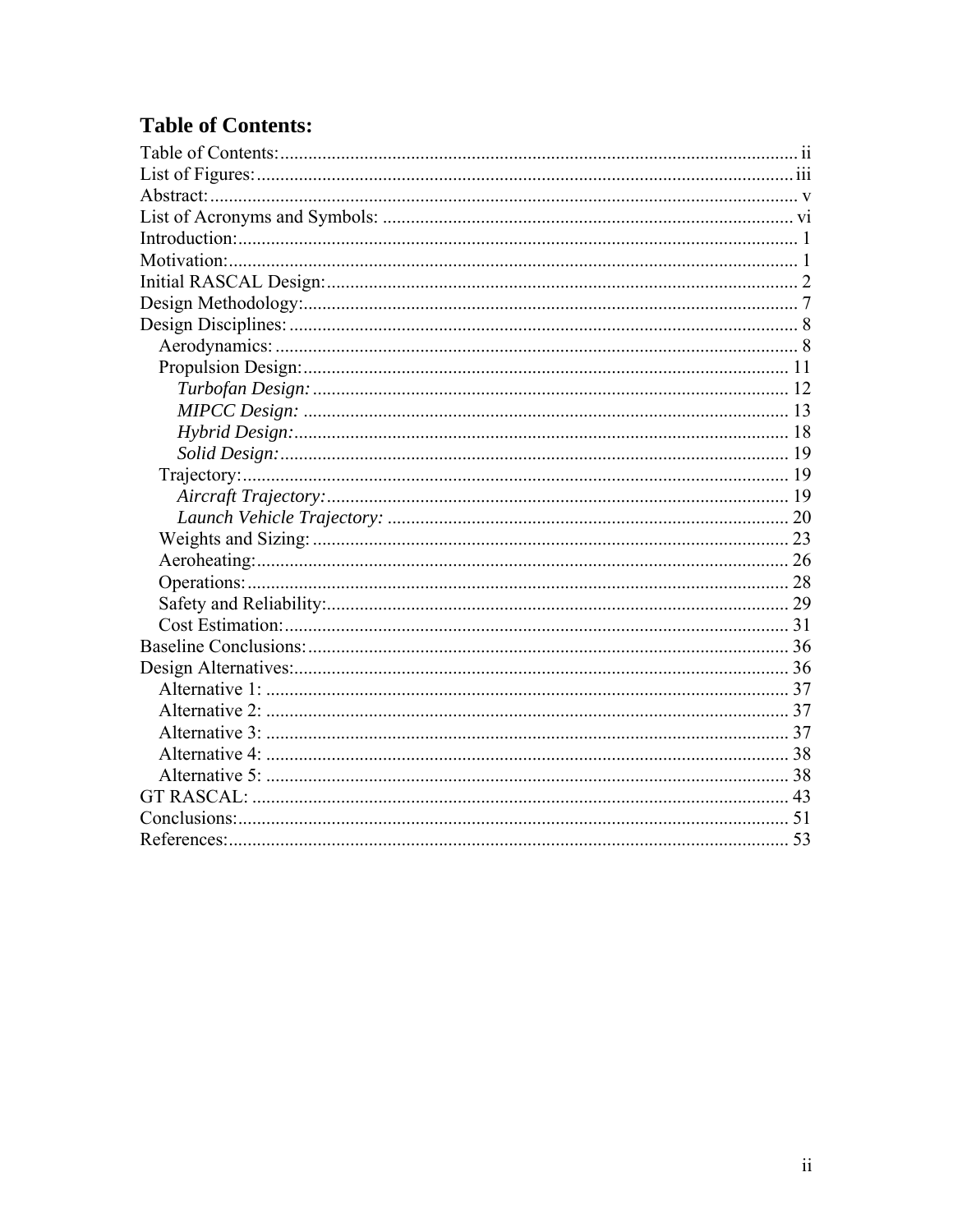## Table of Contents:

Table of Contents: ii
List of Figures: iii
Abstract: v
List of Acronyms and Symbols: vi
Introduction: 1
Motivation: 1
Initial RASCAL Design: 2
Design Methodology: 7
Design Disciplines: 8
- Aerodynamics: 8
- Propulsion Design: 11
  - *Turbofan Design:* 12
  - *MIPCC Design:* 13
  - *Hybrid Design:* 18
  - *Solid Design:* 19
- Trajectory: 19
  - *Aircraft Trajectory:* 19
  - *Launch Vehicle Trajectory:* 20
- Weights and Sizing: 23
- Aeroheating: 26
- Operations: 28
- Safety and Reliability: 29
- Cost Estimation: 31

Baseline Conclusions: 36
Design Alternatives: 36
- Alternative 1: 37
- Alternative 2: 37
- Alternative 3: 37
- Alternative 4: 38
- Alternative 5: 38

GT RASCAL: 43
Conclusions: 51
References: 53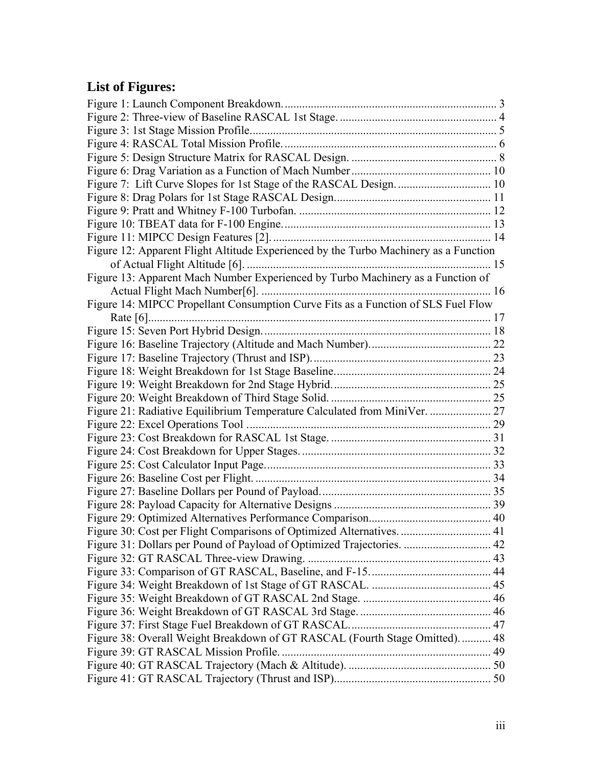## List of Figures:

Figure 1: Launch Component Breakdown. 3
Figure 2: Three-view of Baseline RASCAL 1st Stage. 4
Figure 3: 1st Stage Mission Profile. 5
Figure 4: RASCAL Total Mission Profile. 6
Figure 5: Design Structure Matrix for RASCAL Design. 8
Figure 6: Drag Variation as a Function of Mach Number 10
Figure 7: Lift Curve Slopes for 1st Stage of the RASCAL Design. 10
Figure 8: Drag Polars for 1st Stage RASCAL Design. 11
Figure 9: Pratt and Whitney F-100 Turbofan. 12
Figure 10: TBEAT data for F-100 Engine. 13
Figure 11: MIPCC Design Features [2]. 14
Figure 12: Apparent Flight Altitude Experienced by the Turbo Machinery as a Function of Actual Flight Altitude [6]. 15
Figure 13: Apparent Mach Number Experienced by Turbo Machinery as a Function of Actual Flight Mach Number[6]. 16
Figure 14: MIPCC Propellant Consumption Curve Fits as a Function of SLS Fuel Flow Rate [6]. 17
Figure 15: Seven Port Hybrid Design. 18
Figure 16: Baseline Trajectory (Altitude and Mach Number). 22
Figure 17: Baseline Trajectory (Thrust and ISP). 23
Figure 18: Weight Breakdown for 1st Stage Baseline. 24
Figure 19: Weight Breakdown for 2nd Stage Hybrid. 25
Figure 20: Weight Breakdown of Third Stage Solid. 25
Figure 21: Radiative Equilibrium Temperature Calculated from MiniVer. 27
Figure 22: Excel Operations Tool 29
Figure 23: Cost Breakdown for RASCAL 1st Stage. 31
Figure 24: Cost Breakdown for Upper Stages. 32
Figure 25: Cost Calculator Input Page. 33
Figure 26: Baseline Cost per Flight. 34
Figure 27: Baseline Dollars per Pound of Payload. 35
Figure 28: Payload Capacity for Alternative Designs 39
Figure 29: Optimized Alternatives Performance Comparison. 40
Figure 30: Cost per Flight Comparisons of Optimized Alternatives. 41
Figure 31: Dollars per Pound of Payload of Optimized Trajectories. 42
Figure 32: GT RASCAL Three-view Drawing. 43
Figure 33: Comparison of GT RASCAL, Baseline, and F-15. 44
Figure 34: Weight Breakdown of 1st Stage of GT RASCAL. 45
Figure 35: Weight Breakdown of GT RASCAL 2nd Stage. 46
Figure 36: Weight Breakdown of GT RASCAL 3rd Stage. 46
Figure 37: First Stage Fuel Breakdown of GT RASCAL. 47
Figure 38: Overall Weight Breakdown of GT RASCAL (Fourth Stage Omitted). 48
Figure 39: GT RASCAL Mission Profile. 49
Figure 40: GT RASCAL Trajectory (Mach & Altitude). 50
Figure 41: GT RASCAL Trajectory (Thrust and ISP). 50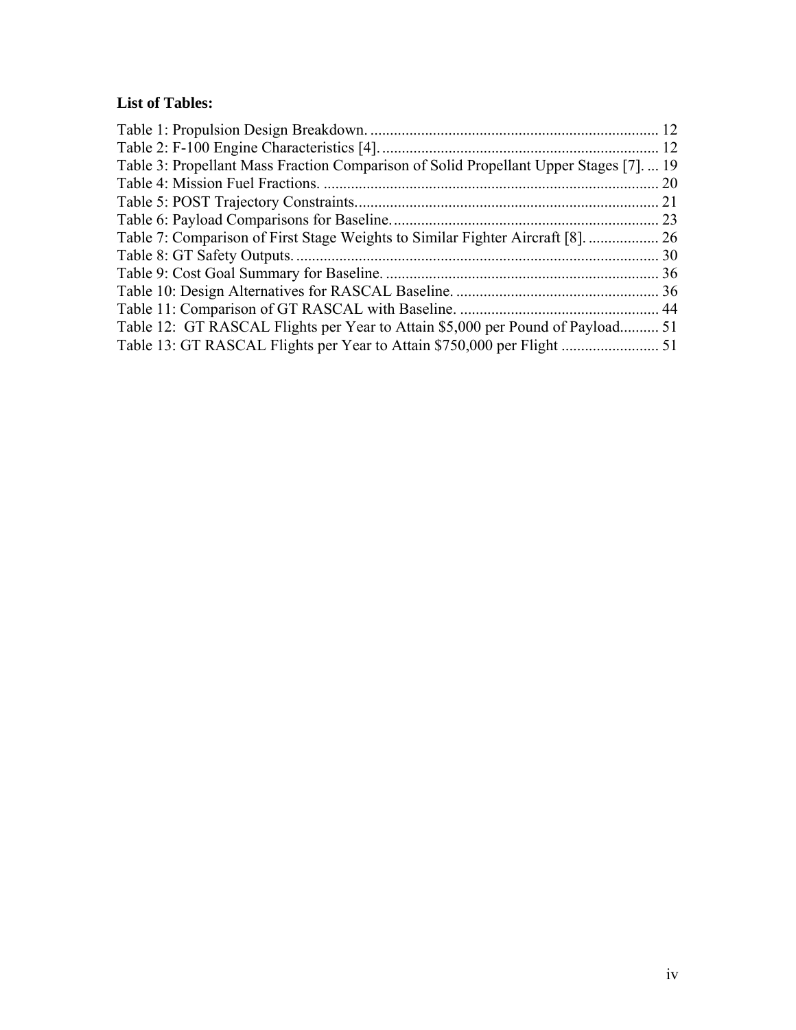**List of Tables:**

Table 1: Propulsion Design Breakdown. .......................................................................... 12
Table 2: F-100 Engine Characteristics [4]. ....................................................................... 12
Table 3: Propellant Mass Fraction Comparison of Solid Propellant Upper Stages [7]. ... 19
Table 4: Mission Fuel Fractions. ...................................................................................... 20
Table 5: POST Trajectory Constraints. ............................................................................. 21
Table 6: Payload Comparisons for Baseline. .................................................................... 23
Table 7: Comparison of First Stage Weights to Similar Fighter Aircraft [8]. .................. 26
Table 8: GT Safety Outputs. ............................................................................................. 30
Table 9: Cost Goal Summary for Baseline. ...................................................................... 36
Table 10: Design Alternatives for RASCAL Baseline. .................................................... 36
Table 11: Comparison of GT RASCAL with Baseline. ................................................... 44
Table 12: GT RASCAL Flights per Year to Attain $5,000 per Pound of Payload.......... 51
Table 13: GT RASCAL Flights per Year to Attain $750,000 per Flight ......................... 51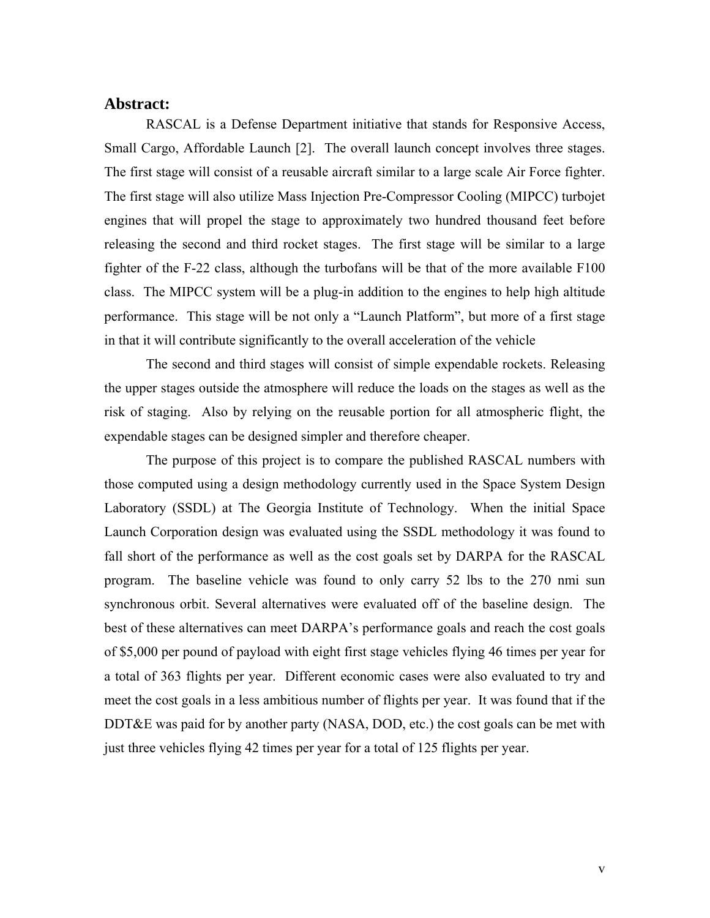## Abstract:

RASCAL is a Defense Department initiative that stands for Responsive Access, Small Cargo, Affordable Launch [2]. The overall launch concept involves three stages. The first stage will consist of a reusable aircraft similar to a large scale Air Force fighter. The first stage will also utilize Mass Injection Pre-Compressor Cooling (MIPCC) turbojet engines that will propel the stage to approximately two hundred thousand feet before releasing the second and third rocket stages. The first stage will be similar to a large fighter of the F-22 class, although the turbofans will be that of the more available F100 class. The MIPCC system will be a plug-in addition to the engines to help high altitude performance. This stage will be not only a "Launch Platform", but more of a first stage in that it will contribute significantly to the overall acceleration of the vehicle

The second and third stages will consist of simple expendable rockets. Releasing the upper stages outside the atmosphere will reduce the loads on the stages as well as the risk of staging. Also by relying on the reusable portion for all atmospheric flight, the expendable stages can be designed simpler and therefore cheaper.

The purpose of this project is to compare the published RASCAL numbers with those computed using a design methodology currently used in the Space System Design Laboratory (SSDL) at The Georgia Institute of Technology. When the initial Space Launch Corporation design was evaluated using the SSDL methodology it was found to fall short of the performance as well as the cost goals set by DARPA for the RASCAL program. The baseline vehicle was found to only carry 52 lbs to the 270 nmi sun synchronous orbit. Several alternatives were evaluated off of the baseline design. The best of these alternatives can meet DARPA's performance goals and reach the cost goals of $5,000 per pound of payload with eight first stage vehicles flying 46 times per year for a total of 363 flights per year. Different economic cases were also evaluated to try and meet the cost goals in a less ambitious number of flights per year. It was found that if the DDT&E was paid for by another party (NASA, DOD, etc.) the cost goals can be met with just three vehicles flying 42 times per year for a total of 125 flights per year.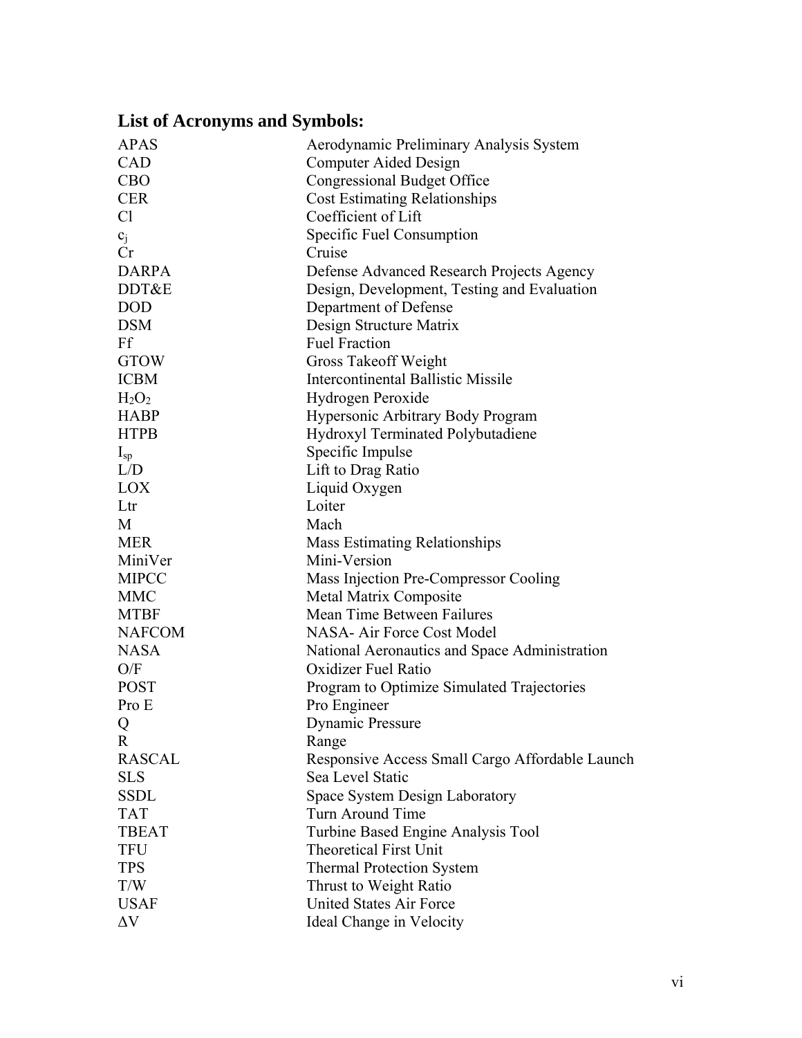## List of Acronyms and Symbols:

| | |
|---|---|
| APAS | Aerodynamic Preliminary Analysis System |
| CAD | Computer Aided Design |
| CBO | Congressional Budget Office |
| CER | Cost Estimating Relationships |
| Cl | Coefficient of Lift |
| $c_j$ | Specific Fuel Consumption |
| Cr | Cruise |
| DARPA | Defense Advanced Research Projects Agency |
| DDT&E | Design, Development, Testing and Evaluation |
| DOD | Department of Defense |
| DSM | Design Structure Matrix |
| Ff | Fuel Fraction |
| GTOW | Gross Takeoff Weight |
| ICBM | Intercontinental Ballistic Missile |
| $H_2O_2$ | Hydrogen Peroxide |
| HABP | Hypersonic Arbitrary Body Program |
| HTPB | Hydroxyl Terminated Polybutadiene |
| $I_{sp}$ | Specific Impulse |
| L/D | Lift to Drag Ratio |
| LOX | Liquid Oxygen |
| Ltr | Loiter |
| M | Mach |
| MER | Mass Estimating Relationships |
| MiniVer | Mini-Version |
| MIPCC | Mass Injection Pre-Compressor Cooling |
| MMC | Metal Matrix Composite |
| MTBF | Mean Time Between Failures |
| NAFCOM | NASA- Air Force Cost Model |
| NASA | National Aeronautics and Space Administration |
| O/F | Oxidizer Fuel Ratio |
| POST | Program to Optimize Simulated Trajectories |
| Pro E | Pro Engineer |
| Q | Dynamic Pressure |
| R | Range |
| RASCAL | Responsive Access Small Cargo Affordable Launch |
| SLS | Sea Level Static |
| SSDL | Space System Design Laboratory |
| TAT | Turn Around Time |
| TBEAT | Turbine Based Engine Analysis Tool |
| TFU | Theoretical First Unit |
| TPS | Thermal Protection System |
| T/W | Thrust to Weight Ratio |
| USAF | United States Air Force |
| $\Delta V$ | Ideal Change in Velocity |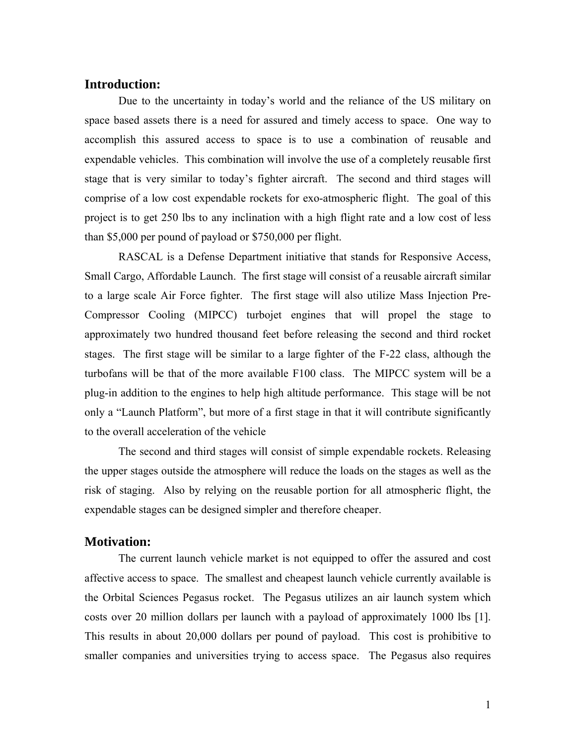## Introduction:

Due to the uncertainty in today's world and the reliance of the US military on space based assets there is a need for assured and timely access to space. One way to accomplish this assured access to space is to use a combination of reusable and expendable vehicles. This combination will involve the use of a completely reusable first stage that is very similar to today's fighter aircraft. The second and third stages will comprise of a low cost expendable rockets for exo-atmospheric flight. The goal of this project is to get 250 lbs to any inclination with a high flight rate and a low cost of less than $5,000 per pound of payload or $750,000 per flight.

RASCAL is a Defense Department initiative that stands for Responsive Access, Small Cargo, Affordable Launch. The first stage will consist of a reusable aircraft similar to a large scale Air Force fighter. The first stage will also utilize Mass Injection Pre-Compressor Cooling (MIPCC) turbojet engines that will propel the stage to approximately two hundred thousand feet before releasing the second and third rocket stages. The first stage will be similar to a large fighter of the F-22 class, although the turbofans will be that of the more available F100 class. The MIPCC system will be a plug-in addition to the engines to help high altitude performance. This stage will be not only a "Launch Platform", but more of a first stage in that it will contribute significantly to the overall acceleration of the vehicle

The second and third stages will consist of simple expendable rockets. Releasing the upper stages outside the atmosphere will reduce the loads on the stages as well as the risk of staging. Also by relying on the reusable portion for all atmospheric flight, the expendable stages can be designed simpler and therefore cheaper.

## Motivation:

The current launch vehicle market is not equipped to offer the assured and cost affective access to space. The smallest and cheapest launch vehicle currently available is the Orbital Sciences Pegasus rocket. The Pegasus utilizes an air launch system which costs over 20 million dollars per launch with a payload of approximately 1000 lbs [1]. This results in about 20,000 dollars per pound of payload. This cost is prohibitive to smaller companies and universities trying to access space. The Pegasus also requires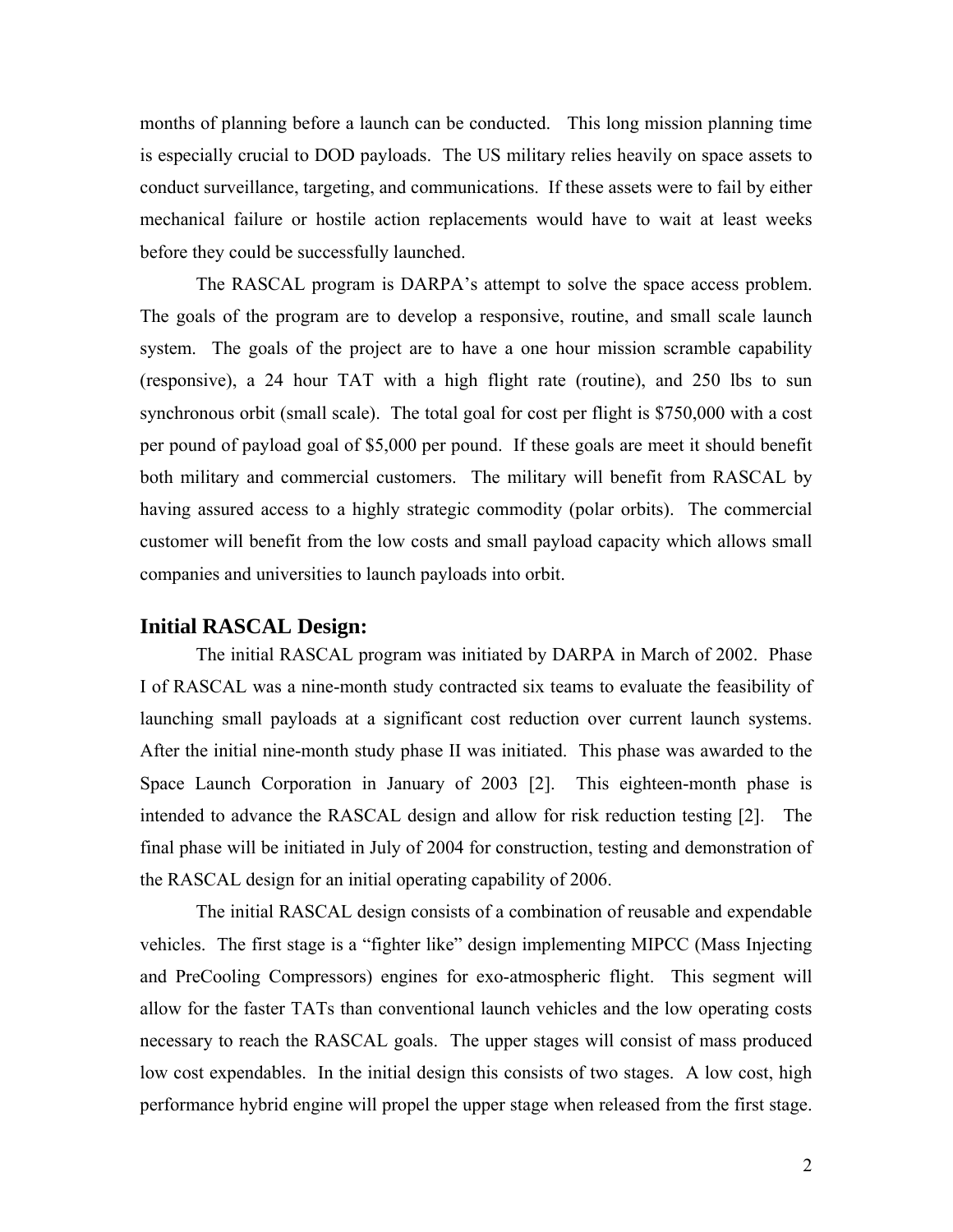months of planning before a launch can be conducted. This long mission planning time is especially crucial to DOD payloads. The US military relies heavily on space assets to conduct surveillance, targeting, and communications. If these assets were to fail by either mechanical failure or hostile action replacements would have to wait at least weeks before they could be successfully launched.

The RASCAL program is DARPA's attempt to solve the space access problem. The goals of the program are to develop a responsive, routine, and small scale launch system. The goals of the project are to have a one hour mission scramble capability (responsive), a 24 hour TAT with a high flight rate (routine), and 250 lbs to sun synchronous orbit (small scale). The total goal for cost per flight is $750,000 with a cost per pound of payload goal of $5,000 per pound. If these goals are meet it should benefit both military and commercial customers. The military will benefit from RASCAL by having assured access to a highly strategic commodity (polar orbits). The commercial customer will benefit from the low costs and small payload capacity which allows small companies and universities to launch payloads into orbit.

## Initial RASCAL Design:

The initial RASCAL program was initiated by DARPA in March of 2002. Phase I of RASCAL was a nine-month study contracted six teams to evaluate the feasibility of launching small payloads at a significant cost reduction over current launch systems. After the initial nine-month study phase II was initiated. This phase was awarded to the Space Launch Corporation in January of 2003 [2]. This eighteen-month phase is intended to advance the RASCAL design and allow for risk reduction testing [2]. The final phase will be initiated in July of 2004 for construction, testing and demonstration of the RASCAL design for an initial operating capability of 2006.

The initial RASCAL design consists of a combination of reusable and expendable vehicles. The first stage is a "fighter like" design implementing MIPCC (Mass Injecting and PreCooling Compressors) engines for exo-atmospheric flight. This segment will allow for the faster TATs than conventional launch vehicles and the low operating costs necessary to reach the RASCAL goals. The upper stages will consist of mass produced low cost expendables. In the initial design this consists of two stages. A low cost, high performance hybrid engine will propel the upper stage when released from the first stage.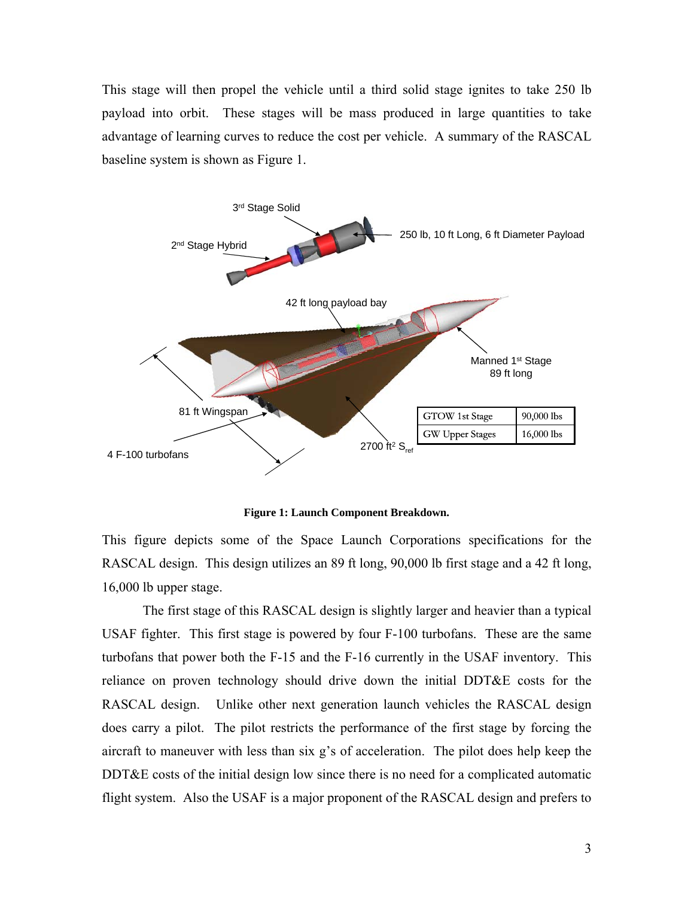This stage will then propel the vehicle until a third solid stage ignites to take 250 lb payload into orbit. These stages will be mass produced in large quantities to take advantage of learning curves to reduce the cost per vehicle. A summary of the RASCAL baseline system is shown as Figure 1.

| GTOW 1st Stage | 90,000 lbs |
|---|---|
| GW Upper Stages | 16,000 lbs |

**Figure 1: Launch Component Breakdown.**

This figure depicts some of the Space Launch Corporations specifications for the RASCAL design. This design utilizes an 89 ft long, 90,000 lb first stage and a 42 ft long, 16,000 lb upper stage.

The first stage of this RASCAL design is slightly larger and heavier than a typical USAF fighter. This first stage is powered by four F-100 turbofans. These are the same turbofans that power both the F-15 and the F-16 currently in the USAF inventory. This reliance on proven technology should drive down the initial DDT&E costs for the RASCAL design. Unlike other next generation launch vehicles the RASCAL design does carry a pilot. The pilot restricts the performance of the first stage by forcing the aircraft to maneuver with less than six g's of acceleration. The pilot does help keep the DDT&E costs of the initial design low since there is no need for a complicated automatic flight system. Also the USAF is a major proponent of the RASCAL design and prefers to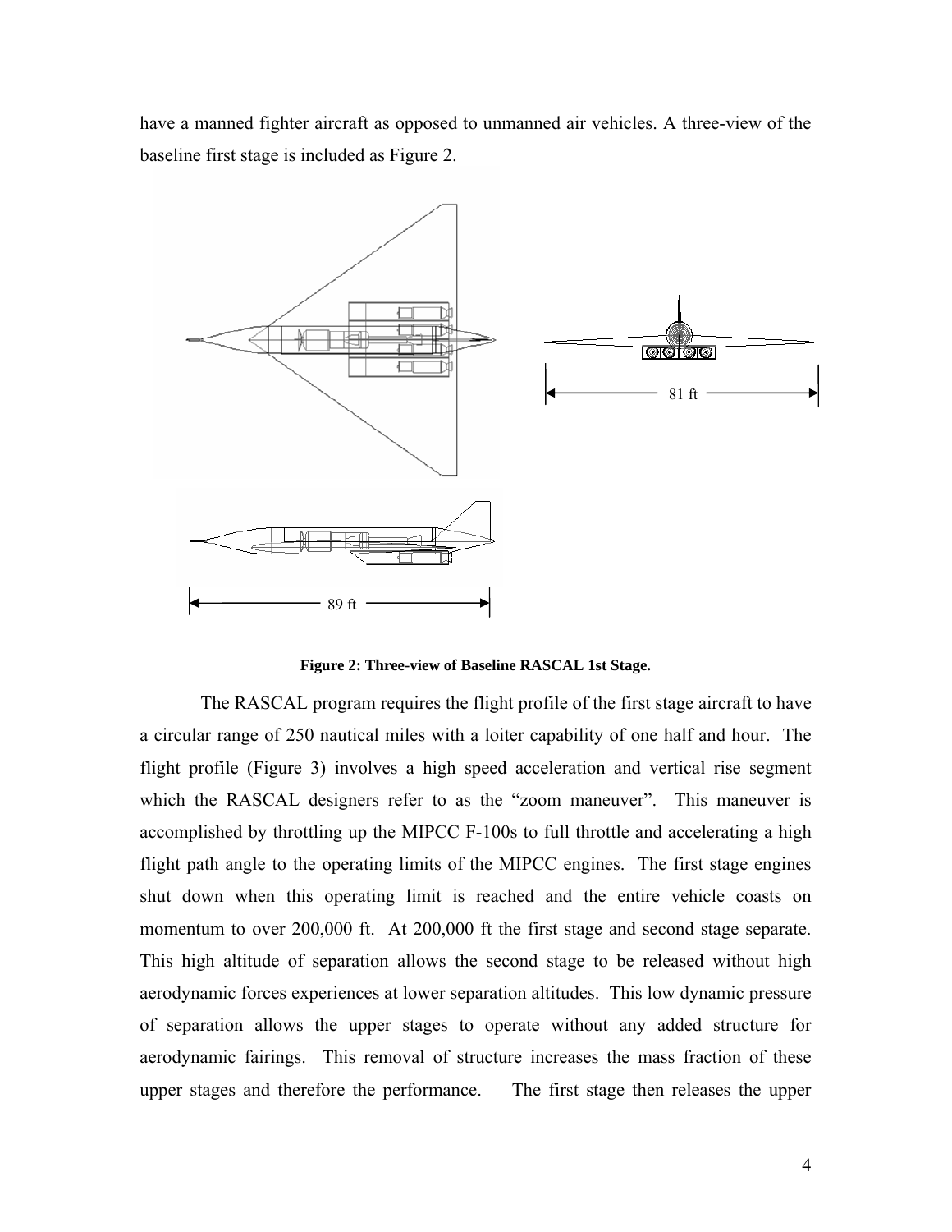have a manned fighter aircraft as opposed to unmanned air vehicles. A three-view of the baseline first stage is included as Figure 2.

**Figure 2: Three-view of Baseline RASCAL 1st Stage.**

The RASCAL program requires the flight profile of the first stage aircraft to have a circular range of 250 nautical miles with a loiter capability of one half and hour. The flight profile (Figure 3) involves a high speed acceleration and vertical rise segment which the RASCAL designers refer to as the "zoom maneuver". This maneuver is accomplished by throttling up the MIPCC F-100s to full throttle and accelerating a high flight path angle to the operating limits of the MIPCC engines. The first stage engines shut down when this operating limit is reached and the entire vehicle coasts on momentum to over 200,000 ft. At 200,000 ft the first stage and second stage separate. This high altitude of separation allows the second stage to be released without high aerodynamic forces experiences at lower separation altitudes. This low dynamic pressure of separation allows the upper stages to operate without any added structure for aerodynamic fairings. This removal of structure increases the mass fraction of these upper stages and therefore the performance. The first stage then releases the upper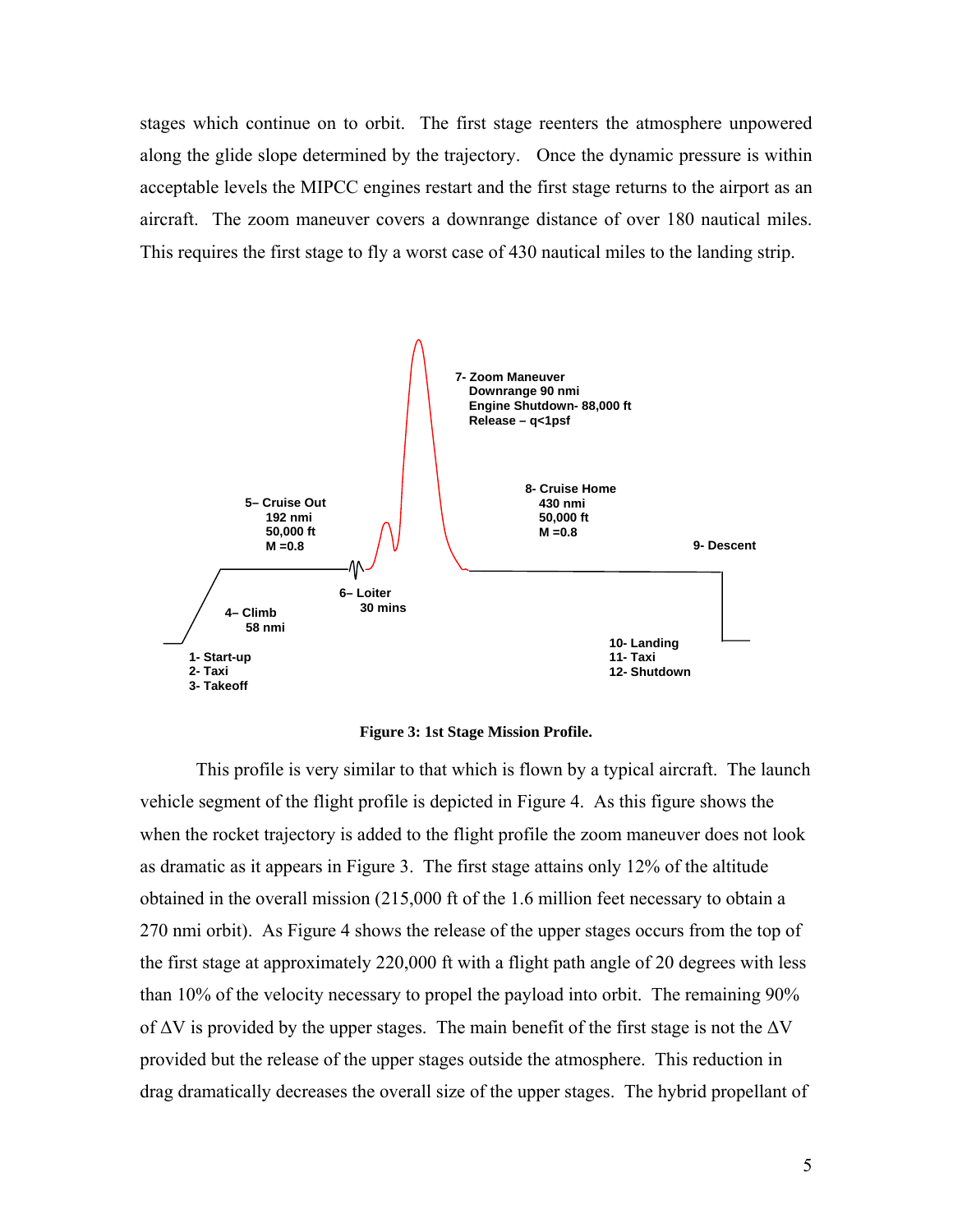stages which continue on to orbit. The first stage reenters the atmosphere unpowered along the glide slope determined by the trajectory. Once the dynamic pressure is within acceptable levels the MIPCC engines restart and the first stage returns to the airport as an aircraft. The zoom maneuver covers a downrange distance of over 180 nautical miles. This requires the first stage to fly a worst case of 430 nautical miles to the landing strip.

**7- Zoom Maneuver**
**Downrange 90 nmi**
**Engine Shutdown- 88,000 ft**
**Release – q<1psf**

**8- Cruise Home**
**430 nmi**
**50,000 ft**
**M =0.8**

**5– Cruise Out**
**192 nmi**
**50,000 ft**
**M =0.8**

**9- Descent**

**6– Loiter**
**30 mins**

**4– Climb**
**58 nmi**

**10- Landing**
**11- Taxi**
**12- Shutdown**

**1- Start-up**
**2- Taxi**
**3- Takeoff**

**Figure 3: 1st Stage Mission Profile.**

This profile is very similar to that which is flown by a typical aircraft. The launch vehicle segment of the flight profile is depicted in Figure 4. As this figure shows the when the rocket trajectory is added to the flight profile the zoom maneuver does not look as dramatic as it appears in Figure 3. The first stage attains only 12% of the altitude obtained in the overall mission (215,000 ft of the 1.6 million feet necessary to obtain a 270 nmi orbit). As Figure 4 shows the release of the upper stages occurs from the top of the first stage at approximately 220,000 ft with a flight path angle of 20 degrees with less than 10% of the velocity necessary to propel the payload into orbit. The remaining 90% of $\Delta V$ is provided by the upper stages. The main benefit of the first stage is not the $\Delta V$ provided but the release of the upper stages outside the atmosphere. This reduction in drag dramatically decreases the overall size of the upper stages. The hybrid propellant of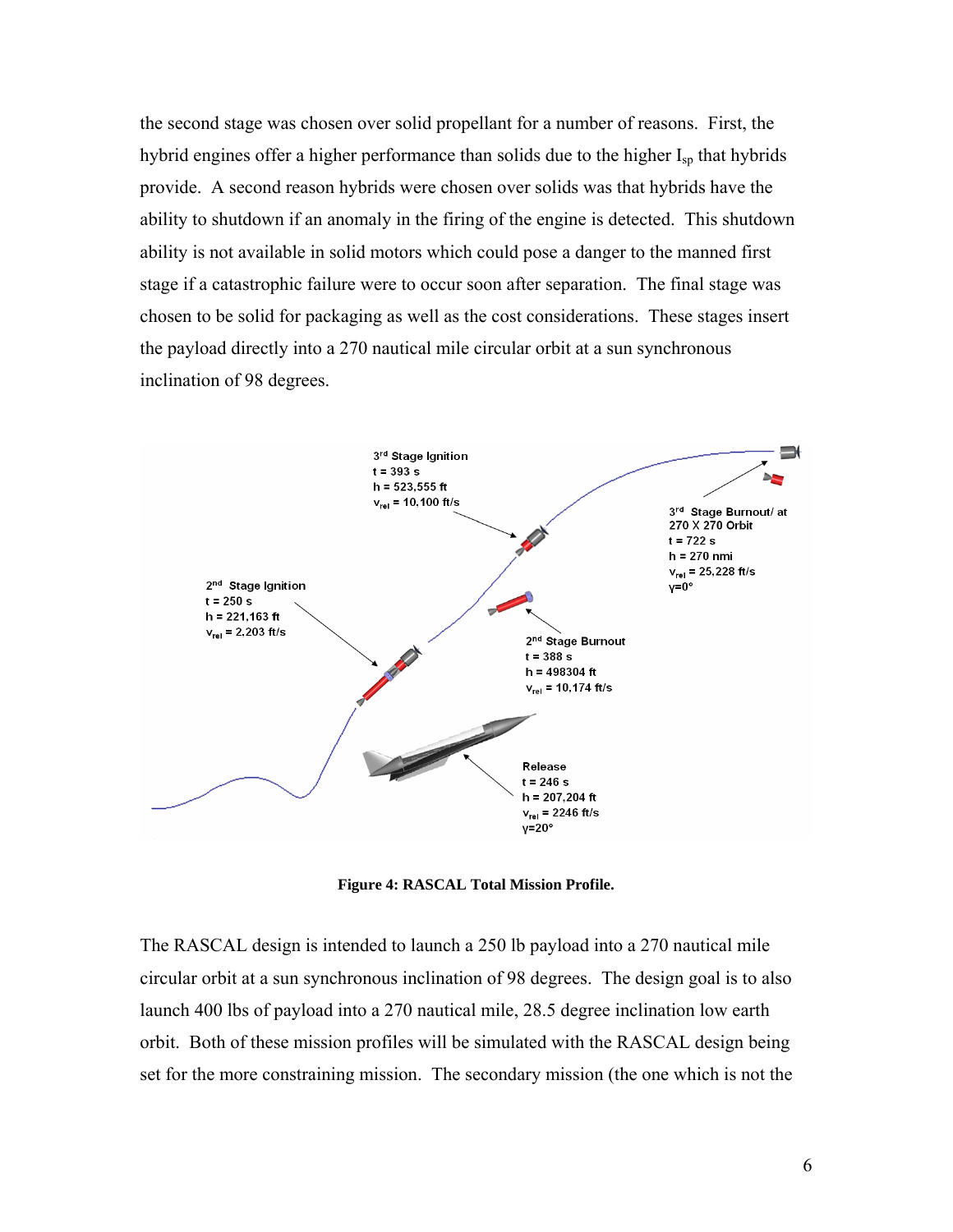the second stage was chosen over solid propellant for a number of reasons. First, the hybrid engines offer a higher performance than solids due to the higher $I_{sp}$ that hybrids provide. A second reason hybrids were chosen over solids was that hybrids have the ability to shutdown if an anomaly in the firing of the engine is detected. This shutdown ability is not available in solid motors which could pose a danger to the manned first stage if a catastrophic failure were to occur soon after separation. The final stage was chosen to be solid for packaging as well as the cost considerations. These stages insert the payload directly into a 270 nautical mile circular orbit at a sun synchronous inclination of 98 degrees.

3rd Stage Ignition
t = 393 s
h = 523,555 ft
$v_{rel}$ = 10,100 ft/s

3rd Stage Burnout/ at 270 X 270 Orbit
t = 722 s
h = 270 nmi
$v_{rel}$ = 25,228 ft/s
$\gamma$=0°

2nd Stage Ignition
t = 250 s
h = 221,163 ft
$v_{rel}$ = 2,203 ft/s

2nd Stage Burnout
t = 388 s
h = 498304 ft
$v_{rel}$ = 10,174 ft/s

Release
t = 246 s
h = 207,204 ft
$v_{rel}$ = 2246 ft/s
$\gamma$=20°

**Figure 4: RASCAL Total Mission Profile.**

The RASCAL design is intended to launch a 250 lb payload into a 270 nautical mile circular orbit at a sun synchronous inclination of 98 degrees. The design goal is to also launch 400 lbs of payload into a 270 nautical mile, 28.5 degree inclination low earth orbit. Both of these mission profiles will be simulated with the RASCAL design being set for the more constraining mission. The secondary mission (the one which is not the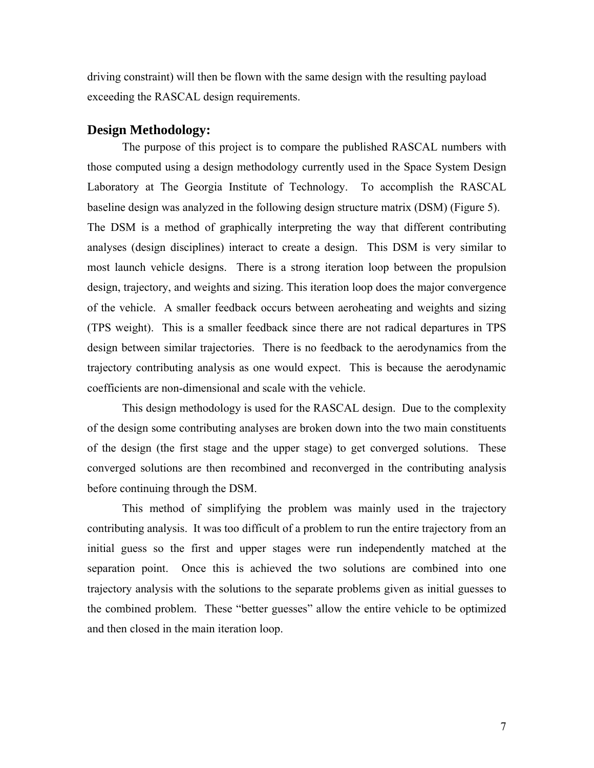driving constraint) will then be flown with the same design with the resulting payload exceeding the RASCAL design requirements.

## Design Methodology:

The purpose of this project is to compare the published RASCAL numbers with those computed using a design methodology currently used in the Space System Design Laboratory at The Georgia Institute of Technology. To accomplish the RASCAL baseline design was analyzed in the following design structure matrix (DSM) (Figure 5). The DSM is a method of graphically interpreting the way that different contributing analyses (design disciplines) interact to create a design. This DSM is very similar to most launch vehicle designs. There is a strong iteration loop between the propulsion design, trajectory, and weights and sizing. This iteration loop does the major convergence of the vehicle. A smaller feedback occurs between aeroheating and weights and sizing (TPS weight). This is a smaller feedback since there are not radical departures in TPS design between similar trajectories. There is no feedback to the aerodynamics from the trajectory contributing analysis as one would expect. This is because the aerodynamic coefficients are non-dimensional and scale with the vehicle.

This design methodology is used for the RASCAL design. Due to the complexity of the design some contributing analyses are broken down into the two main constituents of the design (the first stage and the upper stage) to get converged solutions. These converged solutions are then recombined and reconverged in the contributing analysis before continuing through the DSM.

This method of simplifying the problem was mainly used in the trajectory contributing analysis. It was too difficult of a problem to run the entire trajectory from an initial guess so the first and upper stages were run independently matched at the separation point. Once this is achieved the two solutions are combined into one trajectory analysis with the solutions to the separate problems given as initial guesses to the combined problem. These "better guesses" allow the entire vehicle to be optimized and then closed in the main iteration loop.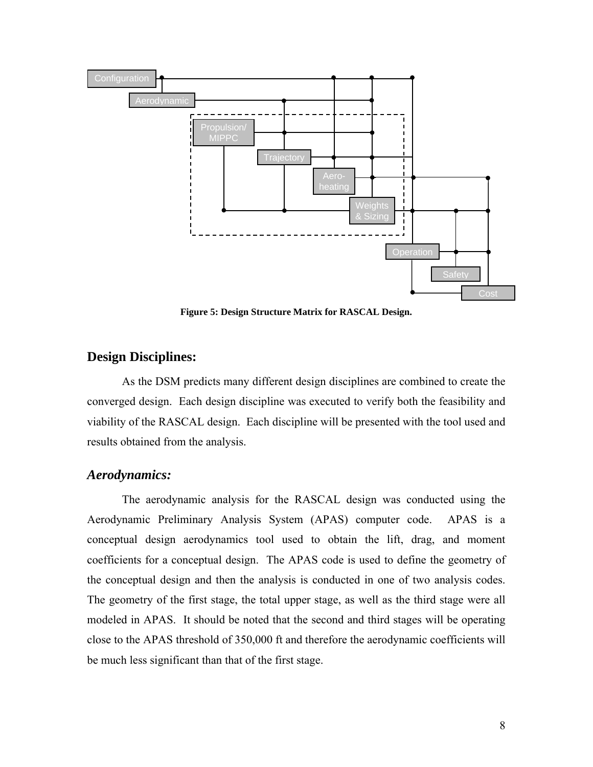Figure 5: Design Structure Matrix for RASCAL Design.

## Design Disciplines:

As the DSM predicts many different design disciplines are combined to create the converged design. Each design discipline was executed to verify both the feasibility and viability of the RASCAL design. Each discipline will be presented with the tool used and results obtained from the analysis.

### *Aerodynamics:*

The aerodynamic analysis for the RASCAL design was conducted using the Aerodynamic Preliminary Analysis System (APAS) computer code. APAS is a conceptual design aerodynamics tool used to obtain the lift, drag, and moment coefficients for a conceptual design. The APAS code is used to define the geometry of the conceptual design and then the analysis is conducted in one of two analysis codes. The geometry of the first stage, the total upper stage, as well as the third stage were all modeled in APAS. It should be noted that the second and third stages will be operating close to the APAS threshold of 350,000 ft and therefore the aerodynamic coefficients will be much less significant than that of the first stage.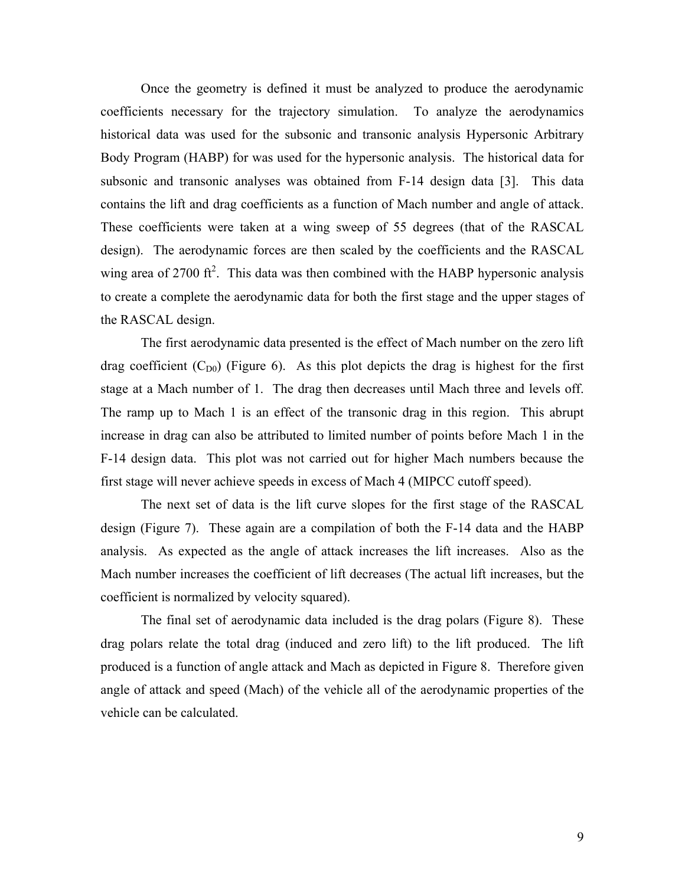Once the geometry is defined it must be analyzed to produce the aerodynamic coefficients necessary for the trajectory simulation. To analyze the aerodynamics historical data was used for the subsonic and transonic analysis Hypersonic Arbitrary Body Program (HABP) for was used for the hypersonic analysis. The historical data for subsonic and transonic analyses was obtained from F-14 design data [3]. This data contains the lift and drag coefficients as a function of Mach number and angle of attack. These coefficients were taken at a wing sweep of 55 degrees (that of the RASCAL design). The aerodynamic forces are then scaled by the coefficients and the RASCAL wing area of 2700 $ft^2$. This data was then combined with the HABP hypersonic analysis to create a complete the aerodynamic data for both the first stage and the upper stages of the RASCAL design.

The first aerodynamic data presented is the effect of Mach number on the zero lift drag coefficient ($C_{D0}$) (Figure 6). As this plot depicts the drag is highest for the first stage at a Mach number of 1. The drag then decreases until Mach three and levels off. The ramp up to Mach 1 is an effect of the transonic drag in this region. This abrupt increase in drag can also be attributed to limited number of points before Mach 1 in the F-14 design data. This plot was not carried out for higher Mach numbers because the first stage will never achieve speeds in excess of Mach 4 (MIPCC cutoff speed).

The next set of data is the lift curve slopes for the first stage of the RASCAL design (Figure 7). These again are a compilation of both the F-14 data and the HABP analysis. As expected as the angle of attack increases the lift increases. Also as the Mach number increases the coefficient of lift decreases (The actual lift increases, but the coefficient is normalized by velocity squared).

The final set of aerodynamic data included is the drag polars (Figure 8). These drag polars relate the total drag (induced and zero lift) to the lift produced. The lift produced is a function of angle attack and Mach as depicted in Figure 8. Therefore given angle of attack and speed (Mach) of the vehicle all of the aerodynamic properties of the vehicle can be calculated.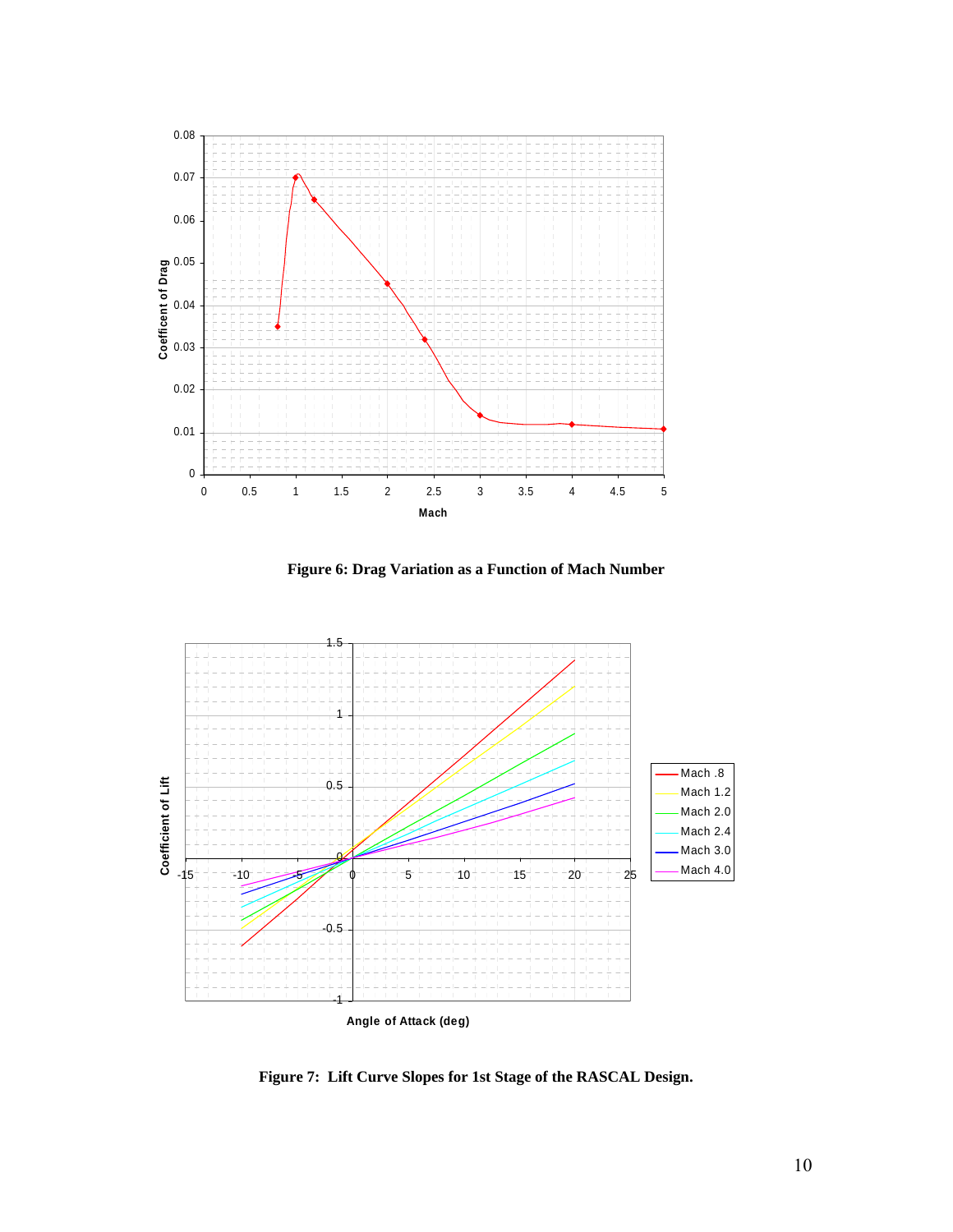**Figure 6: Drag Variation as a Function of Mach Number**

**Figure 7: Lift Curve Slopes for 1st Stage of the RASCAL Design.**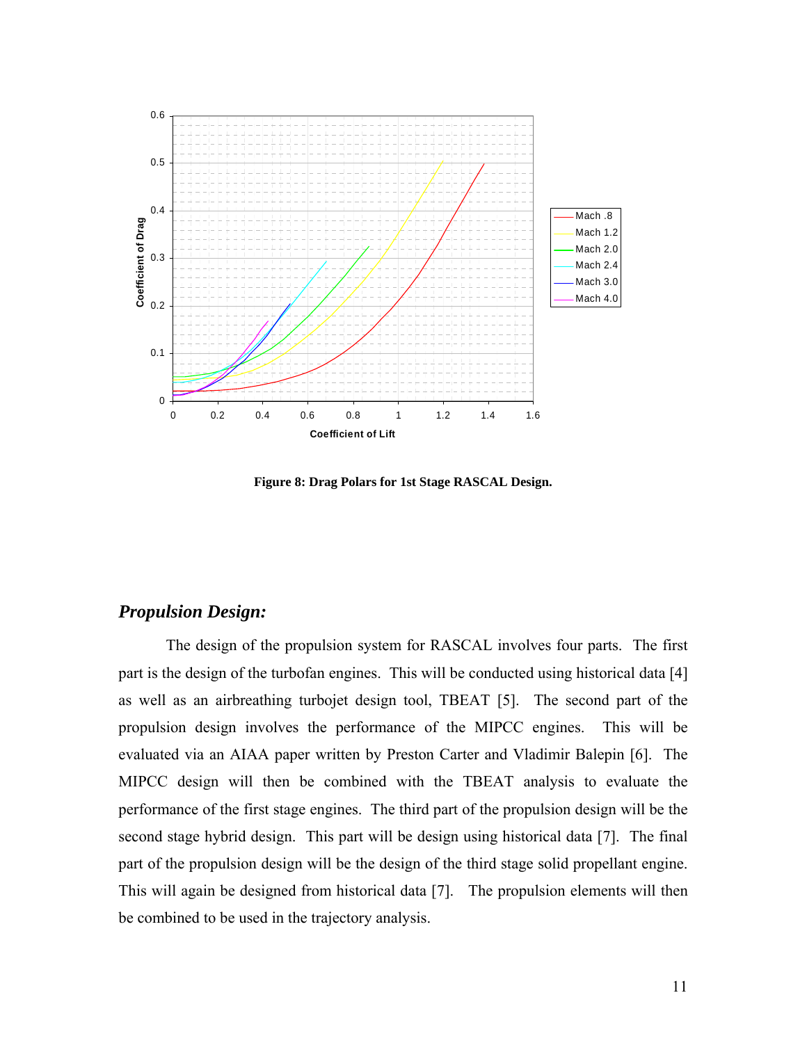Figure 8: Drag Polars for 1st Stage RASCAL Design.

### *Propulsion Design:*

The design of the propulsion system for RASCAL involves four parts. The first part is the design of the turbofan engines. This will be conducted using historical data [4] as well as an airbreathing turbojet design tool, TBEAT [5]. The second part of the propulsion design involves the performance of the MIPCC engines. This will be evaluated via an AIAA paper written by Preston Carter and Vladimir Balepin [6]. The MIPCC design will then be combined with the TBEAT analysis to evaluate the performance of the first stage engines. The third part of the propulsion design will be the second stage hybrid design. This part will be design using historical data [7]. The final part of the propulsion design will be the design of the third stage solid propellant engine. This will again be designed from historical data [7]. The propulsion elements will then be combined to be used in the trajectory analysis.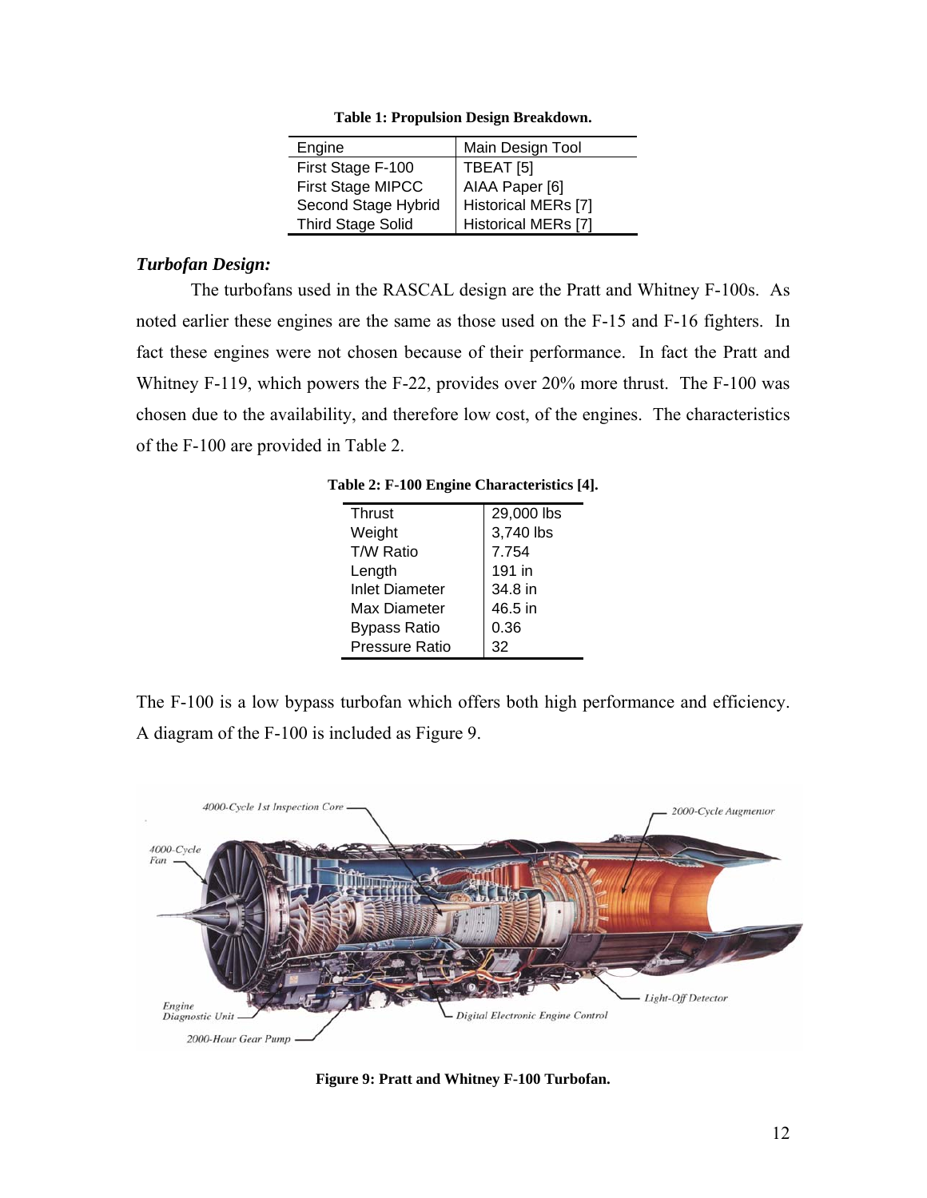**Table 1: Propulsion Design Breakdown.**

| Engine | Main Design Tool |
|---|---|
| First Stage F-100 | TBEAT [5] |
| First Stage MIPCC | AIAA Paper [6] |
| Second Stage Hybrid | Historical MERs [7] |
| Third Stage Solid | Historical MERs [7] |

### *Turbofan Design:*

The turbofans used in the RASCAL design are the Pratt and Whitney F-100s. As noted earlier these engines are the same as those used on the F-15 and F-16 fighters. In fact these engines were not chosen because of their performance. In fact the Pratt and Whitney F-119, which powers the F-22, provides over 20% more thrust. The F-100 was chosen due to the availability, and therefore low cost, of the engines. The characteristics of the F-100 are provided in Table 2.

**Table 2: F-100 Engine Characteristics [4].**

| | |
|---|---|
| Thrust | 29,000 lbs |
| Weight | 3,740 lbs |
| T/W Ratio | 7.754 |
| Length | 191 in |
| Inlet Diameter | 34.8 in |
| Max Diameter | 46.5 in |
| Bypass Ratio | 0.36 |
| Pressure Ratio | 32 |

The F-100 is a low bypass turbofan which offers both high performance and efficiency. A diagram of the F-100 is included as Figure 9.

**Figure 9: Pratt and Whitney F-100 Turbofan.**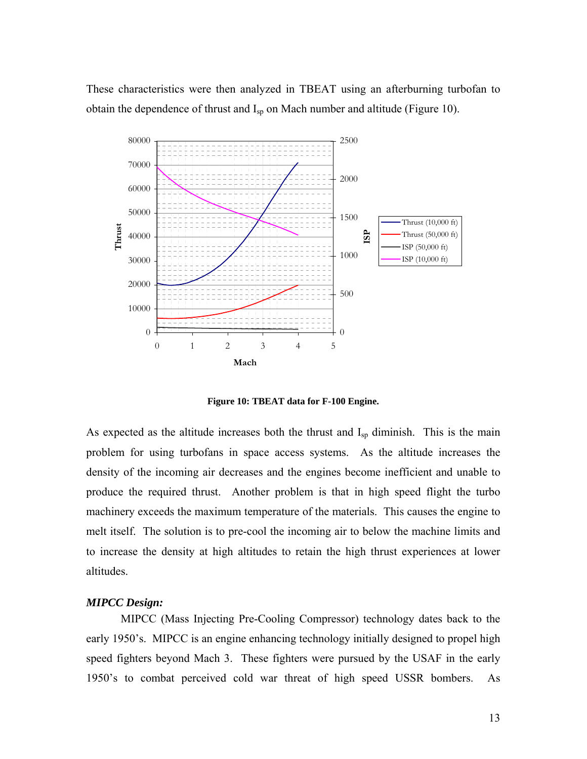These characteristics were then analyzed in TBEAT using an afterburning turbofan to obtain the dependence of thrust and $I_{sp}$ on Mach number and altitude (Figure 10).

**Figure 10: TBEAT data for F-100 Engine.**

As expected as the altitude increases both the thrust and $I_{sp}$ diminish. This is the main problem for using turbofans in space access systems. As the altitude increases the density of the incoming air decreases and the engines become inefficient and unable to produce the required thrust. Another problem is that in high speed flight the turbo machinery exceeds the maximum temperature of the materials. This causes the engine to melt itself. The solution is to pre-cool the incoming air to below the machine limits and to increase the density at high altitudes to retain the high thrust experiences at lower altitudes.

***MIPCC Design:***

MIPCC (Mass Injecting Pre-Cooling Compressor) technology dates back to the early 1950's. MIPCC is an engine enhancing technology initially designed to propel high speed fighters beyond Mach 3. These fighters were pursued by the USAF in the early 1950's to combat perceived cold war threat of high speed USSR bombers. As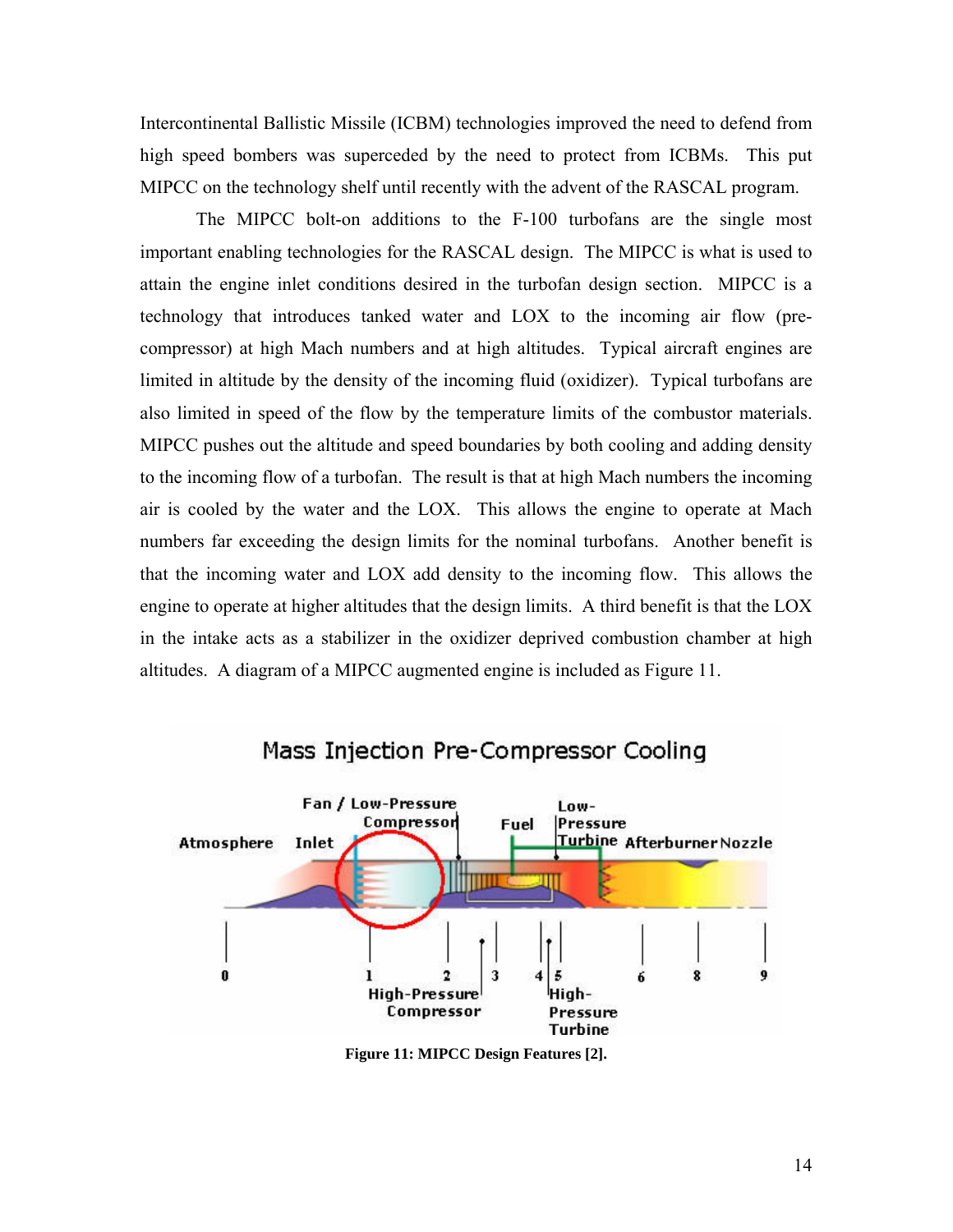Intercontinental Ballistic Missile (ICBM) technologies improved the need to defend from high speed bombers was superceded by the need to protect from ICBMs. This put MIPCC on the technology shelf until recently with the advent of the RASCAL program.

The MIPCC bolt-on additions to the F-100 turbofans are the single most important enabling technologies for the RASCAL design. The MIPCC is what is used to attain the engine inlet conditions desired in the turbofan design section. MIPCC is a technology that introduces tanked water and LOX to the incoming air flow (pre-compressor) at high Mach numbers and at high altitudes. Typical aircraft engines are limited in altitude by the density of the incoming fluid (oxidizer). Typical turbofans are also limited in speed of the flow by the temperature limits of the combustor materials. MIPCC pushes out the altitude and speed boundaries by both cooling and adding density to the incoming flow of a turbofan. The result is that at high Mach numbers the incoming air is cooled by the water and the LOX. This allows the engine to operate at Mach numbers far exceeding the design limits for the nominal turbofans. Another benefit is that the incoming water and LOX add density to the incoming flow. This allows the engine to operate at higher altitudes that the design limits. A third benefit is that the LOX in the intake acts as a stabilizer in the oxidizer deprived combustion chamber at high altitudes. A diagram of a MIPCC augmented engine is included as Figure 11.

**Figure 11: MIPCC Design Features [2].**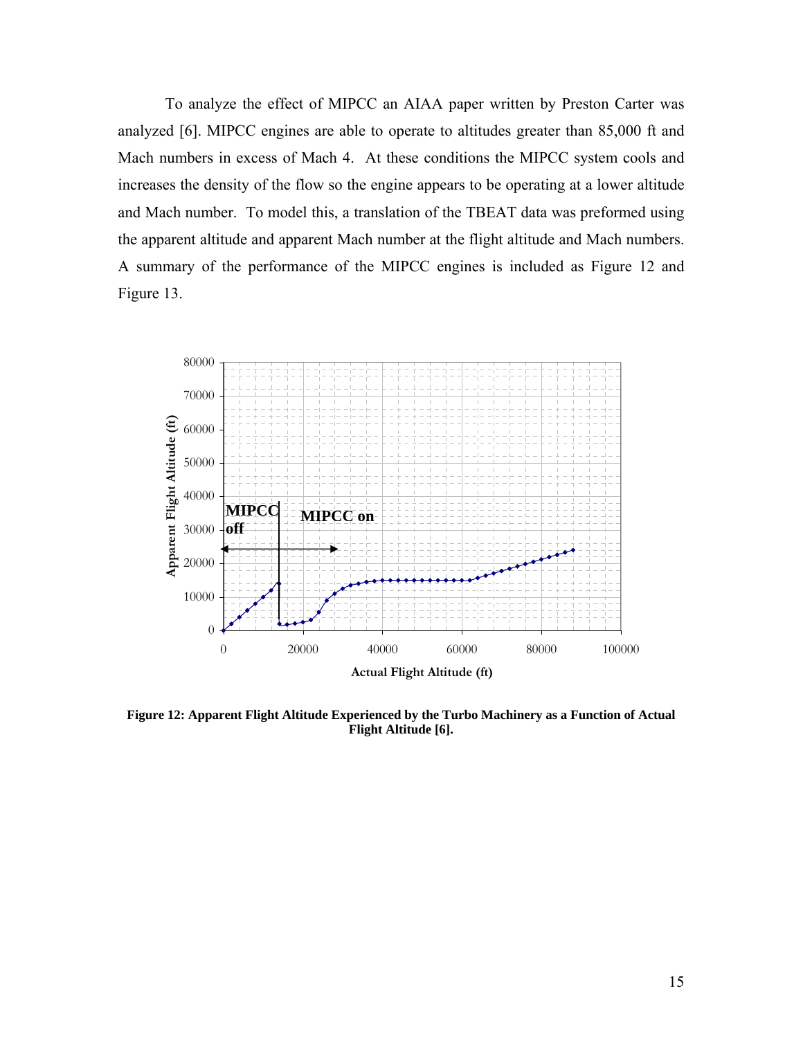To analyze the effect of MIPCC an AIAA paper written by Preston Carter was analyzed [6]. MIPCC engines are able to operate to altitudes greater than 85,000 ft and Mach numbers in excess of Mach 4. At these conditions the MIPCC system cools and increases the density of the flow so the engine appears to be operating at a lower altitude and Mach number. To model this, a translation of the TBEAT data was preformed using the apparent altitude and apparent Mach number at the flight altitude and Mach numbers. A summary of the performance of the MIPCC engines is included as Figure 12 and Figure 13.

**Figure 12: Apparent Flight Altitude Experienced by the Turbo Machinery as a Function of Actual Flight Altitude [6].**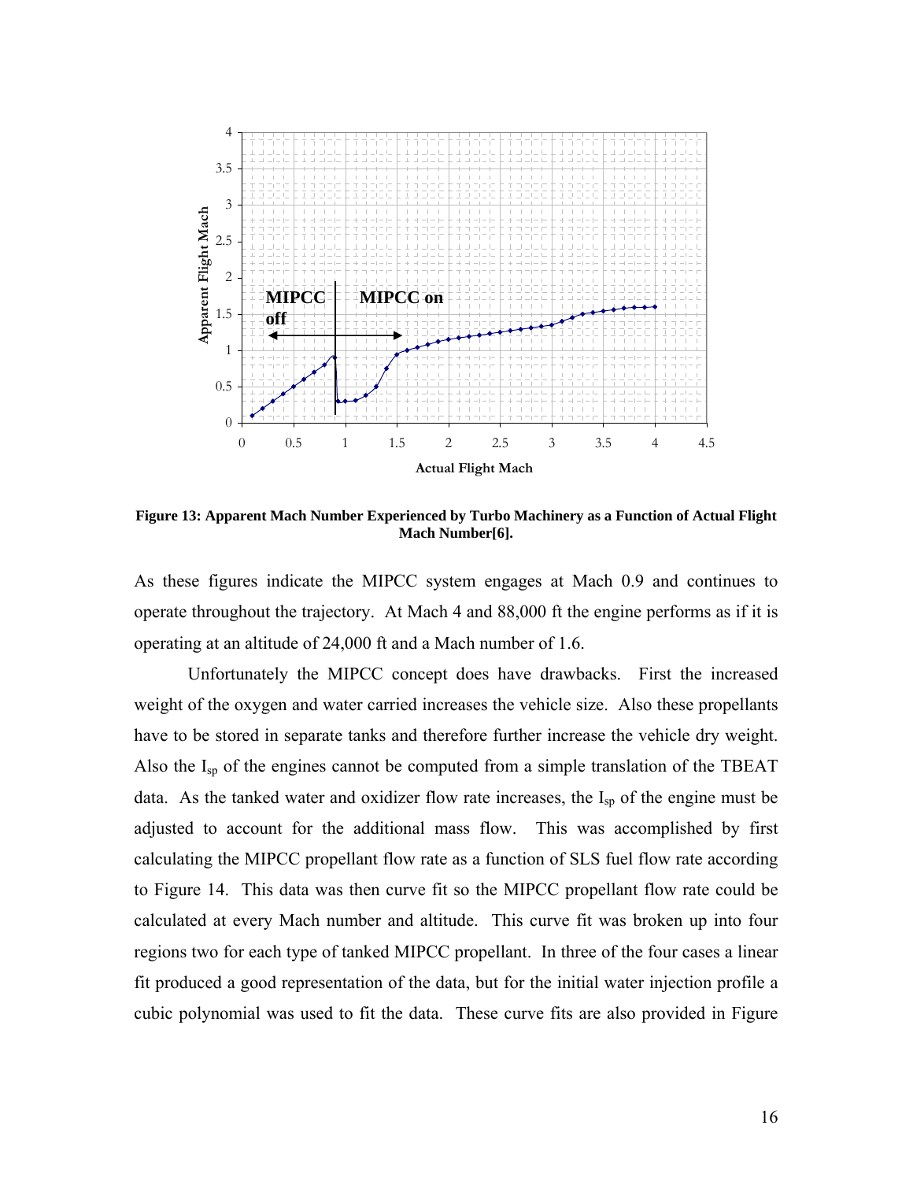**Figure 13: Apparent Mach Number Experienced by Turbo Machinery as a Function of Actual Flight Mach Number[6].**

As these figures indicate the MIPCC system engages at Mach 0.9 and continues to operate throughout the trajectory. At Mach 4 and 88,000 ft the engine performs as if it is operating at an altitude of 24,000 ft and a Mach number of 1.6.

Unfortunately the MIPCC concept does have drawbacks. First the increased weight of the oxygen and water carried increases the vehicle size. Also these propellants have to be stored in separate tanks and therefore further increase the vehicle dry weight. Also the $I_{sp}$ of the engines cannot be computed from a simple translation of the TBEAT data. As the tanked water and oxidizer flow rate increases, the $I_{sp}$ of the engine must be adjusted to account for the additional mass flow. This was accomplished by first calculating the MIPCC propellant flow rate as a function of SLS fuel flow rate according to Figure 14. This data was then curve fit so the MIPCC propellant flow rate could be calculated at every Mach number and altitude. This curve fit was broken up into four regions two for each type of tanked MIPCC propellant. In three of the four cases a linear fit produced a good representation of the data, but for the initial water injection profile a cubic polynomial was used to fit the data. These curve fits are also provided in Figure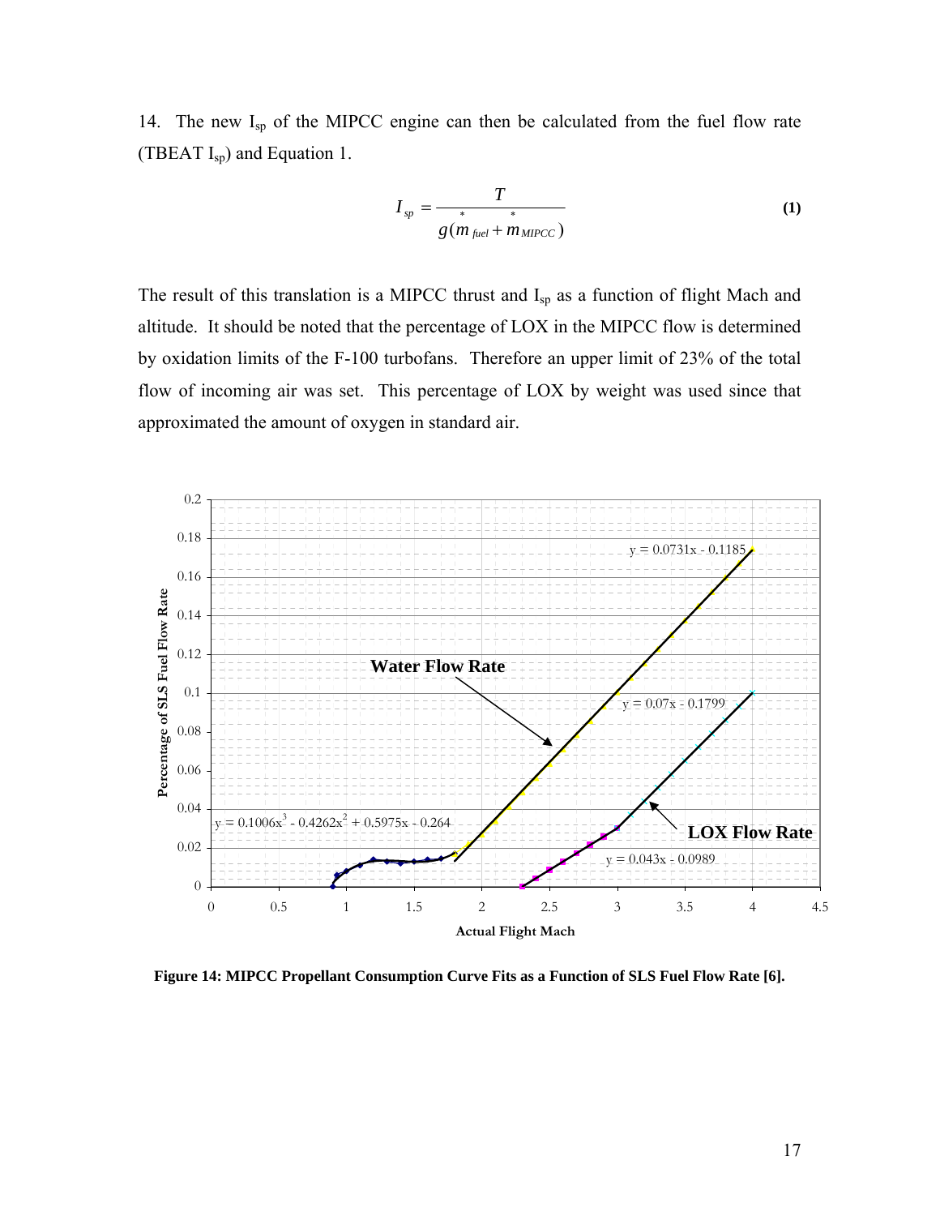14. The new $I_{sp}$ of the MIPCC engine can then be calculated from the fuel flow rate (TBEAT $I_{sp}$) and Equation 1.

$$I_{sp} = \frac{T}{g(\overset{*}{m}_{fuel} + \overset{*}{m}_{MIPCC})} \tag{1}$$

The result of this translation is a MIPCC thrust and $I_{sp}$ as a function of flight Mach and altitude. It should be noted that the percentage of LOX in the MIPCC flow is determined by oxidation limits of the F-100 turbofans. Therefore an upper limit of 23% of the total flow of incoming air was set. This percentage of LOX by weight was used since that approximated the amount of oxygen in standard air.

**Figure 14: MIPCC Propellant Consumption Curve Fits as a Function of SLS Fuel Flow Rate [6].**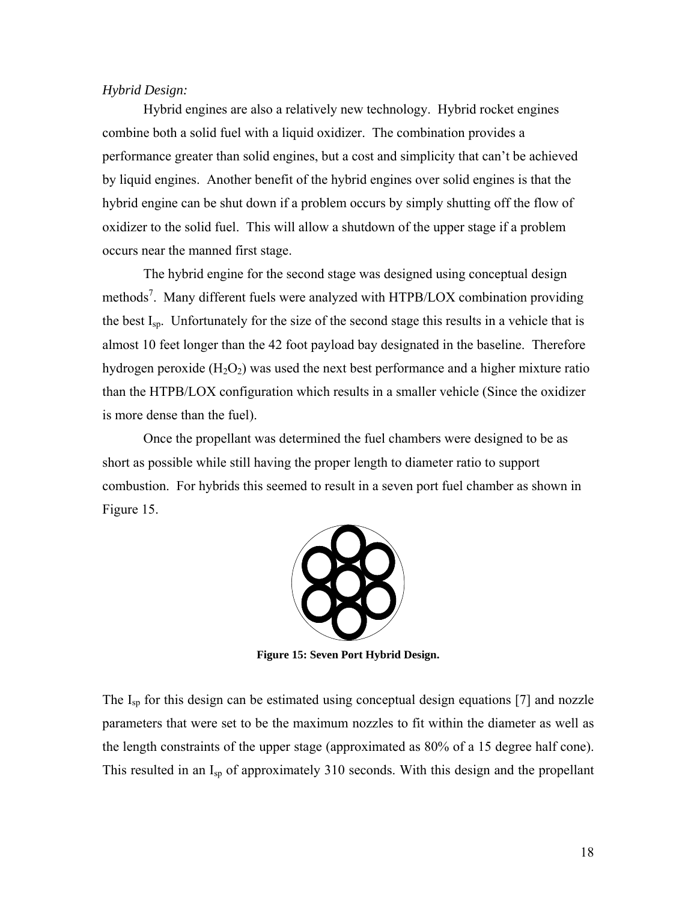*Hybrid Design:*

Hybrid engines are also a relatively new technology. Hybrid rocket engines combine both a solid fuel with a liquid oxidizer. The combination provides a performance greater than solid engines, but a cost and simplicity that can't be achieved by liquid engines. Another benefit of the hybrid engines over solid engines is that the hybrid engine can be shut down if a problem occurs by simply shutting off the flow of oxidizer to the solid fuel. This will allow a shutdown of the upper stage if a problem occurs near the manned first stage.

The hybrid engine for the second stage was designed using conceptual design methods[7]. Many different fuels were analyzed with HTPB/LOX combination providing the best $I_{sp}$. Unfortunately for the size of the second stage this results in a vehicle that is almost 10 feet longer than the 42 foot payload bay designated in the baseline. Therefore hydrogen peroxide ($H_2O_2$) was used the next best performance and a higher mixture ratio than the HTPB/LOX configuration which results in a smaller vehicle (Since the oxidizer is more dense than the fuel).

Once the propellant was determined the fuel chambers were designed to be as short as possible while still having the proper length to diameter ratio to support combustion. For hybrids this seemed to result in a seven port fuel chamber as shown in Figure 15.

**Figure 15: Seven Port Hybrid Design.**

The $I_{sp}$ for this design can be estimated using conceptual design equations [7] and nozzle parameters that were set to be the maximum nozzles to fit within the diameter as well as the length constraints of the upper stage (approximated as 80% of a 15 degree half cone). This resulted in an $I_{sp}$ of approximately 310 seconds. With this design and the propellant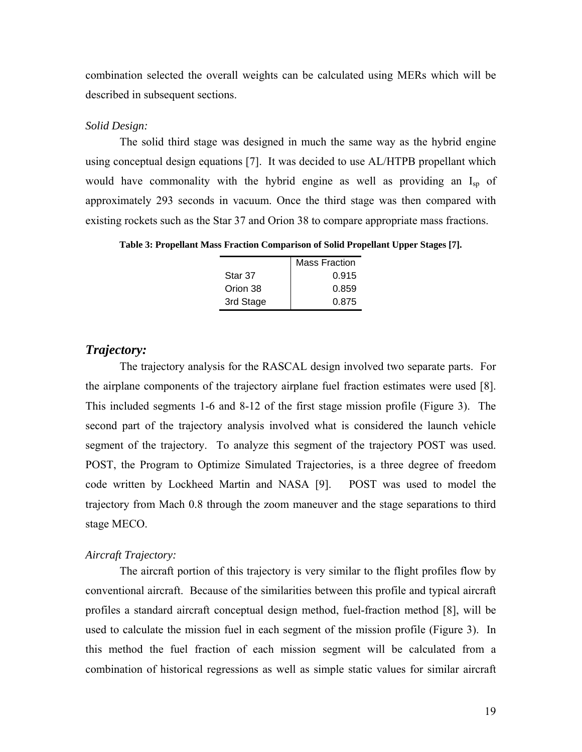combination selected the overall weights can be calculated using MERs which will be described in subsequent sections.

*Solid Design:*

The solid third stage was designed in much the same way as the hybrid engine using conceptual design equations [7]. It was decided to use AL/HTPB propellant which would have commonality with the hybrid engine as well as providing an $I_{sp}$ of approximately 293 seconds in vacuum. Once the third stage was then compared with existing rockets such as the Star 37 and Orion 38 to compare appropriate mass fractions.

**Table 3: Propellant Mass Fraction Comparison of Solid Propellant Upper Stages [7].**

| | Mass Fraction |
|---|---|
| Star 37 | 0.915 |
| Orion 38 | 0.859 |
| 3rd Stage | 0.875 |

## *Trajectory:*

The trajectory analysis for the RASCAL design involved two separate parts. For the airplane components of the trajectory airplane fuel fraction estimates were used [8]. This included segments 1-6 and 8-12 of the first stage mission profile (Figure 3). The second part of the trajectory analysis involved what is considered the launch vehicle segment of the trajectory. To analyze this segment of the trajectory POST was used. POST, the Program to Optimize Simulated Trajectories, is a three degree of freedom code written by Lockheed Martin and NASA [9]. POST was used to model the trajectory from Mach 0.8 through the zoom maneuver and the stage separations to third stage MECO.

*Aircraft Trajectory:*

The aircraft portion of this trajectory is very similar to the flight profiles flow by conventional aircraft. Because of the similarities between this profile and typical aircraft profiles a standard aircraft conceptual design method, fuel-fraction method [8], will be used to calculate the mission fuel in each segment of the mission profile (Figure 3). In this method the fuel fraction of each mission segment will be calculated from a combination of historical regressions as well as simple static values for similar aircraft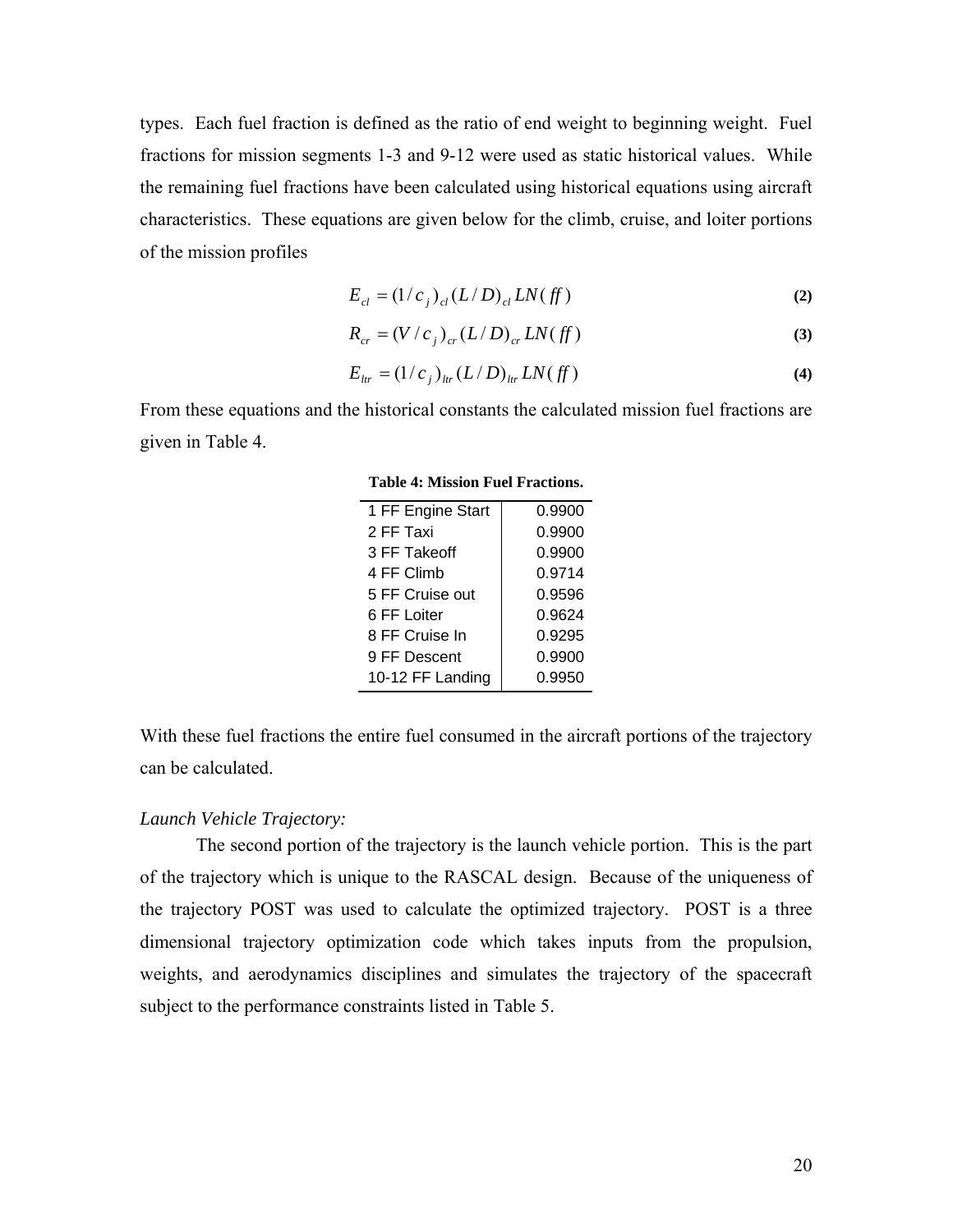types. Each fuel fraction is defined as the ratio of end weight to beginning weight. Fuel fractions for mission segments 1-3 and 9-12 were used as static historical values. While the remaining fuel fractions have been calculated using historical equations using aircraft characteristics. These equations are given below for the climb, cruise, and loiter portions of the mission profiles

$$E_{cl} = (1/c_j)_{cl}(L/D)_{cl} LN(ff) \tag{2}$$

$$R_{cr} = (V/c_j)_{cr}(L/D)_{cr} LN(ff) \tag{3}$$

$$E_{ltr} = (1/c_j)_{ltr}(L/D)_{ltr} LN(ff) \tag{4}$$

From these equations and the historical constants the calculated mission fuel fractions are given in Table 4.

**Table 4: Mission Fuel Fractions.**

| | |
|---|---|
| 1 FF Engine Start | 0.9900 |
| 2 FF Taxi | 0.9900 |
| 3 FF Takeoff | 0.9900 |
| 4 FF Climb | 0.9714 |
| 5 FF Cruise out | 0.9596 |
| 6 FF Loiter | 0.9624 |
| 8 FF Cruise In | 0.9295 |
| 9 FF Descent | 0.9900 |
| 10-12 FF Landing | 0.9950 |

With these fuel fractions the entire fuel consumed in the aircraft portions of the trajectory can be calculated.

*Launch Vehicle Trajectory:*

The second portion of the trajectory is the launch vehicle portion. This is the part of the trajectory which is unique to the RASCAL design. Because of the uniqueness of the trajectory POST was used to calculate the optimized trajectory. POST is a three dimensional trajectory optimization code which takes inputs from the propulsion, weights, and aerodynamics disciplines and simulates the trajectory of the spacecraft subject to the performance constraints listed in Table 5.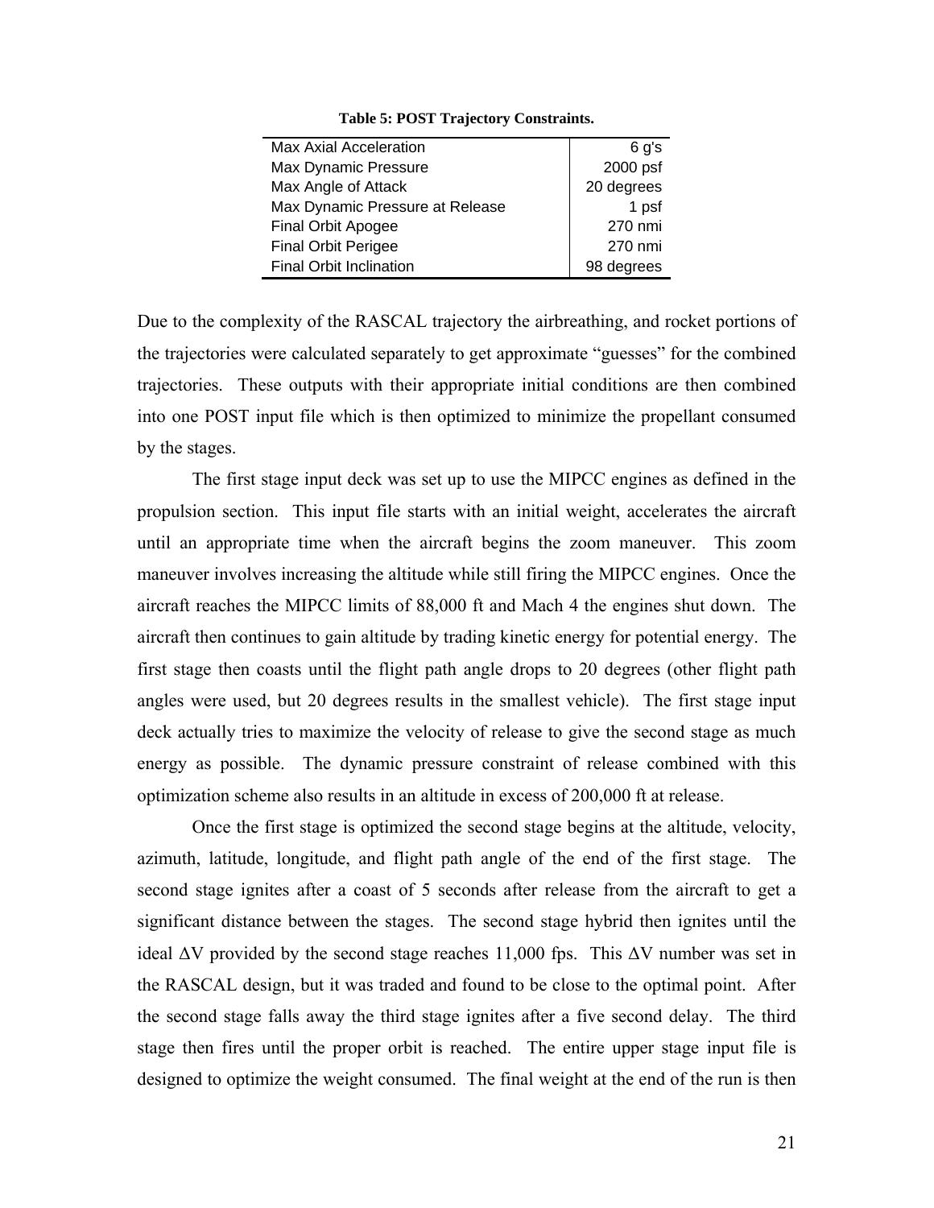**Table 5: POST Trajectory Constraints.**

| | |
|---|---|
| Max Axial Acceleration | 6 g's |
| Max Dynamic Pressure | 2000 psf |
| Max Angle of Attack | 20 degrees |
| Max Dynamic Pressure at Release | 1 psf |
| Final Orbit Apogee | 270 nmi |
| Final Orbit Perigee | 270 nmi |
| Final Orbit Inclination | 98 degrees |

Due to the complexity of the RASCAL trajectory the airbreathing, and rocket portions of the trajectories were calculated separately to get approximate "guesses" for the combined trajectories. These outputs with their appropriate initial conditions are then combined into one POST input file which is then optimized to minimize the propellant consumed by the stages.

The first stage input deck was set up to use the MIPCC engines as defined in the propulsion section. This input file starts with an initial weight, accelerates the aircraft until an appropriate time when the aircraft begins the zoom maneuver. This zoom maneuver involves increasing the altitude while still firing the MIPCC engines. Once the aircraft reaches the MIPCC limits of 88,000 ft and Mach 4 the engines shut down. The aircraft then continues to gain altitude by trading kinetic energy for potential energy. The first stage then coasts until the flight path angle drops to 20 degrees (other flight path angles were used, but 20 degrees results in the smallest vehicle). The first stage input deck actually tries to maximize the velocity of release to give the second stage as much energy as possible. The dynamic pressure constraint of release combined with this optimization scheme also results in an altitude in excess of 200,000 ft at release.

Once the first stage is optimized the second stage begins at the altitude, velocity, azimuth, latitude, longitude, and flight path angle of the end of the first stage. The second stage ignites after a coast of 5 seconds after release from the aircraft to get a significant distance between the stages. The second stage hybrid then ignites until the ideal $\Delta V$ provided by the second stage reaches 11,000 fps. This $\Delta V$ number was set in the RASCAL design, but it was traded and found to be close to the optimal point. After the second stage falls away the third stage ignites after a five second delay. The third stage then fires until the proper orbit is reached. The entire upper stage input file is designed to optimize the weight consumed. The final weight at the end of the run is then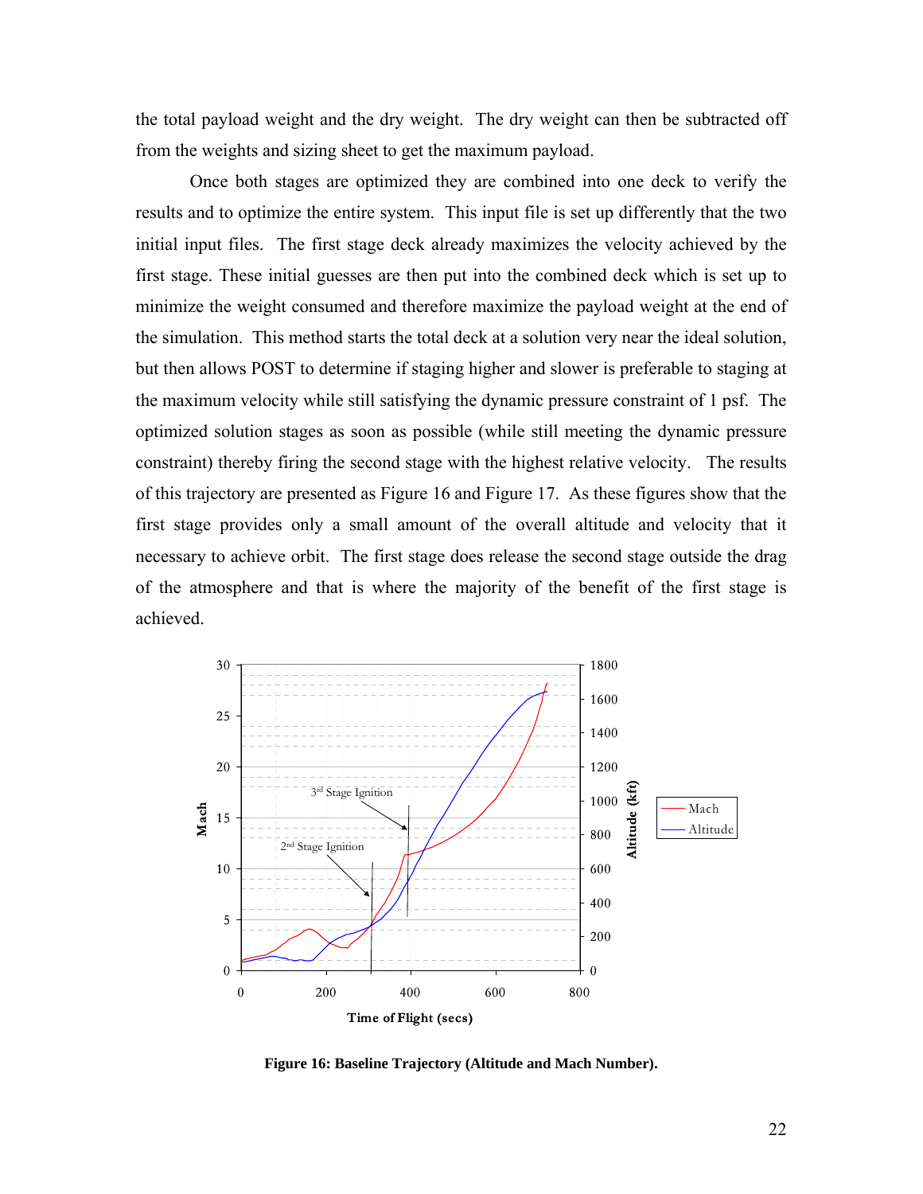the total payload weight and the dry weight.  The dry weight can then be subtracted off from the weights and sizing sheet to get the maximum payload.

Once both stages are optimized they are combined into one deck to verify the results and to optimize the entire system.  This input file is set up differently that the two initial input files.  The first stage deck already maximizes the velocity achieved by the first stage. These initial guesses are then put into the combined deck which is set up to minimize the weight consumed and therefore maximize the payload weight at the end of the simulation.  This method starts the total deck at a solution very near the ideal solution, but then allows POST to determine if staging higher and slower is preferable to staging at the maximum velocity while still satisfying the dynamic pressure constraint of 1 psf.  The optimized solution stages as soon as possible (while still meeting the dynamic pressure constraint) thereby firing the second stage with the highest relative velocity.   The results of this trajectory are presented as Figure 16 and Figure 17.  As these figures show that the first stage provides only a small amount of the overall altitude and velocity that it necessary to achieve orbit.  The first stage does release the second stage outside the drag of the atmosphere and that is where the majority of the benefit of the first stage is achieved.

**Figure 16: Baseline Trajectory (Altitude and Mach Number).**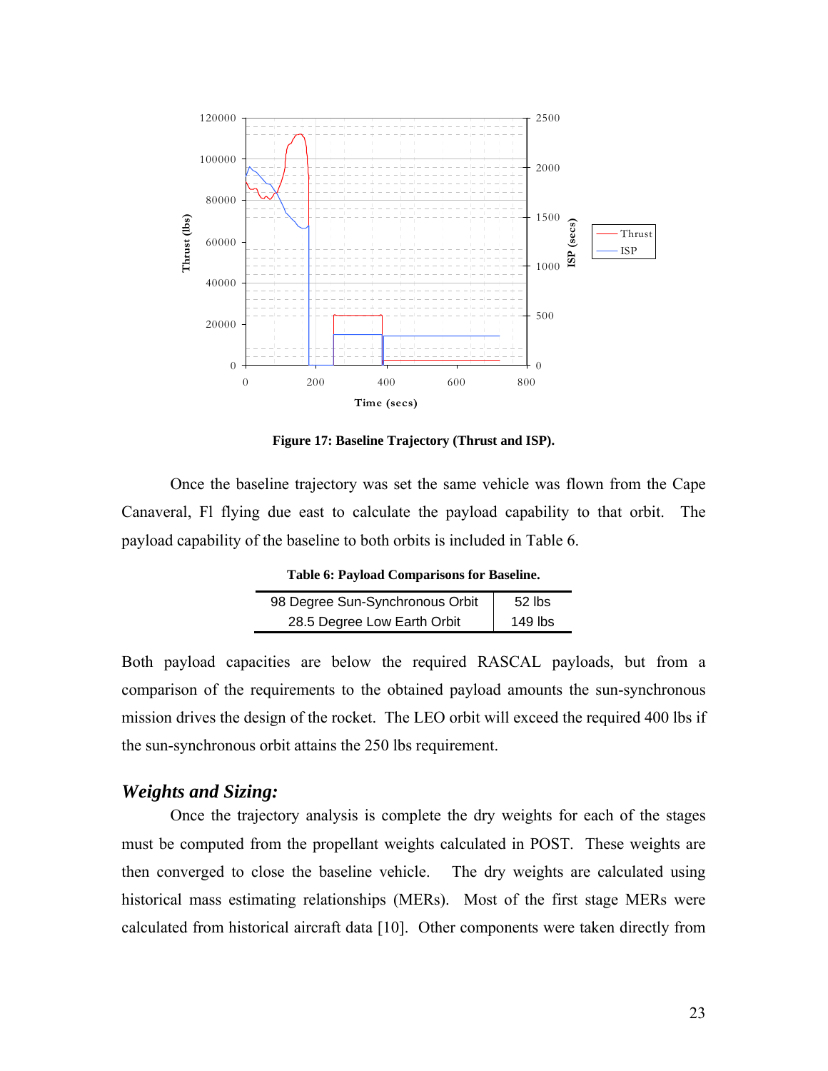Figure 17: Baseline Trajectory (Thrust and ISP).

Once the baseline trajectory was set the same vehicle was flown from the Cape Canaveral, Fl flying due east to calculate the payload capability to that orbit. The payload capability of the baseline to both orbits is included in Table 6.

**Table 6: Payload Comparisons for Baseline.**

| Orbit | Payload |
|---|---|
| 98 Degree Sun-Synchronous Orbit | 52 lbs |
| 28.5 Degree Low Earth Orbit | 149 lbs |

Both payload capacities are below the required RASCAL payloads, but from a comparison of the requirements to the obtained payload amounts the sun-synchronous mission drives the design of the rocket. The LEO orbit will exceed the required 400 lbs if the sun-synchronous orbit attains the 250 lbs requirement.

## *Weights and Sizing:*

Once the trajectory analysis is complete the dry weights for each of the stages must be computed from the propellant weights calculated in POST. These weights are then converged to close the baseline vehicle. The dry weights are calculated using historical mass estimating relationships (MERs). Most of the first stage MERs were calculated from historical aircraft data [10]. Other components were taken directly from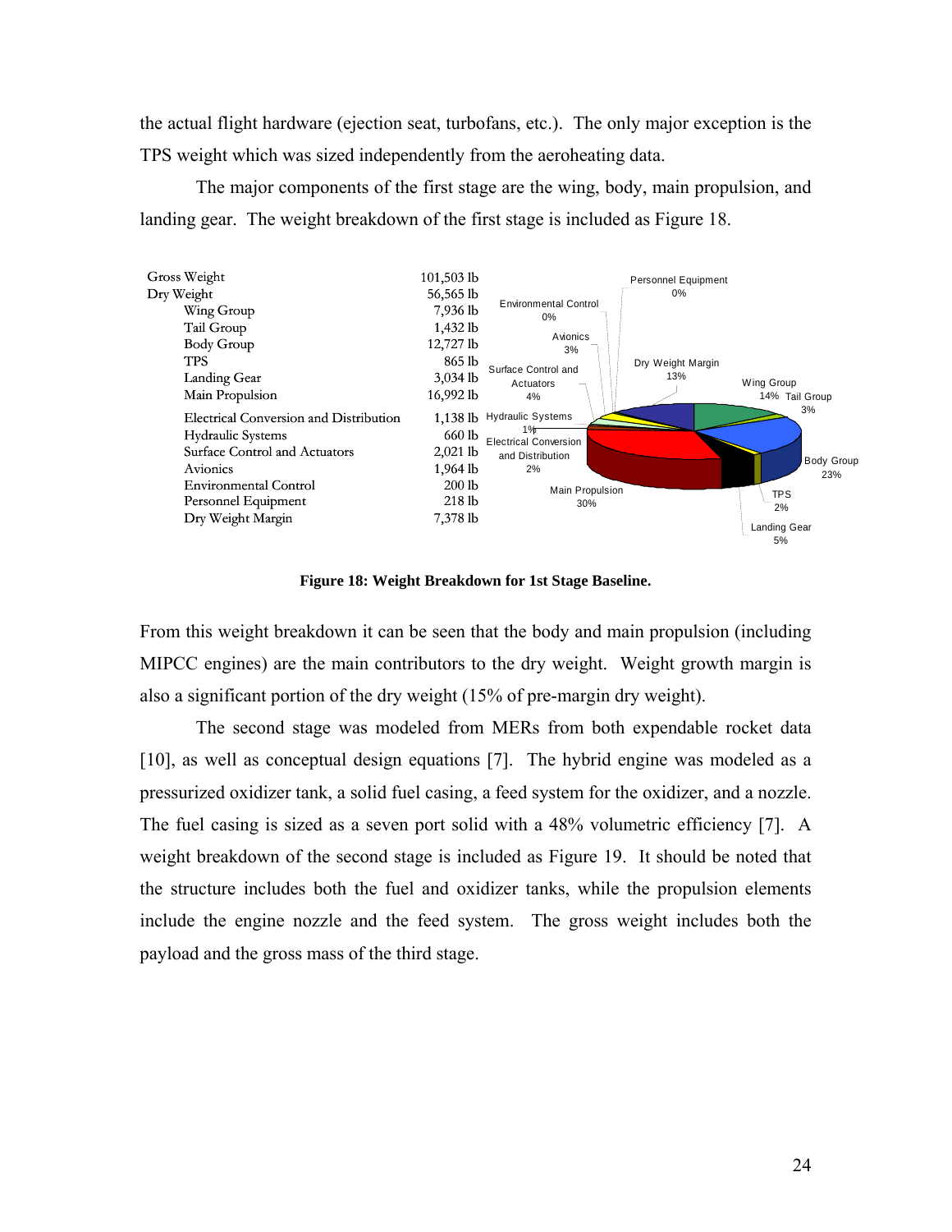the actual flight hardware (ejection seat, turbofans, etc.). The only major exception is the TPS weight which was sized independently from the aeroheating data.

The major components of the first stage are the wing, body, main propulsion, and landing gear. The weight breakdown of the first stage is included as Figure 18.

| Component | Weight |
|---|---|
| Gross Weight | 101,503 lb |
| Dry Weight | 56,565 lb |
| Wing Group | 7,936 lb |
| Tail Group | 1,432 lb |
| Body Group | 12,727 lb |
| TPS | 865 lb |
| Landing Gear | 3,034 lb |
| Main Propulsion | 16,992 lb |
| Electrical Conversion and Distribution | 1,138 lb |
| Hydraulic Systems | 660 lb |
| Surface Control and Actuators | 2,021 lb |
| Avionics | 1,964 lb |
| Environmental Control | 200 lb |
| Personnel Equipment | 218 lb |
| Dry Weight Margin | 7,378 lb |

Personnel Equipment 0%, Environmental Control 0%, Avionics 3%, Surface Control and Actuators 4%, Hydraulic Systems 1%, Electrical Conversion and Distribution 2%, Main Propulsion 30%, Dry Weight Margin 13%, Wing Group 14%, Tail Group 3%, Body Group 23%, TPS 2%, Landing Gear 5%

**Figure 18: Weight Breakdown for 1st Stage Baseline.**

From this weight breakdown it can be seen that the body and main propulsion (including MIPCC engines) are the main contributors to the dry weight. Weight growth margin is also a significant portion of the dry weight (15% of pre-margin dry weight).

The second stage was modeled from MERs from both expendable rocket data [10], as well as conceptual design equations [7]. The hybrid engine was modeled as a pressurized oxidizer tank, a solid fuel casing, a feed system for the oxidizer, and a nozzle. The fuel casing is sized as a seven port solid with a 48% volumetric efficiency [7]. A weight breakdown of the second stage is included as Figure 19. It should be noted that the structure includes both the fuel and oxidizer tanks, while the propulsion elements include the engine nozzle and the feed system. The gross weight includes both the payload and the gross mass of the third stage.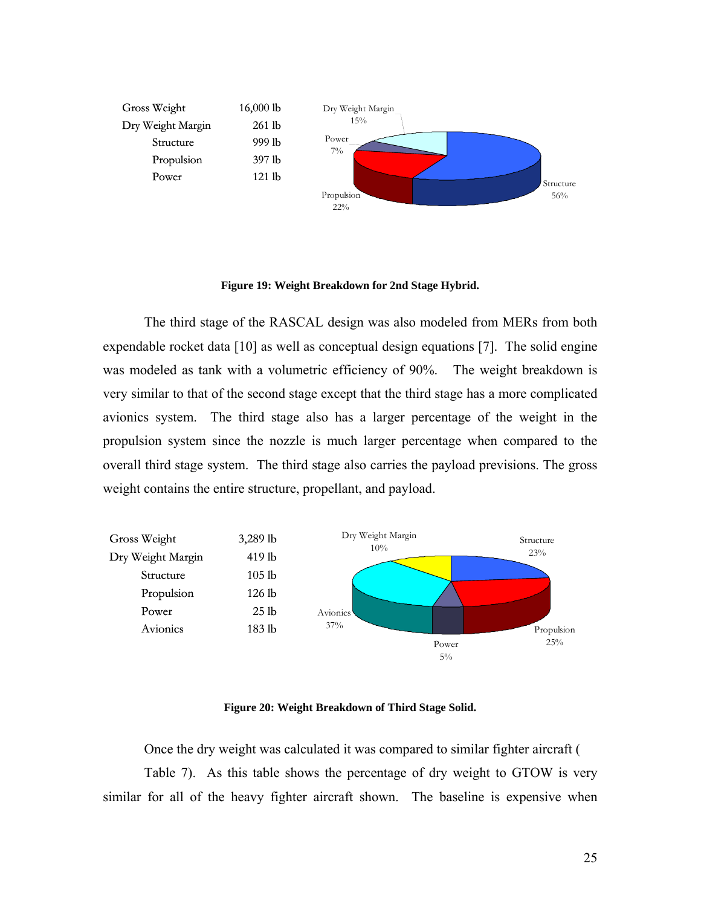| Gross Weight | 16,000 lb |
|---|---|
| Dry Weight Margin | 261 lb |
| Structure | 999 lb |
| Propulsion | 397 lb |
| Power | 121 lb |

Dry Weight Margin 15%, Power 7%, Propulsion 22%, Structure 56%

**Figure 19: Weight Breakdown for 2nd Stage Hybrid.**

The third stage of the RASCAL design was also modeled from MERs from both expendable rocket data [10] as well as conceptual design equations [7]. The solid engine was modeled as tank with a volumetric efficiency of 90%. The weight breakdown is very similar to that of the second stage except that the third stage has a more complicated avionics system. The third stage also has a larger percentage of the weight in the propulsion system since the nozzle is much larger percentage when compared to the overall third stage system. The third stage also carries the payload previsions. The gross weight contains the entire structure, propellant, and payload.

| Gross Weight | 3,289 lb |
|---|---|
| Dry Weight Margin | 419 lb |
| Structure | 105 lb |
| Propulsion | 126 lb |
| Power | 25 lb |
| Avionics | 183 lb |

Dry Weight Margin 10%, Structure 23%, Avionics 37%, Propulsion 25%, Power 5%

**Figure 20: Weight Breakdown of Third Stage Solid.**

Once the dry weight was calculated it was compared to similar fighter aircraft (

Table 7). As this table shows the percentage of dry weight to GTOW is very similar for all of the heavy fighter aircraft shown. The baseline is expensive when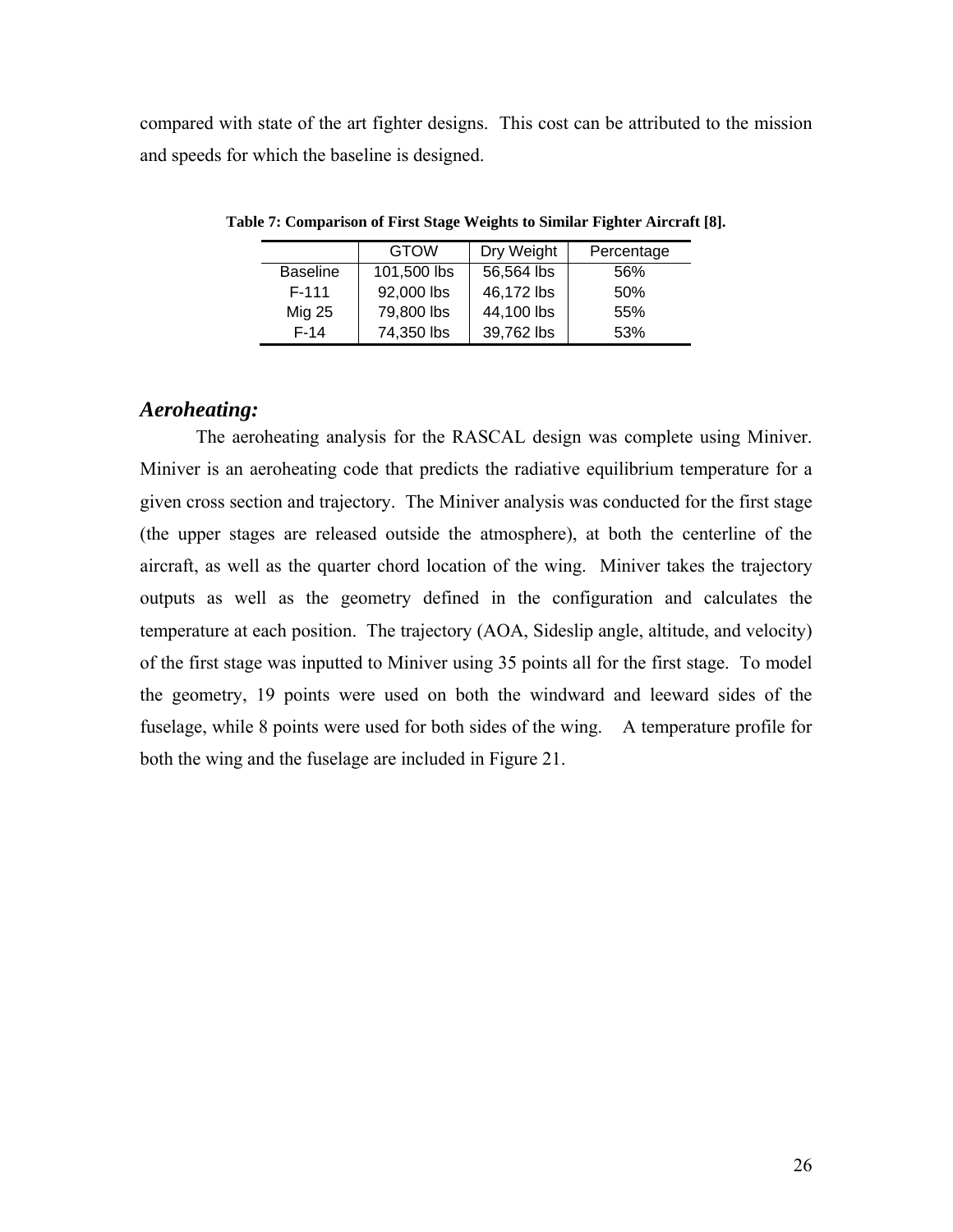compared with state of the art fighter designs. This cost can be attributed to the mission and speeds for which the baseline is designed.

**Table 7: Comparison of First Stage Weights to Similar Fighter Aircraft [8].**

| | GTOW | Dry Weight | Percentage |
|---|---|---|---|
| Baseline | 101,500 lbs | 56,564 lbs | 56% |
| F-111 | 92,000 lbs | 46,172 lbs | 50% |
| Mig 25 | 79,800 lbs | 44,100 lbs | 55% |
| F-14 | 74,350 lbs | 39,762 lbs | 53% |

### *Aeroheating:*

The aeroheating analysis for the RASCAL design was complete using Miniver. Miniver is an aeroheating code that predicts the radiative equilibrium temperature for a given cross section and trajectory. The Miniver analysis was conducted for the first stage (the upper stages are released outside the atmosphere), at both the centerline of the aircraft, as well as the quarter chord location of the wing. Miniver takes the trajectory outputs as well as the geometry defined in the configuration and calculates the temperature at each position. The trajectory (AOA, Sideslip angle, altitude, and velocity) of the first stage was inputted to Miniver using 35 points all for the first stage. To model the geometry, 19 points were used on both the windward and leeward sides of the fuselage, while 8 points were used for both sides of the wing. A temperature profile for both the wing and the fuselage are included in Figure 21.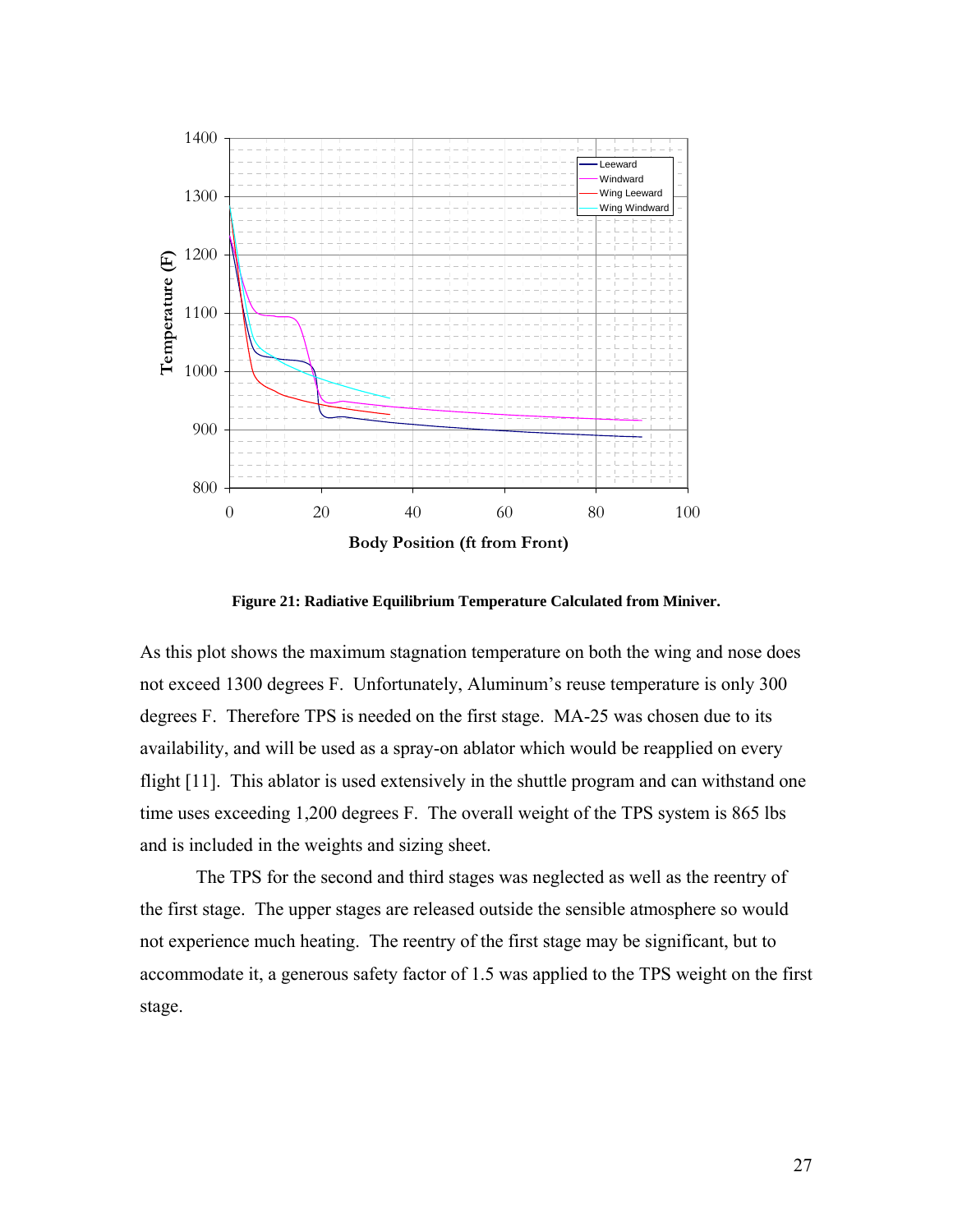Figure 21: Radiative Equilibrium Temperature Calculated from Miniver.

As this plot shows the maximum stagnation temperature on both the wing and nose does not exceed 1300 degrees F. Unfortunately, Aluminum's reuse temperature is only 300 degrees F. Therefore TPS is needed on the first stage. MA-25 was chosen due to its availability, and will be used as a spray-on ablator which would be reapplied on every flight [11]. This ablator is used extensively in the shuttle program and can withstand one time uses exceeding 1,200 degrees F. The overall weight of the TPS system is 865 lbs and is included in the weights and sizing sheet.

The TPS for the second and third stages was neglected as well as the reentry of the first stage. The upper stages are released outside the sensible atmosphere so would not experience much heating. The reentry of the first stage may be significant, but to accommodate it, a generous safety factor of 1.5 was applied to the TPS weight on the first stage.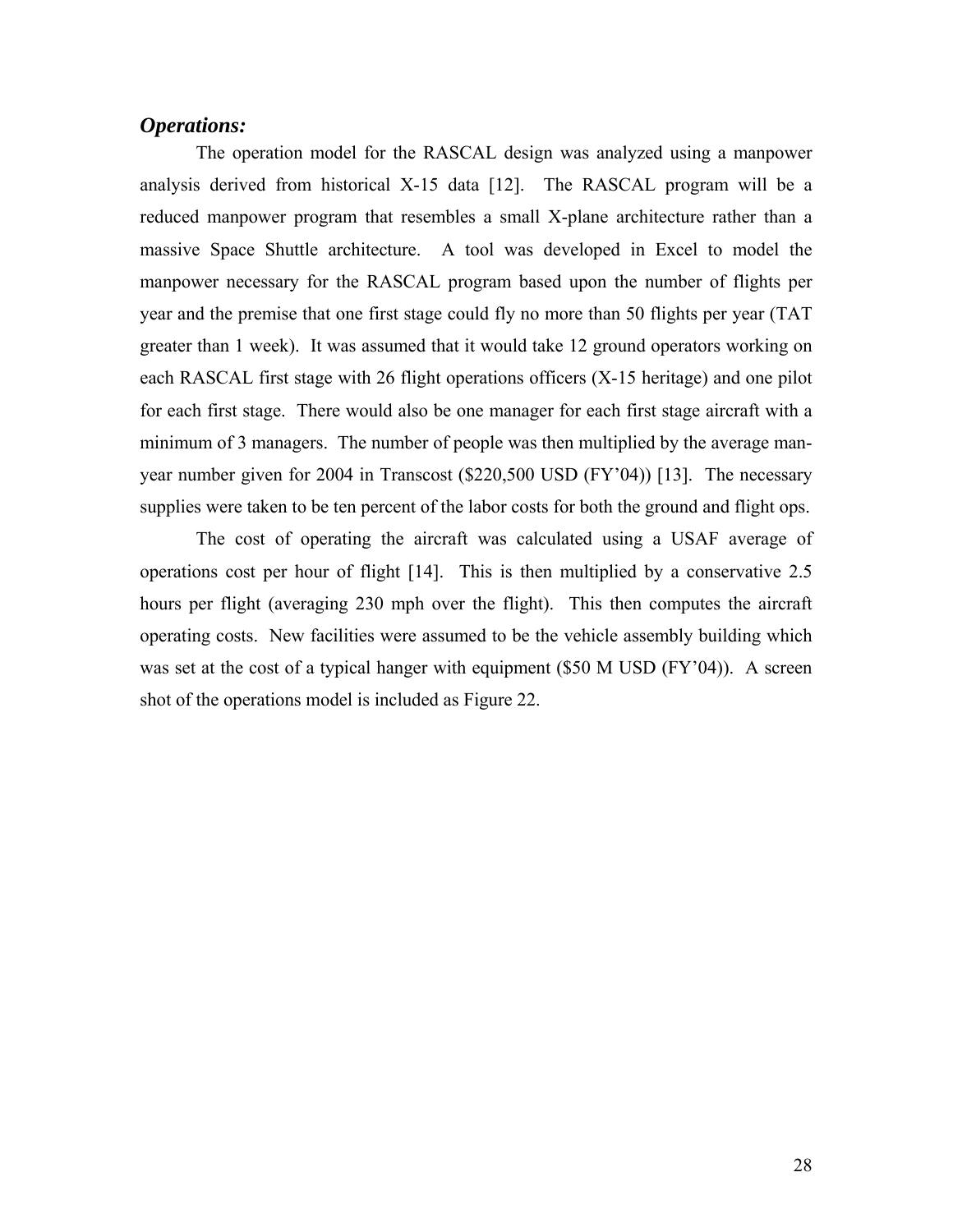### *Operations:*

The operation model for the RASCAL design was analyzed using a manpower analysis derived from historical X-15 data [12]. The RASCAL program will be a reduced manpower program that resembles a small X-plane architecture rather than a massive Space Shuttle architecture. A tool was developed in Excel to model the manpower necessary for the RASCAL program based upon the number of flights per year and the premise that one first stage could fly no more than 50 flights per year (TAT greater than 1 week). It was assumed that it would take 12 ground operators working on each RASCAL first stage with 26 flight operations officers (X-15 heritage) and one pilot for each first stage. There would also be one manager for each first stage aircraft with a minimum of 3 managers. The number of people was then multiplied by the average man-year number given for 2004 in Transcost ($220,500 USD (FY'04)) [13]. The necessary supplies were taken to be ten percent of the labor costs for both the ground and flight ops.

The cost of operating the aircraft was calculated using a USAF average of operations cost per hour of flight [14]. This is then multiplied by a conservative 2.5 hours per flight (averaging 230 mph over the flight). This then computes the aircraft operating costs. New facilities were assumed to be the vehicle assembly building which was set at the cost of a typical hanger with equipment ($50 M USD (FY'04)). A screen shot of the operations model is included as Figure 22.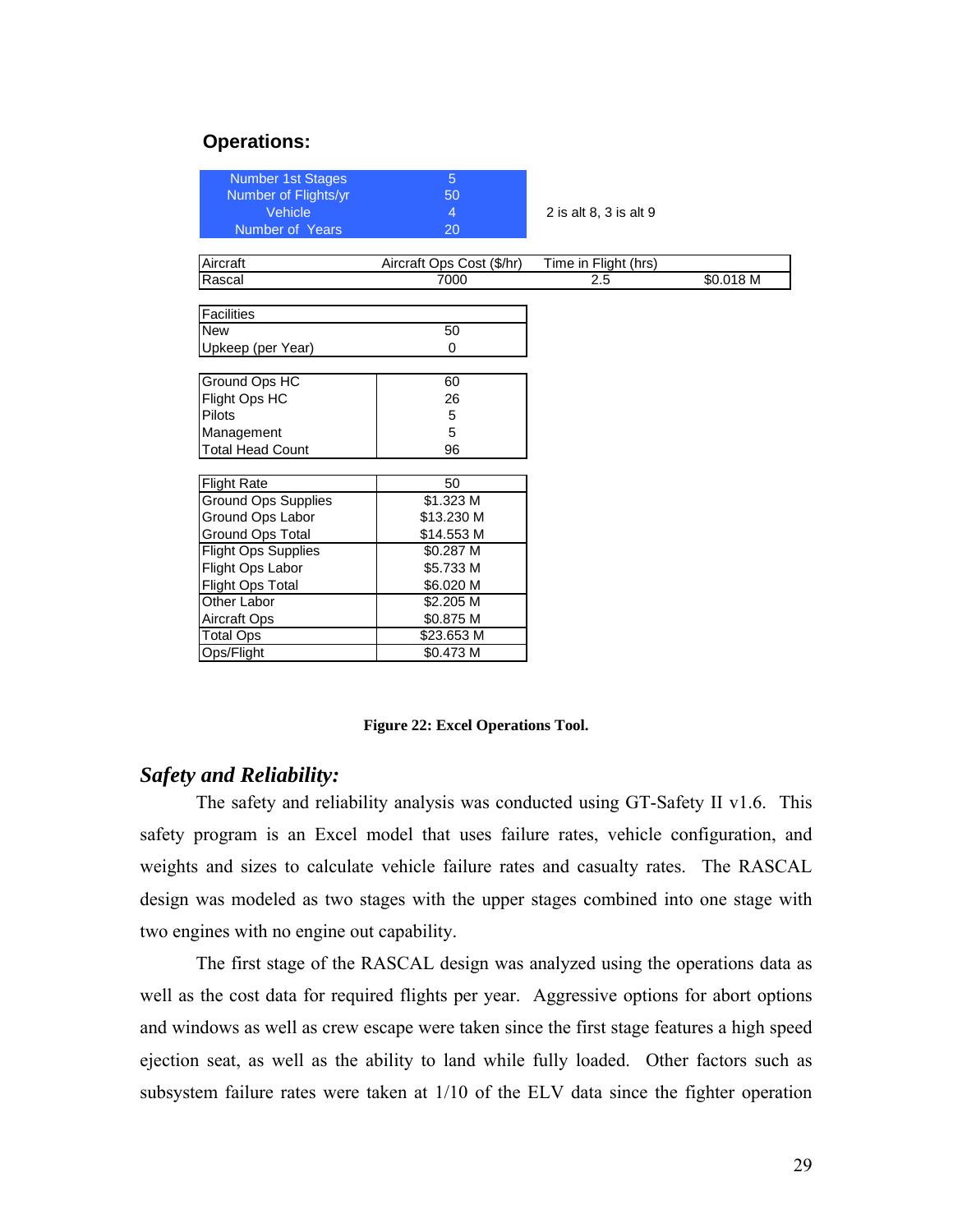**Operations:**

| Number 1st Stages | 5 | |
|---|---|---|
| Number of Flights/yr | 50 | |
| Vehicle | 4 | 2 is alt 8, 3 is alt 9 |
| Number of Years | 20 | |

| Aircraft | Aircraft Ops Cost ($/hr) | Time in Flight (hrs) | |
|---|---|---|---|
| Rascal | 7000 | 2.5 | $0.018 M |

| Facilities | |
|---|---|
| New | 50 |
| Upkeep (per Year) | 0 |

| Ground Ops HC | 60 |
|---|---|
| Flight Ops HC | 26 |
| Pilots | 5 |
| Management | 5 |
| Total Head Count | 96 |

| Flight Rate | 50 |
|---|---|
| Ground Ops Supplies | $1.323 M |
| Ground Ops Labor | $13.230 M |
| Ground Ops Total | $14.553 M |
| Flight Ops Supplies | $0.287 M |
| Flight Ops Labor | $5.733 M |
| Flight Ops Total | $6.020 M |
| Other Labor | $2.205 M |
| Aircraft Ops | $0.875 M |
| Total Ops | $23.653 M |
| Ops/Flight | $0.473 M |

**Figure 22: Excel Operations Tool.**

## *Safety and Reliability:*

The safety and reliability analysis was conducted using GT-Safety II v1.6. This safety program is an Excel model that uses failure rates, vehicle configuration, and weights and sizes to calculate vehicle failure rates and casualty rates. The RASCAL design was modeled as two stages with the upper stages combined into one stage with two engines with no engine out capability.

The first stage of the RASCAL design was analyzed using the operations data as well as the cost data for required flights per year. Aggressive options for abort options and windows as well as crew escape were taken since the first stage features a high speed ejection seat, as well as the ability to land while fully loaded. Other factors such as subsystem failure rates were taken at 1/10 of the ELV data since the fighter operation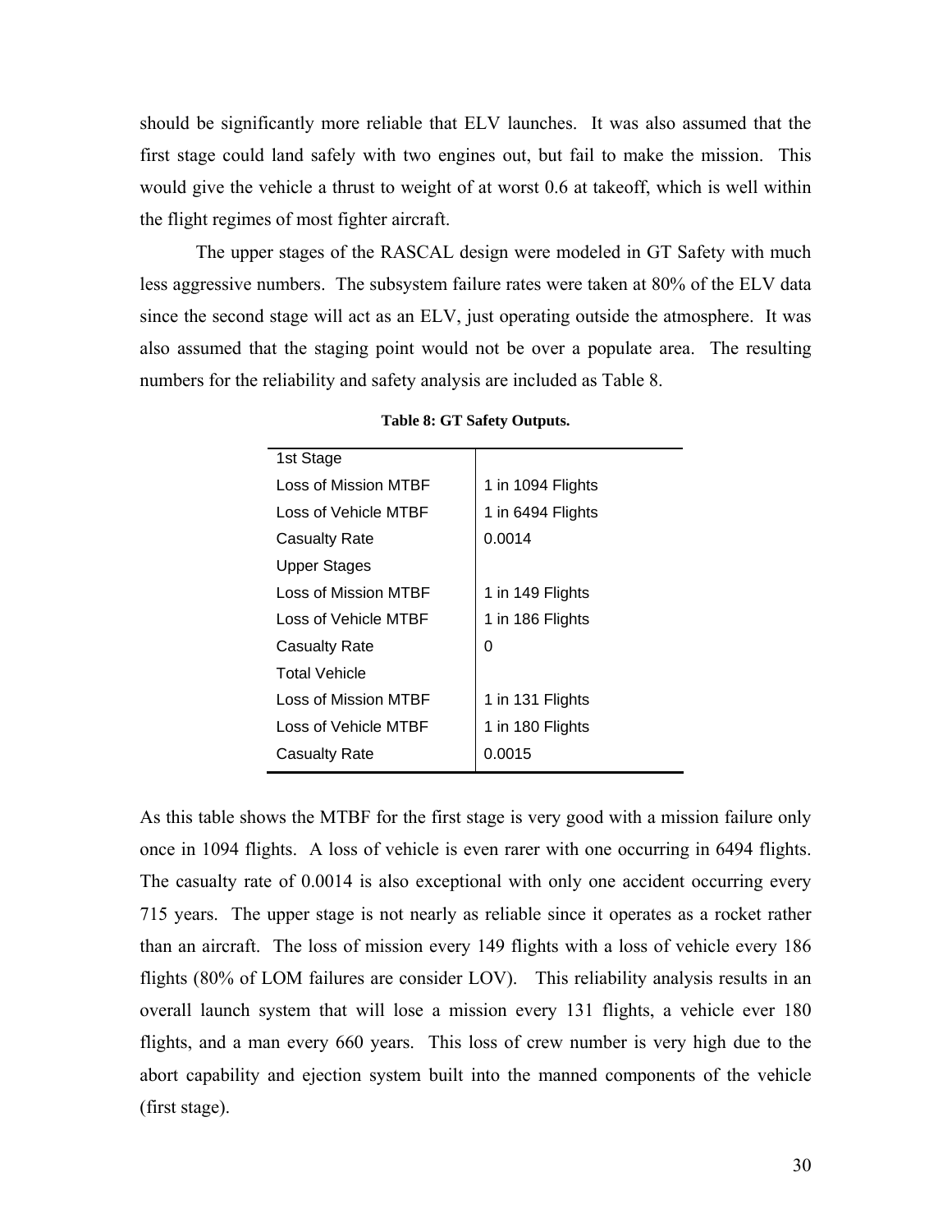should be significantly more reliable that ELV launches. It was also assumed that the first stage could land safely with two engines out, but fail to make the mission. This would give the vehicle a thrust to weight of at worst 0.6 at takeoff, which is well within the flight regimes of most fighter aircraft.

The upper stages of the RASCAL design were modeled in GT Safety with much less aggressive numbers. The subsystem failure rates were taken at 80% of the ELV data since the second stage will act as an ELV, just operating outside the atmosphere. It was also assumed that the staging point would not be over a populate area. The resulting numbers for the reliability and safety analysis are included as Table 8.

**Table 8: GT Safety Outputs.**

| | |
|---|---|
| 1st Stage | |
| Loss of Mission MTBF | 1 in 1094 Flights |
| Loss of Vehicle MTBF | 1 in 6494 Flights |
| Casualty Rate | 0.0014 |
| Upper Stages | |
| Loss of Mission MTBF | 1 in 149 Flights |
| Loss of Vehicle MTBF | 1 in 186 Flights |
| Casualty Rate | 0 |
| Total Vehicle | |
| Loss of Mission MTBF | 1 in 131 Flights |
| Loss of Vehicle MTBF | 1 in 180 Flights |
| Casualty Rate | 0.0015 |

As this table shows the MTBF for the first stage is very good with a mission failure only once in 1094 flights. A loss of vehicle is even rarer with one occurring in 6494 flights. The casualty rate of 0.0014 is also exceptional with only one accident occurring every 715 years. The upper stage is not nearly as reliable since it operates as a rocket rather than an aircraft. The loss of mission every 149 flights with a loss of vehicle every 186 flights (80% of LOM failures are consider LOV). This reliability analysis results in an overall launch system that will lose a mission every 131 flights, a vehicle ever 180 flights, and a man every 660 years. This loss of crew number is very high due to the abort capability and ejection system built into the manned components of the vehicle (first stage).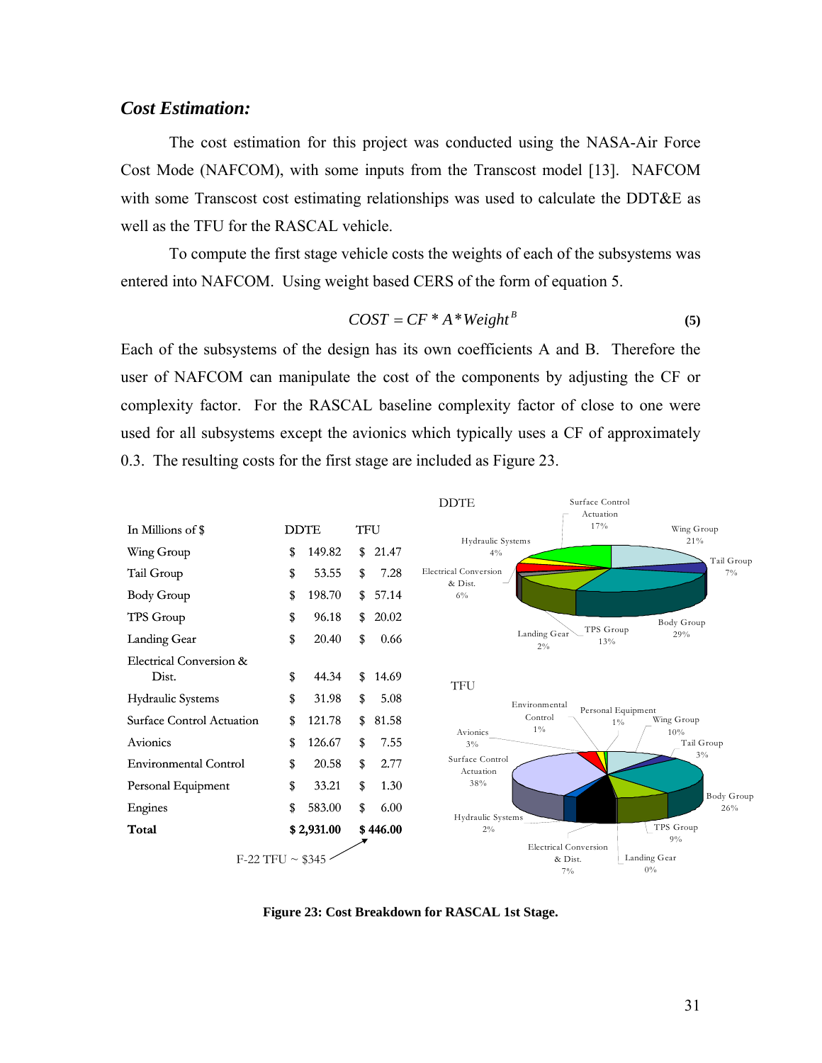### *Cost Estimation:*

The cost estimation for this project was conducted using the NASA-Air Force Cost Mode (NAFCOM), with some inputs from the Transcost model [13]. NAFCOM with some Transcost cost estimating relationships was used to calculate the DDT&E as well as the TFU for the RASCAL vehicle.

To compute the first stage vehicle costs the weights of each of the subsystems was entered into NAFCOM. Using weight based CERS of the form of equation 5.

$$COST = CF * A * Weight^{B} \quad \textbf{(5)}$$

Each of the subsystems of the design has its own coefficients A and B. Therefore the user of NAFCOM can manipulate the cost of the components by adjusting the CF or complexity factor. For the RASCAL baseline complexity factor of close to one were used for all subsystems except the avionics which typically uses a CF of approximately 0.3. The resulting costs for the first stage are included as Figure 23.

| In Millions of $ | DDTE | TFU |
|---|---|---|
| Wing Group | $ 149.82 | $ 21.47 |
| Tail Group | $ 53.55 | $ 7.28 |
| Body Group | $ 198.70 | $ 57.14 |
| TPS Group | $ 96.18 | $ 20.02 |
| Landing Gear | $ 20.40 | $ 0.66 |
| Electrical Conversion & Dist. | $ 44.34 | $ 14.69 |
| Hydraulic Systems | $ 31.98 | $ 5.08 |
| Surface Control Actuation | $ 121.78 | $ 81.58 |
| Avionics | $ 126.67 | $ 7.55 |
| Environmental Control | $ 20.58 | $ 2.77 |
| Personal Equipment | $ 33.21 | $ 1.30 |
| Engines | $ 583.00 | $ 6.00 |
| **Total** | **$ 2,931.00** | **$ 446.00** |

F-22 TFU ~ $345

DDTE: Wing Group 21%, Tail Group 7%, Body Group 29%, TPS Group 13%, Landing Gear 2%, Electrical Conversion & Dist. 6%, Hydraulic Systems 4%, Surface Control Actuation 17%

TFU: Wing Group 10%, Tail Group 3%, Body Group 26%, TPS Group 9%, Landing Gear 0%, Electrical Conversion & Dist. 7%, Hydraulic Systems 2%, Surface Control Actuation 38%, Avionics 3%, Environmental Control 1%, Personal Equipment 1%

**Figure 23: Cost Breakdown for RASCAL 1st Stage.**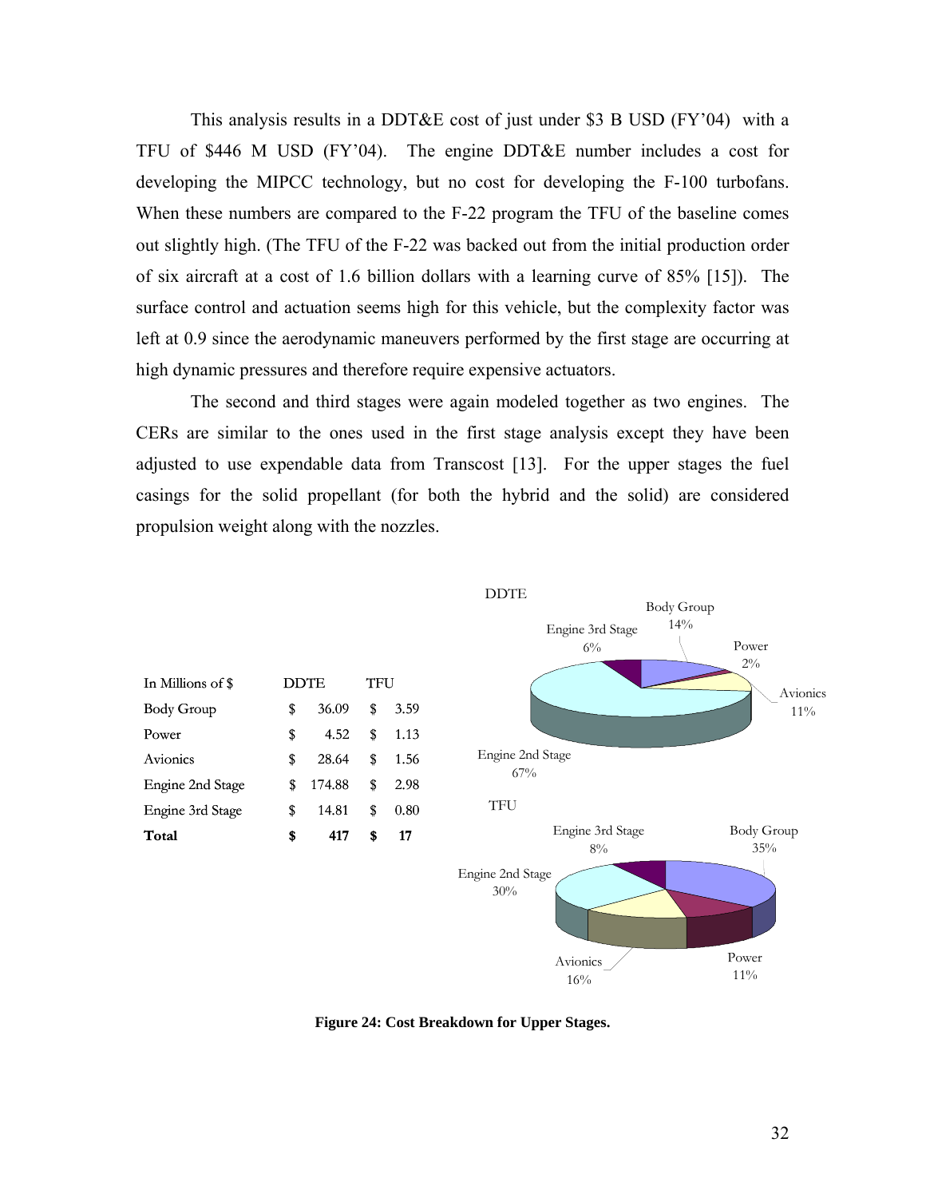This analysis results in a DDT&E cost of just under $3 B USD (FY'04) with a TFU of $446 M USD (FY'04). The engine DDT&E number includes a cost for developing the MIPCC technology, but no cost for developing the F-100 turbofans. When these numbers are compared to the F-22 program the TFU of the baseline comes out slightly high. (The TFU of the F-22 was backed out from the initial production order of six aircraft at a cost of 1.6 billion dollars with a learning curve of 85% [15]). The surface control and actuation seems high for this vehicle, but the complexity factor was left at 0.9 since the aerodynamic maneuvers performed by the first stage are occurring at high dynamic pressures and therefore require expensive actuators.

The second and third stages were again modeled together as two engines. The CERs are similar to the ones used in the first stage analysis except they have been adjusted to use expendable data from Transcost [13]. For the upper stages the fuel casings for the solid propellant (for both the hybrid and the solid) are considered propulsion weight along with the nozzles.

| In Millions of $ | DDTE | TFU |
|---|---|---|
| Body Group | $ 36.09 | $ 3.59 |
| Power | $ 4.52 | $ 1.13 |
| Avionics | $ 28.64 | $ 1.56 |
| Engine 2nd Stage | $ 174.88 | $ 2.98 |
| Engine 3rd Stage | $ 14.81 | $ 0.80 |
| **Total** | **$ 417** | **$ 17** |

DDTE: Body Group 14%, Power 2%, Avionics 11%, Engine 2nd Stage 67%, Engine 3rd Stage 6%

TFU: Body Group 35%, Power 11%, Avionics 16%, Engine 2nd Stage 30%, Engine 3rd Stage 8%

**Figure 24: Cost Breakdown for Upper Stages.**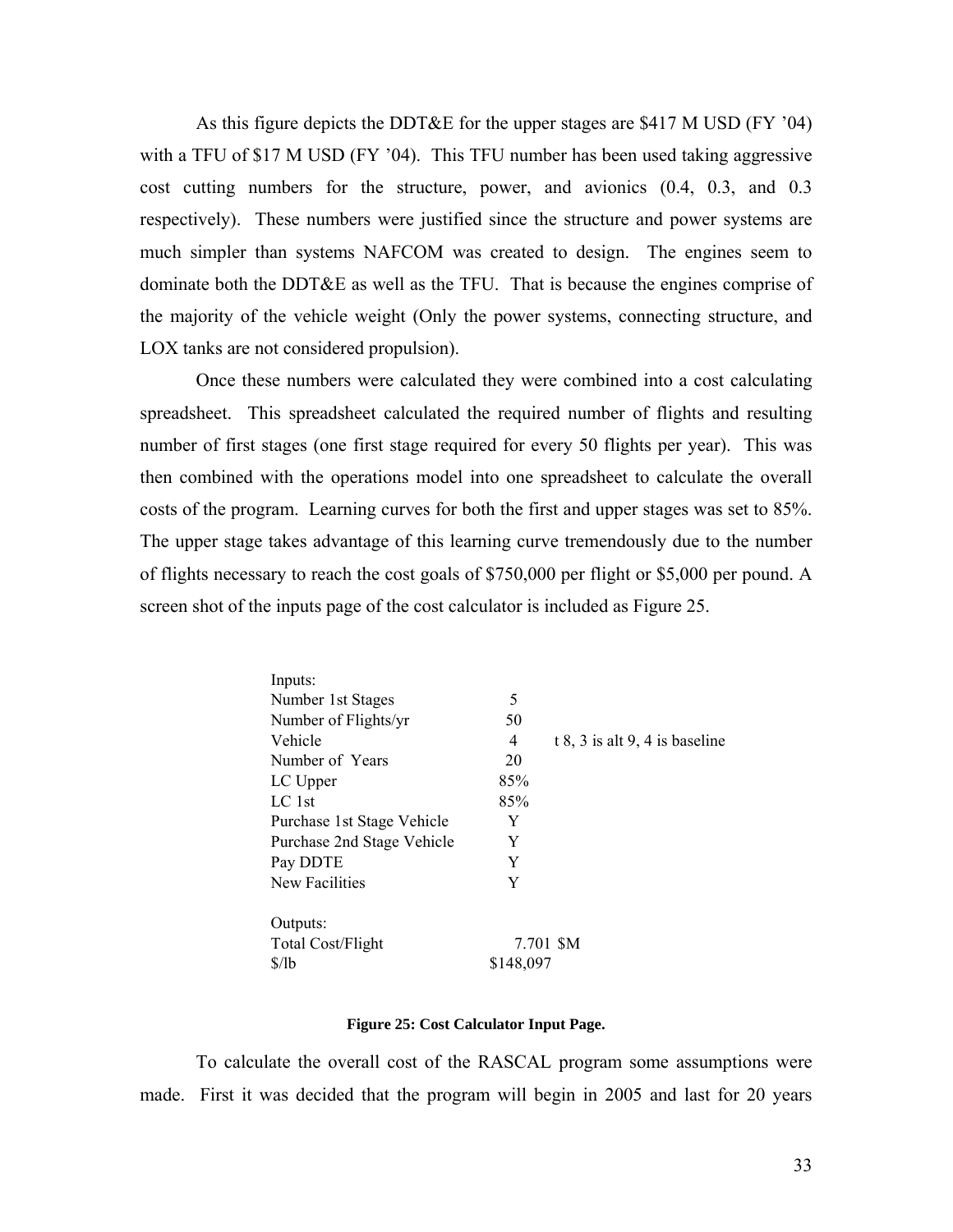As this figure depicts the DDT&E for the upper stages are $417 M USD (FY '04) with a TFU of $17 M USD (FY '04). This TFU number has been used taking aggressive cost cutting numbers for the structure, power, and avionics (0.4, 0.3, and 0.3 respectively). These numbers were justified since the structure and power systems are much simpler than systems NAFCOM was created to design. The engines seem to dominate both the DDT&E as well as the TFU. That is because the engines comprise of the majority of the vehicle weight (Only the power systems, connecting structure, and LOX tanks are not considered propulsion).

Once these numbers were calculated they were combined into a cost calculating spreadsheet. This spreadsheet calculated the required number of flights and resulting number of first stages (one first stage required for every 50 flights per year). This was then combined with the operations model into one spreadsheet to calculate the overall costs of the program. Learning curves for both the first and upper stages was set to 85%. The upper stage takes advantage of this learning curve tremendously due to the number of flights necessary to reach the cost goals of $750,000 per flight or $5,000 per pound. A screen shot of the inputs page of the cost calculator is included as Figure 25.

| Inputs: | | |
|---|---|---|
| Number 1st Stages | 5 | |
| Number of Flights/yr | 50 | |
| Vehicle | 4 | t 8, 3 is alt 9, 4 is baseline |
| Number of Years | 20 | |
| LC Upper | 85% | |
| LC 1st | 85% | |
| Purchase 1st Stage Vehicle | Y | |
| Purchase 2nd Stage Vehicle | Y | |
| Pay DDTE | Y | |
| New Facilities | Y | |
| | | |
| Outputs: | | |
| Total Cost/Flight | 7.701 | $M |
| $/lb | $148,097 | |

**Figure 25: Cost Calculator Input Page.**

To calculate the overall cost of the RASCAL program some assumptions were made. First it was decided that the program will begin in 2005 and last for 20 years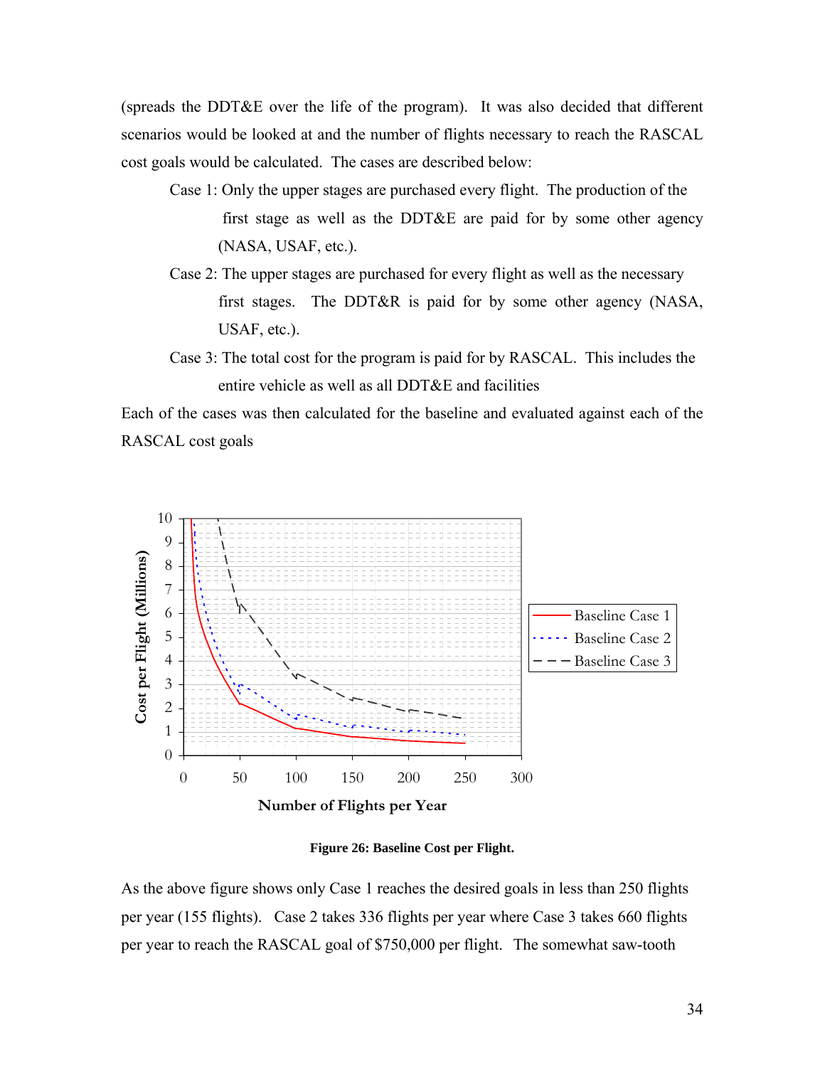(spreads the DDT&E over the life of the program). It was also decided that different scenarios would be looked at and the number of flights necessary to reach the RASCAL cost goals would be calculated. The cases are described below:

Case 1: Only the upper stages are purchased every flight. The production of the first stage as well as the DDT&E are paid for by some other agency (NASA, USAF, etc.).

Case 2: The upper stages are purchased for every flight as well as the necessary first stages. The DDT&R is paid for by some other agency (NASA, USAF, etc.).

Case 3: The total cost for the program is paid for by RASCAL. This includes the entire vehicle as well as all DDT&E and facilities

Each of the cases was then calculated for the baseline and evaluated against each of the RASCAL cost goals

**Figure 26: Baseline Cost per Flight.**

As the above figure shows only Case 1 reaches the desired goals in less than 250 flights per year (155 flights). Case 2 takes 336 flights per year where Case 3 takes 660 flights per year to reach the RASCAL goal of $750,000 per flight. The somewhat saw-tooth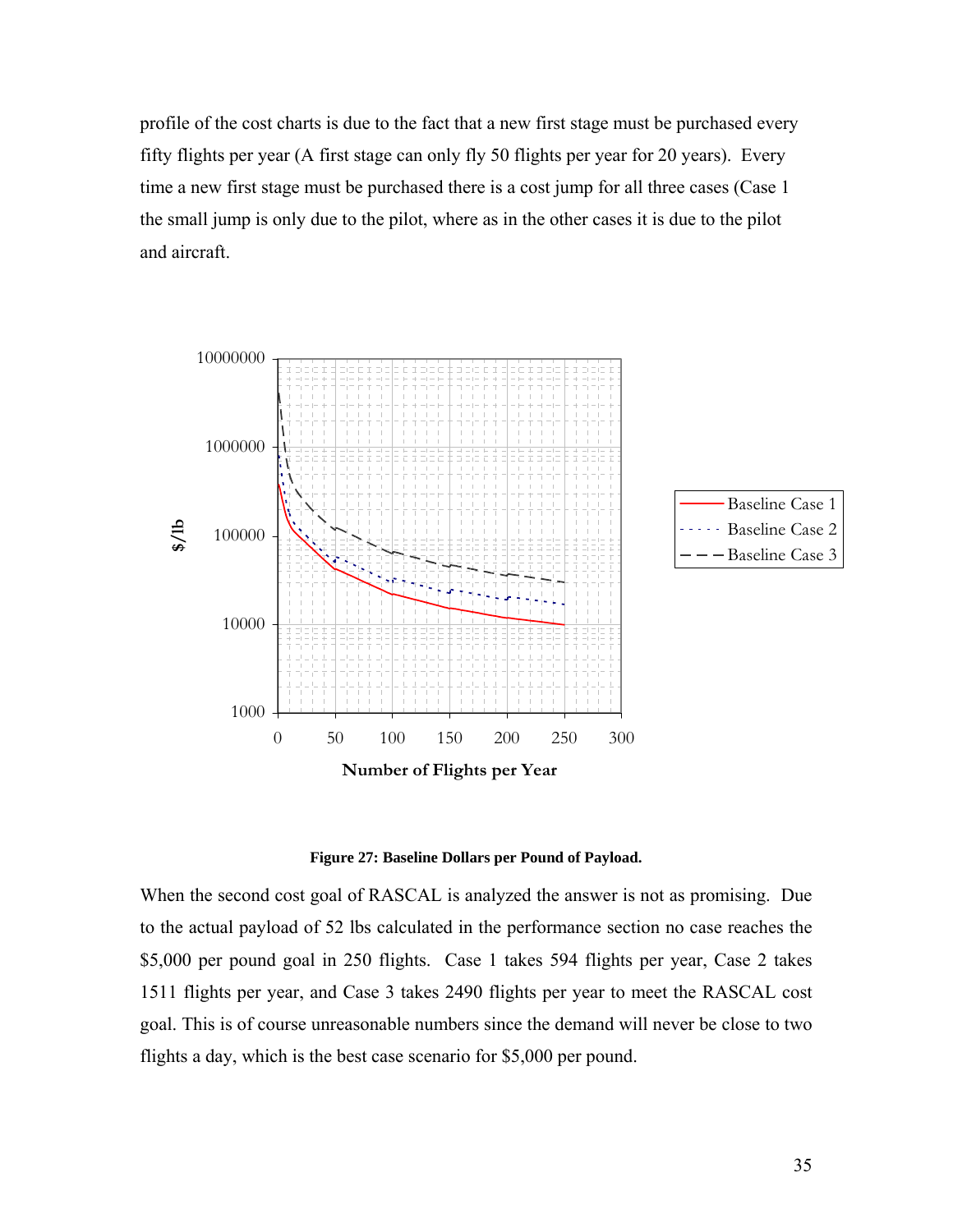profile of the cost charts is due to the fact that a new first stage must be purchased every fifty flights per year (A first stage can only fly 50 flights per year for 20 years). Every time a new first stage must be purchased there is a cost jump for all three cases (Case 1 the small jump is only due to the pilot, where as in the other cases it is due to the pilot and aircraft.

**Figure 27: Baseline Dollars per Pound of Payload.**

When the second cost goal of RASCAL is analyzed the answer is not as promising. Due to the actual payload of 52 lbs calculated in the performance section no case reaches the $5,000 per pound goal in 250 flights. Case 1 takes 594 flights per year, Case 2 takes 1511 flights per year, and Case 3 takes 2490 flights per year to meet the RASCAL cost goal. This is of course unreasonable numbers since the demand will never be close to two flights a day, which is the best case scenario for $5,000 per pound.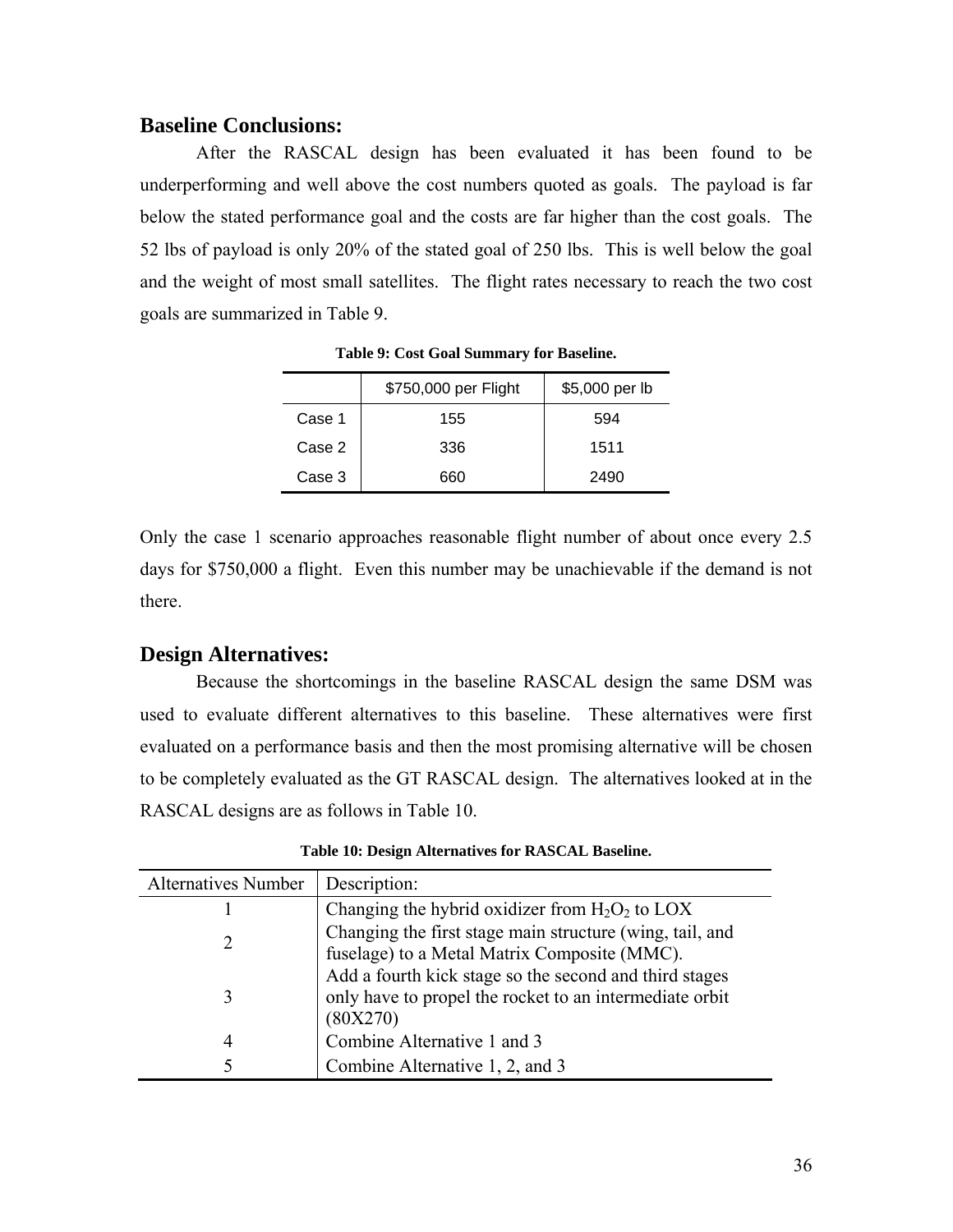## Baseline Conclusions:

After the RASCAL design has been evaluated it has been found to be underperforming and well above the cost numbers quoted as goals. The payload is far below the stated performance goal and the costs are far higher than the cost goals. The 52 lbs of payload is only 20% of the stated goal of 250 lbs. This is well below the goal and the weight of most small satellites. The flight rates necessary to reach the two cost goals are summarized in Table 9.

**Table 9: Cost Goal Summary for Baseline.**

| | $750,000 per Flight | $5,000 per lb |
|---|---|---|
| Case 1 | 155 | 594 |
| Case 2 | 336 | 1511 |
| Case 3 | 660 | 2490 |

Only the case 1 scenario approaches reasonable flight number of about once every 2.5 days for $750,000 a flight. Even this number may be unachievable if the demand is not there.

## Design Alternatives:

Because the shortcomings in the baseline RASCAL design the same DSM was used to evaluate different alternatives to this baseline. These alternatives were first evaluated on a performance basis and then the most promising alternative will be chosen to be completely evaluated as the GT RASCAL design. The alternatives looked at in the RASCAL designs are as follows in Table 10.

**Table 10: Design Alternatives for RASCAL Baseline.**

| Alternatives Number | Description: |
|---|---|
| 1 | Changing the hybrid oxidizer from $H_2O_2$ to LOX |
| 2 | Changing the first stage main structure (wing, tail, and fuselage) to a Metal Matrix Composite (MMC). |
| 3 | Add a fourth kick stage so the second and third stages only have to propel the rocket to an intermediate orbit (80X270) |
| 4 | Combine Alternative 1 and 3 |
| 5 | Combine Alternative 1, 2, and 3 |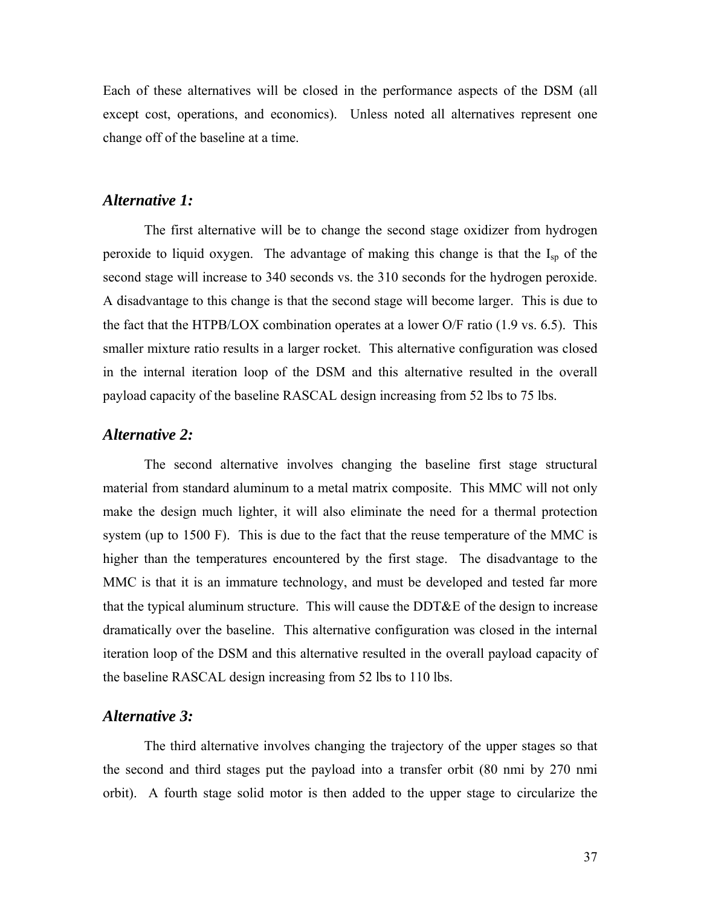Each of these alternatives will be closed in the performance aspects of the DSM (all except cost, operations, and economics). Unless noted all alternatives represent one change off of the baseline at a time.

### *Alternative 1:*

The first alternative will be to change the second stage oxidizer from hydrogen peroxide to liquid oxygen. The advantage of making this change is that the $I_{sp}$ of the second stage will increase to 340 seconds vs. the 310 seconds for the hydrogen peroxide. A disadvantage to this change is that the second stage will become larger. This is due to the fact that the HTPB/LOX combination operates at a lower O/F ratio (1.9 vs. 6.5). This smaller mixture ratio results in a larger rocket. This alternative configuration was closed in the internal iteration loop of the DSM and this alternative resulted in the overall payload capacity of the baseline RASCAL design increasing from 52 lbs to 75 lbs.

### *Alternative 2:*

The second alternative involves changing the baseline first stage structural material from standard aluminum to a metal matrix composite. This MMC will not only make the design much lighter, it will also eliminate the need for a thermal protection system (up to 1500 F). This is due to the fact that the reuse temperature of the MMC is higher than the temperatures encountered by the first stage. The disadvantage to the MMC is that it is an immature technology, and must be developed and tested far more that the typical aluminum structure. This will cause the DDT&E of the design to increase dramatically over the baseline. This alternative configuration was closed in the internal iteration loop of the DSM and this alternative resulted in the overall payload capacity of the baseline RASCAL design increasing from 52 lbs to 110 lbs.

### *Alternative 3:*

The third alternative involves changing the trajectory of the upper stages so that the second and third stages put the payload into a transfer orbit (80 nmi by 270 nmi orbit). A fourth stage solid motor is then added to the upper stage to circularize the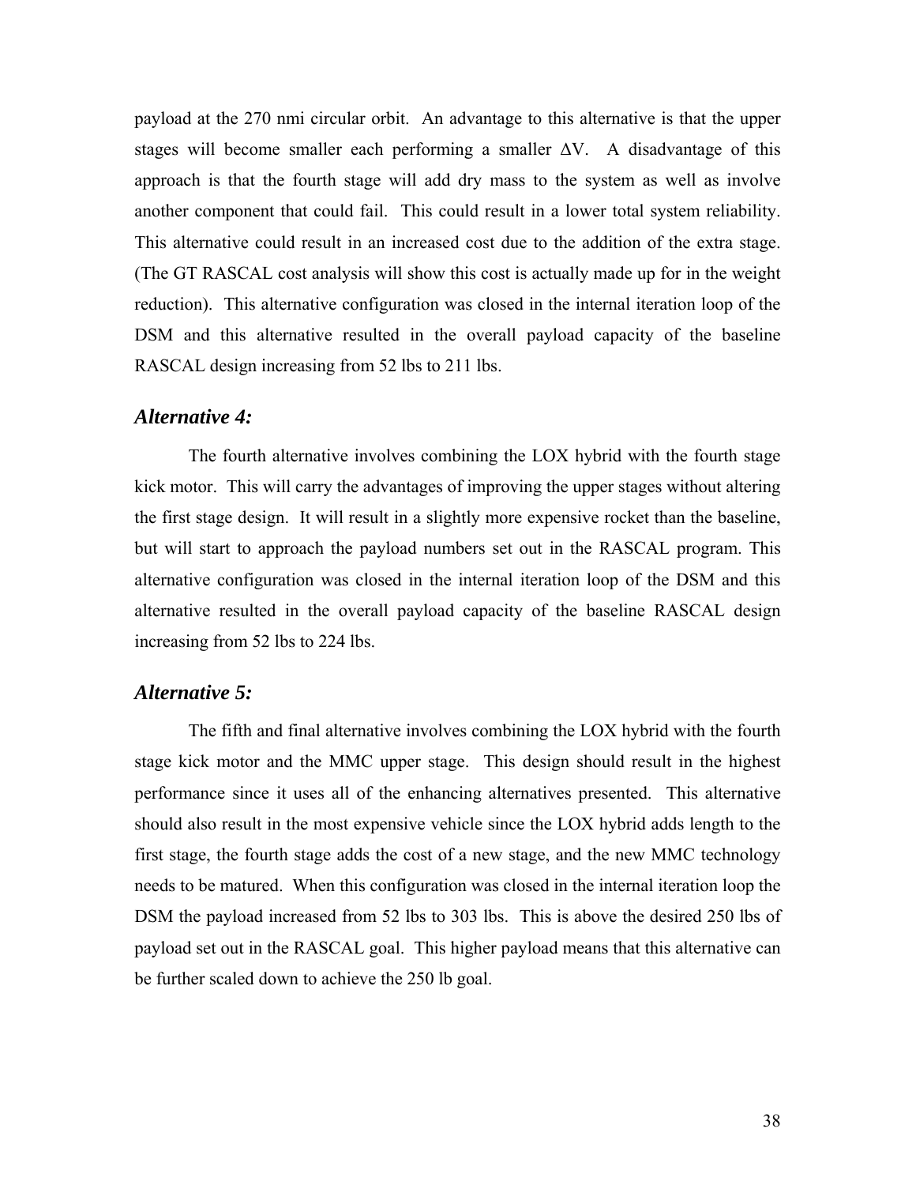payload at the 270 nmi circular orbit. An advantage to this alternative is that the upper stages will become smaller each performing a smaller $\Delta V$. A disadvantage of this approach is that the fourth stage will add dry mass to the system as well as involve another component that could fail. This could result in a lower total system reliability. This alternative could result in an increased cost due to the addition of the extra stage. (The GT RASCAL cost analysis will show this cost is actually made up for in the weight reduction). This alternative configuration was closed in the internal iteration loop of the DSM and this alternative resulted in the overall payload capacity of the baseline RASCAL design increasing from 52 lbs to 211 lbs.

### *Alternative 4:*

The fourth alternative involves combining the LOX hybrid with the fourth stage kick motor. This will carry the advantages of improving the upper stages without altering the first stage design. It will result in a slightly more expensive rocket than the baseline, but will start to approach the payload numbers set out in the RASCAL program. This alternative configuration was closed in the internal iteration loop of the DSM and this alternative resulted in the overall payload capacity of the baseline RASCAL design increasing from 52 lbs to 224 lbs.

### *Alternative 5:*

The fifth and final alternative involves combining the LOX hybrid with the fourth stage kick motor and the MMC upper stage. This design should result in the highest performance since it uses all of the enhancing alternatives presented. This alternative should also result in the most expensive vehicle since the LOX hybrid adds length to the first stage, the fourth stage adds the cost of a new stage, and the new MMC technology needs to be matured. When this configuration was closed in the internal iteration loop the DSM the payload increased from 52 lbs to 303 lbs. This is above the desired 250 lbs of payload set out in the RASCAL goal. This higher payload means that this alternative can be further scaled down to achieve the 250 lb goal.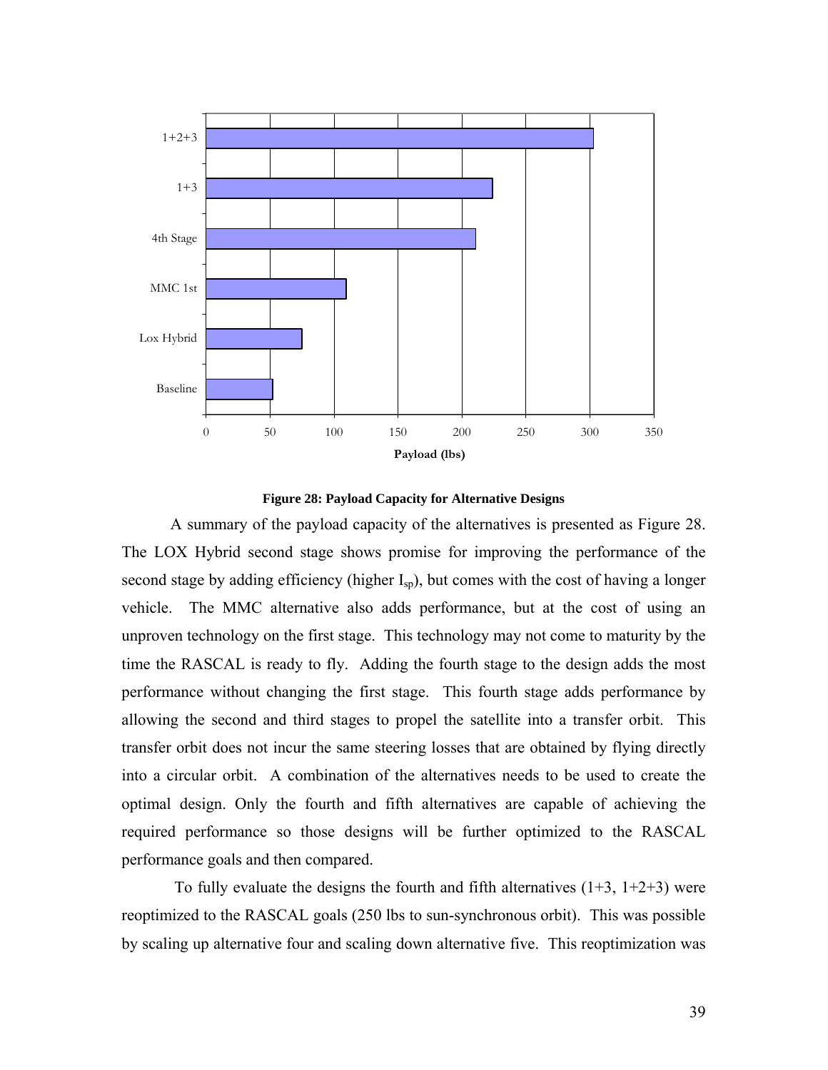**Figure 28: Payload Capacity for Alternative Designs**

A summary of the payload capacity of the alternatives is presented as Figure 28. The LOX Hybrid second stage shows promise for improving the performance of the second stage by adding efficiency (higher $I_{sp}$), but comes with the cost of having a longer vehicle. The MMC alternative also adds performance, but at the cost of using an unproven technology on the first stage. This technology may not come to maturity by the time the RASCAL is ready to fly. Adding the fourth stage to the design adds the most performance without changing the first stage. This fourth stage adds performance by allowing the second and third stages to propel the satellite into a transfer orbit. This transfer orbit does not incur the same steering losses that are obtained by flying directly into a circular orbit. A combination of the alternatives needs to be used to create the optimal design. Only the fourth and fifth alternatives are capable of achieving the required performance so those designs will be further optimized to the RASCAL performance goals and then compared.

To fully evaluate the designs the fourth and fifth alternatives (1+3, 1+2+3) were reoptimized to the RASCAL goals (250 lbs to sun-synchronous orbit). This was possible by scaling up alternative four and scaling down alternative five. This reoptimization was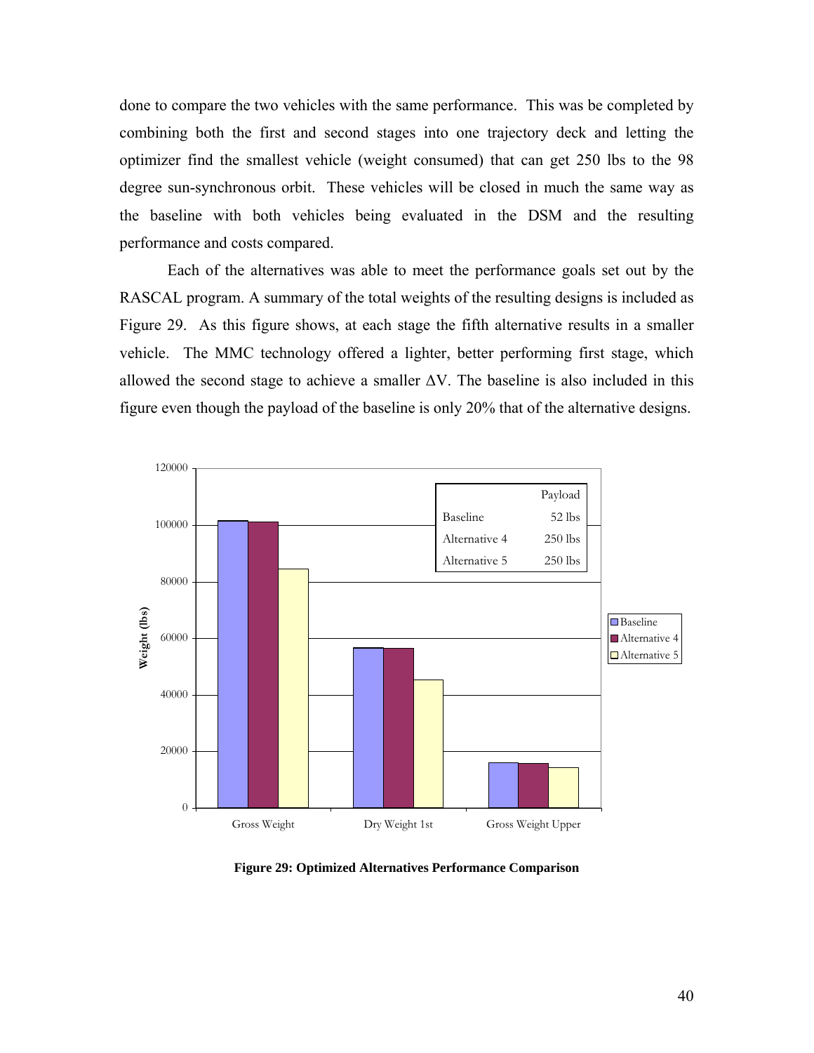done to compare the two vehicles with the same performance. This was be completed by combining both the first and second stages into one trajectory deck and letting the optimizer find the smallest vehicle (weight consumed) that can get 250 lbs to the 98 degree sun-synchronous orbit. These vehicles will be closed in much the same way as the baseline with both vehicles being evaluated in the DSM and the resulting performance and costs compared.

Each of the alternatives was able to meet the performance goals set out by the RASCAL program. A summary of the total weights of the resulting designs is included as Figure 29. As this figure shows, at each stage the fifth alternative results in a smaller vehicle. The MMC technology offered a lighter, better performing first stage, which allowed the second stage to achieve a smaller $\Delta V$. The baseline is also included in this figure even though the payload of the baseline is only 20% that of the alternative designs.

| | Payload |
|---|---|
| Baseline | 52 lbs |
| Alternative 4 | 250 lbs |
| Alternative 5 | 250 lbs |

**Figure 29: Optimized Alternatives Performance Comparison**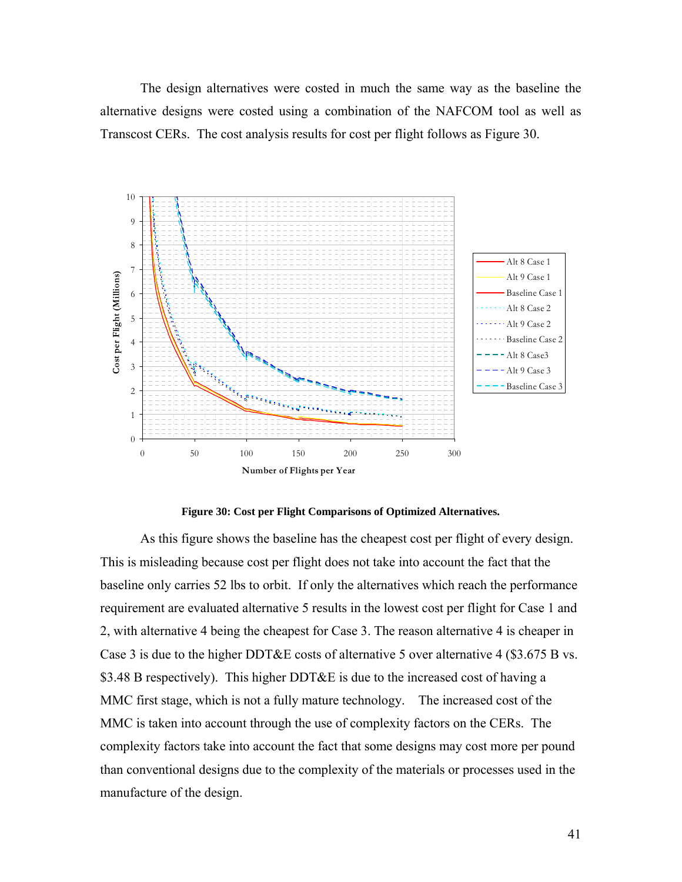The design alternatives were costed in much the same way as the baseline the alternative designs were costed using a combination of the NAFCOM tool as well as Transcost CERs. The cost analysis results for cost per flight follows as Figure 30.

**Figure 30: Cost per Flight Comparisons of Optimized Alternatives.**

As this figure shows the baseline has the cheapest cost per flight of every design. This is misleading because cost per flight does not take into account the fact that the baseline only carries 52 lbs to orbit. If only the alternatives which reach the performance requirement are evaluated alternative 5 results in the lowest cost per flight for Case 1 and 2, with alternative 4 being the cheapest for Case 3. The reason alternative 4 is cheaper in Case 3 is due to the higher DDT&E costs of alternative 5 over alternative 4 ($3.675 B vs. $3.48 B respectively). This higher DDT&E is due to the increased cost of having a MMC first stage, which is not a fully mature technology. The increased cost of the MMC is taken into account through the use of complexity factors on the CERs. The complexity factors take into account the fact that some designs may cost more per pound than conventional designs due to the complexity of the materials or processes used in the manufacture of the design.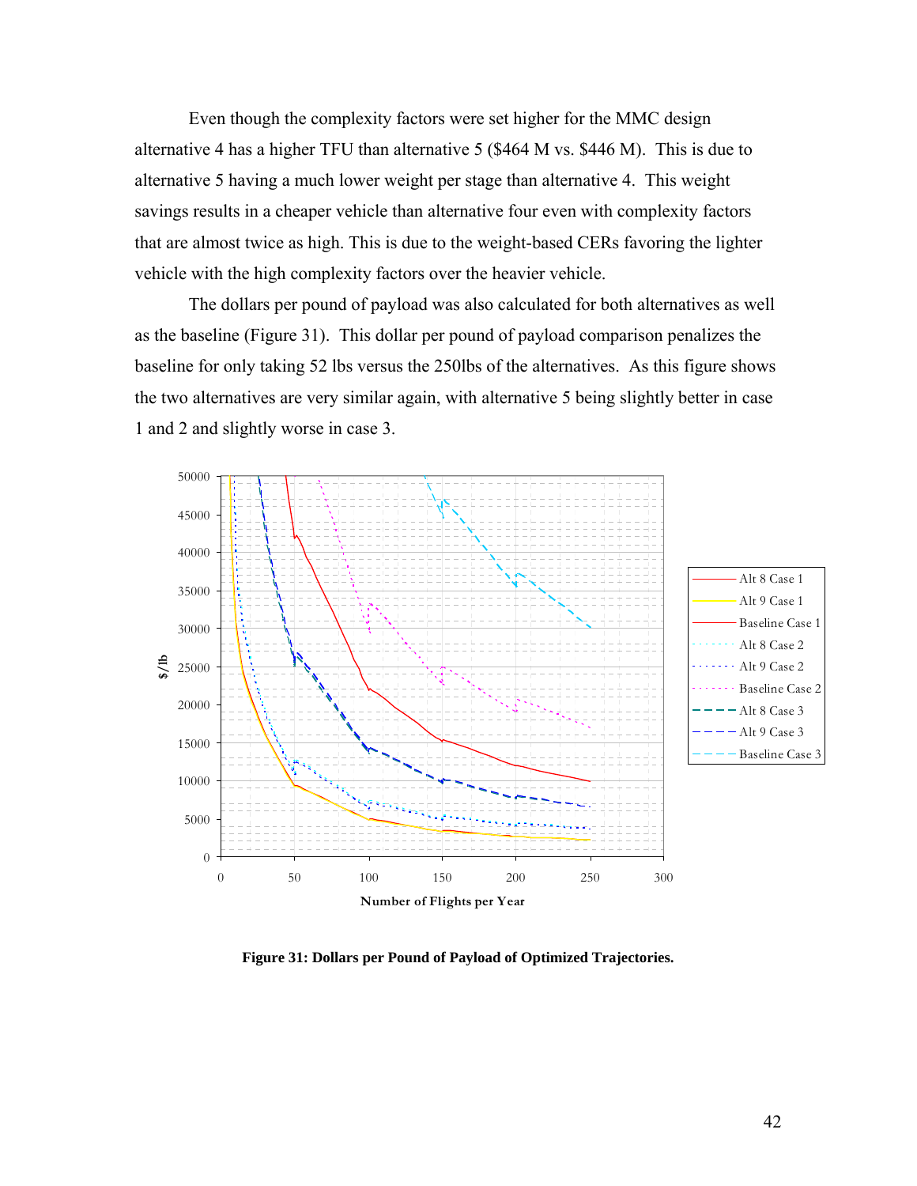Even though the complexity factors were set higher for the MMC design alternative 4 has a higher TFU than alternative 5 ($464 M vs. $446 M). This is due to alternative 5 having a much lower weight per stage than alternative 4. This weight savings results in a cheaper vehicle than alternative four even with complexity factors that are almost twice as high. This is due to the weight-based CERs favoring the lighter vehicle with the high complexity factors over the heavier vehicle.

The dollars per pound of payload was also calculated for both alternatives as well as the baseline (Figure 31). This dollar per pound of payload comparison penalizes the baseline for only taking 52 lbs versus the 250lbs of the alternatives. As this figure shows the two alternatives are very similar again, with alternative 5 being slightly better in case 1 and 2 and slightly worse in case 3.

**Figure 31: Dollars per Pound of Payload of Optimized Trajectories.**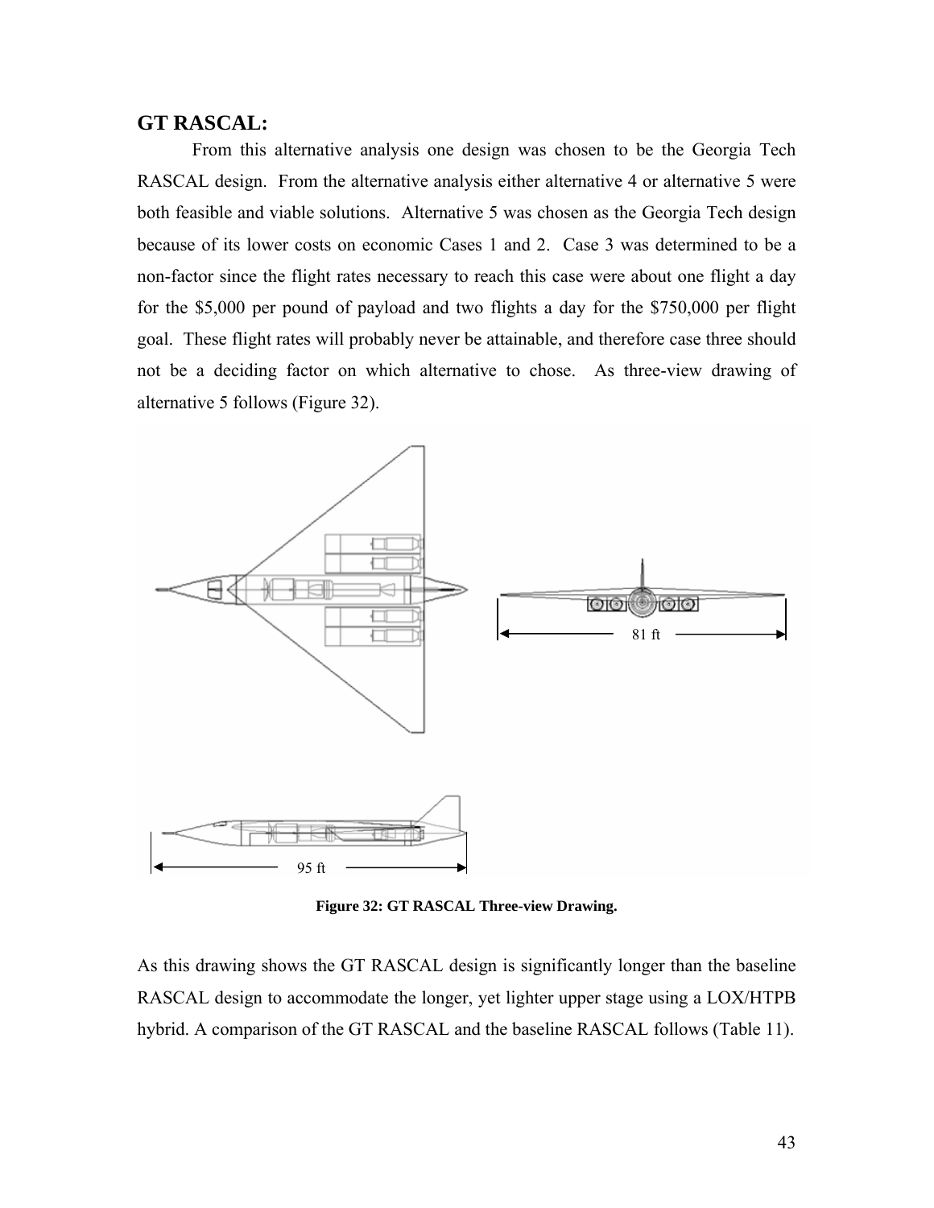## GT RASCAL:

From this alternative analysis one design was chosen to be the Georgia Tech RASCAL design. From the alternative analysis either alternative 4 or alternative 5 were both feasible and viable solutions. Alternative 5 was chosen as the Georgia Tech design because of its lower costs on economic Cases 1 and 2. Case 3 was determined to be a non-factor since the flight rates necessary to reach this case were about one flight a day for the $5,000 per pound of payload and two flights a day for the $750,000 per flight goal. These flight rates will probably never be attainable, and therefore case three should not be a deciding factor on which alternative to chose. As three-view drawing of alternative 5 follows (Figure 32).

**Figure 32: GT RASCAL Three-view Drawing.**

As this drawing shows the GT RASCAL design is significantly longer than the baseline RASCAL design to accommodate the longer, yet lighter upper stage using a LOX/HTPB hybrid. A comparison of the GT RASCAL and the baseline RASCAL follows (Table 11).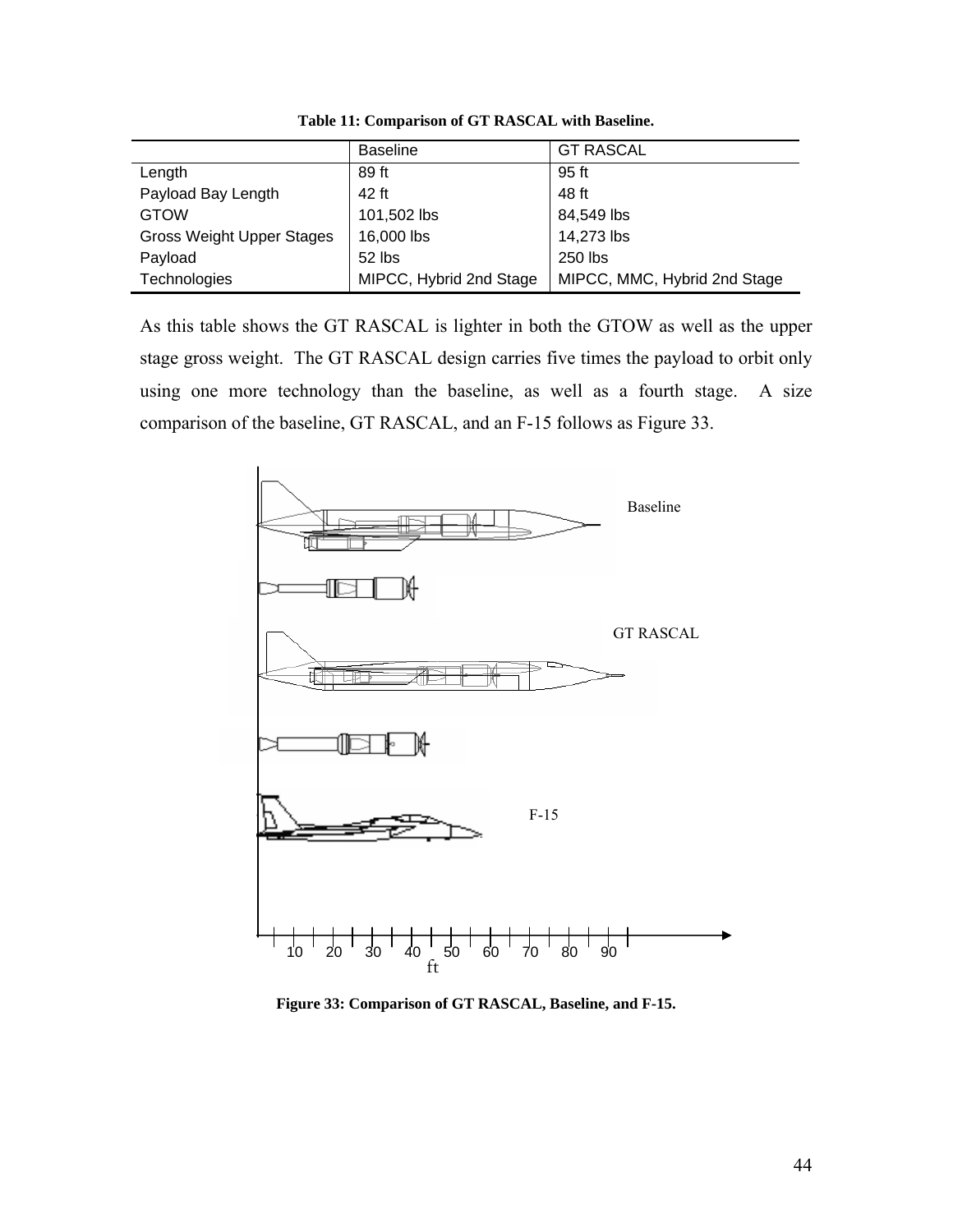**Table 11: Comparison of GT RASCAL with Baseline.**

| | Baseline | GT RASCAL |
|---|---|---|
| Length | 89 ft | 95 ft |
| Payload Bay Length | 42 ft | 48 ft |
| GTOW | 101,502 lbs | 84,549 lbs |
| Gross Weight Upper Stages | 16,000 lbs | 14,273 lbs |
| Payload | 52 lbs | 250 lbs |
| Technologies | MIPCC, Hybrid 2nd Stage | MIPCC, MMC, Hybrid 2nd Stage |

As this table shows the GT RASCAL is lighter in both the GTOW as well as the upper stage gross weight. The GT RASCAL design carries five times the payload to orbit only using one more technology than the baseline, as well as a fourth stage. A size comparison of the baseline, GT RASCAL, and an F-15 follows as Figure 33.

**Figure 33: Comparison of GT RASCAL, Baseline, and F-15.**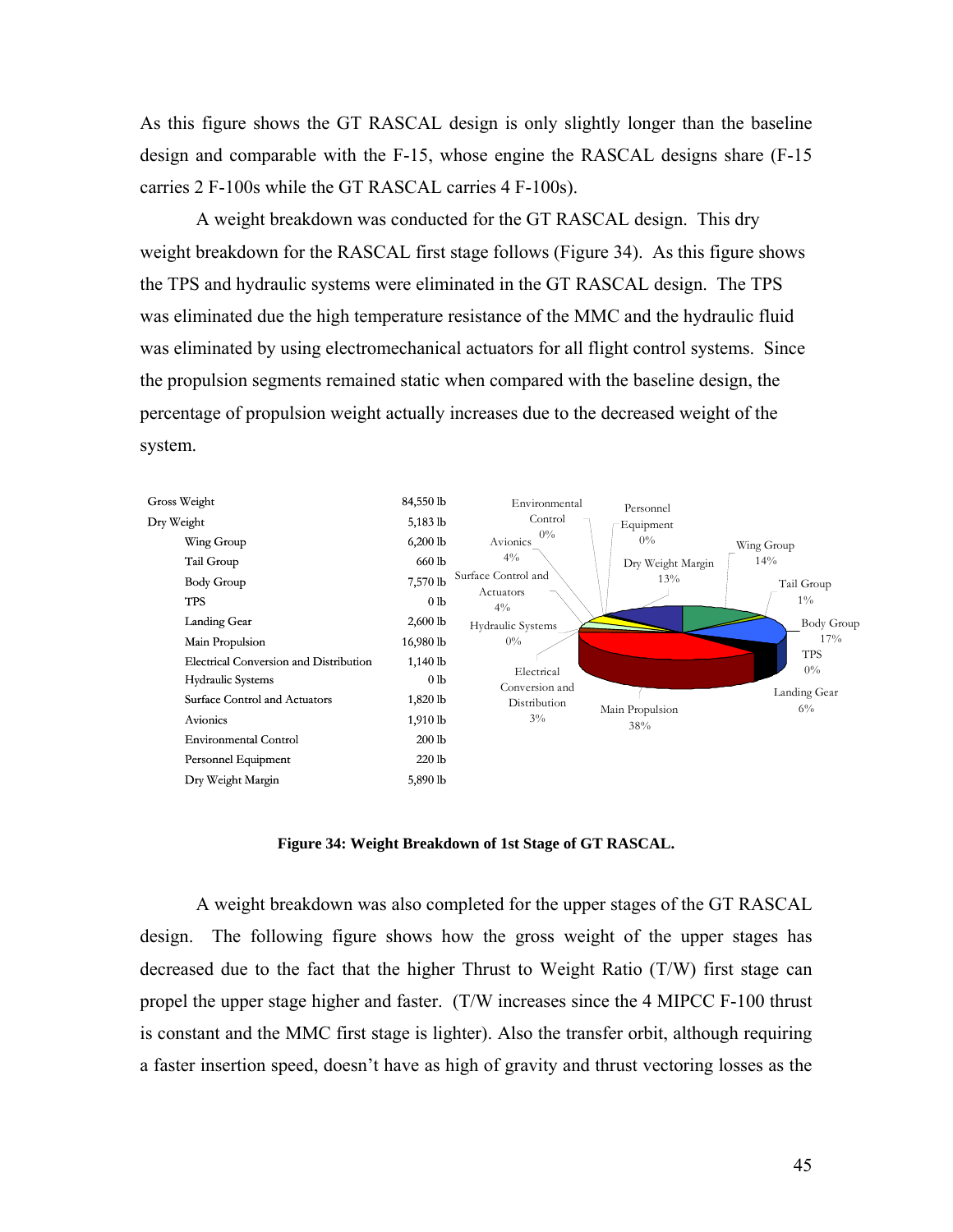As this figure shows the GT RASCAL design is only slightly longer than the baseline design and comparable with the F-15, whose engine the RASCAL designs share (F-15 carries 2 F-100s while the GT RASCAL carries 4 F-100s).

A weight breakdown was conducted for the GT RASCAL design. This dry weight breakdown for the RASCAL first stage follows (Figure 34). As this figure shows the TPS and hydraulic systems were eliminated in the GT RASCAL design. The TPS was eliminated due the high temperature resistance of the MMC and the hydraulic fluid was eliminated by using electromechanical actuators for all flight control systems. Since the propulsion segments remained static when compared with the baseline design, the percentage of propulsion weight actually increases due to the decreased weight of the system.

| Item | Weight |
|---|---|
| Gross Weight | 84,550 lb |
| Dry Weight | 5,183 lb |
| Wing Group | 6,200 lb |
| Tail Group | 660 lb |
| Body Group | 7,570 lb |
| TPS | 0 lb |
| Landing Gear | 2,600 lb |
| Main Propulsion | 16,980 lb |
| Electrical Conversion and Distribution | 1,140 lb |
| Hydraulic Systems | 0 lb |
| Surface Control and Actuators | 1,820 lb |
| Avionics | 1,910 lb |
| Environmental Control | 200 lb |
| Personnel Equipment | 220 lb |
| Dry Weight Margin | 5,890 lb |

Pie chart: Wing Group 14%; Tail Group 1%; Body Group 17%; TPS 0%; Landing Gear 6%; Main Propulsion 38%; Electrical Conversion and Distribution 3%; Hydraulic Systems 0%; Surface Control and Actuators 4%; Avionics 4%; Environmental Control 0%; Personnel Equipment 0%; Dry Weight Margin 13%.

**Figure 34: Weight Breakdown of 1st Stage of GT RASCAL.**

A weight breakdown was also completed for the upper stages of the GT RASCAL design. The following figure shows how the gross weight of the upper stages has decreased due to the fact that the higher Thrust to Weight Ratio (T/W) first stage can propel the upper stage higher and faster. (T/W increases since the 4 MIPCC F-100 thrust is constant and the MMC first stage is lighter). Also the transfer orbit, although requiring a faster insertion speed, doesn't have as high of gravity and thrust vectoring losses as the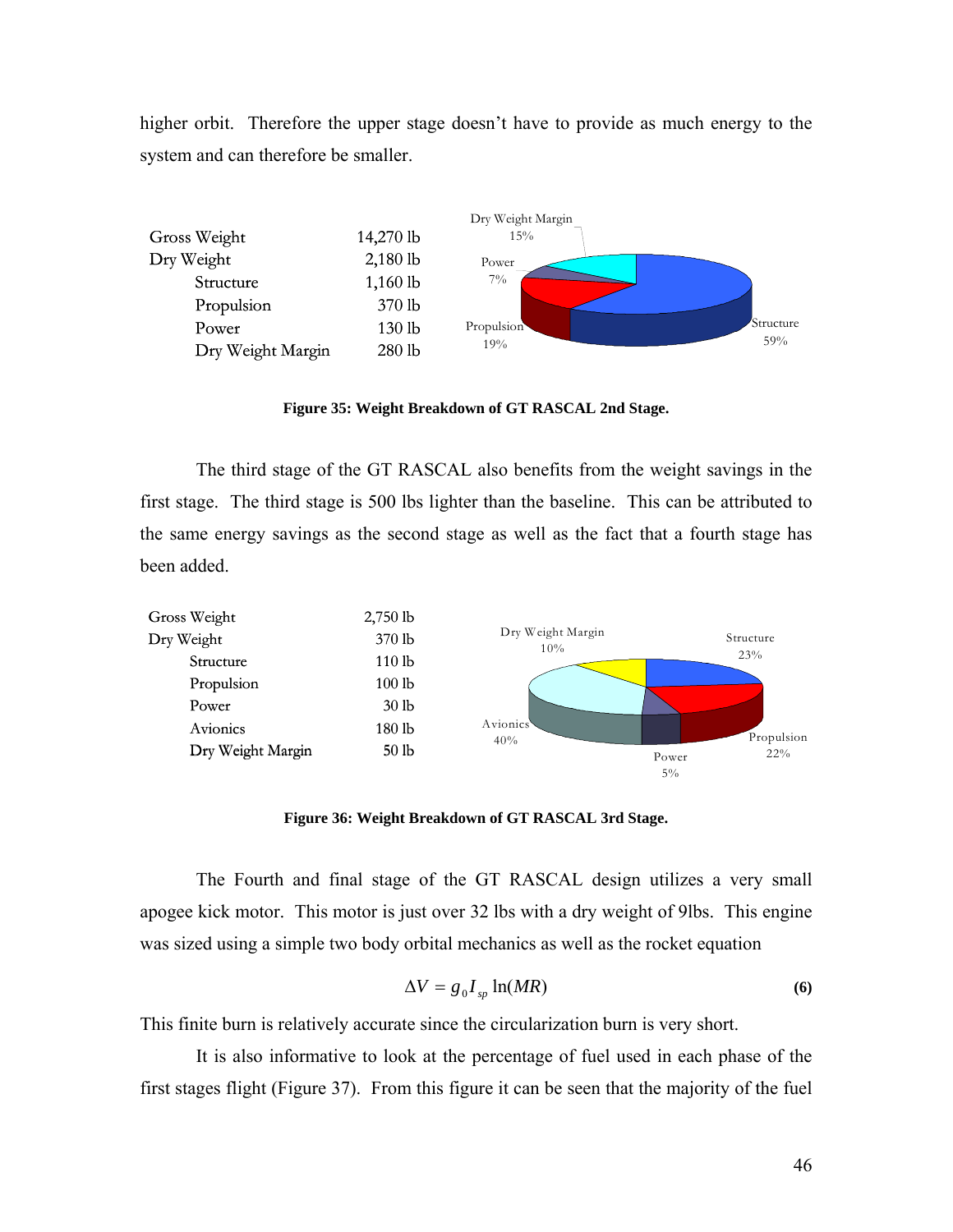higher orbit. Therefore the upper stage doesn't have to provide as much energy to the system and can therefore be smaller.

| | |
|---|---|
| Gross Weight | 14,270 lb |
| Dry Weight | 2,180 lb |
| Structure | 1,160 lb |
| Propulsion | 370 lb |
| Power | 130 lb |
| Dry Weight Margin | 280 lb |

**Figure 35: Weight Breakdown of GT RASCAL 2nd Stage.**

The third stage of the GT RASCAL also benefits from the weight savings in the first stage. The third stage is 500 lbs lighter than the baseline. This can be attributed to the same energy savings as the second stage as well as the fact that a fourth stage has been added.

| | |
|---|---|
| Gross Weight | 2,750 lb |
| Dry Weight | 370 lb |
| Structure | 110 lb |
| Propulsion | 100 lb |
| Power | 30 lb |
| Avionics | 180 lb |
| Dry Weight Margin | 50 lb |

**Figure 36: Weight Breakdown of GT RASCAL 3rd Stage.**

The Fourth and final stage of the GT RASCAL design utilizes a very small apogee kick motor. This motor is just over 32 lbs with a dry weight of 9lbs. This engine was sized using a simple two body orbital mechanics as well as the rocket equation

$$\Delta V = g_0 I_{sp} \ln(MR) \tag{6}$$

This finite burn is relatively accurate since the circularization burn is very short.

It is also informative to look at the percentage of fuel used in each phase of the first stages flight (Figure 37). From this figure it can be seen that the majority of the fuel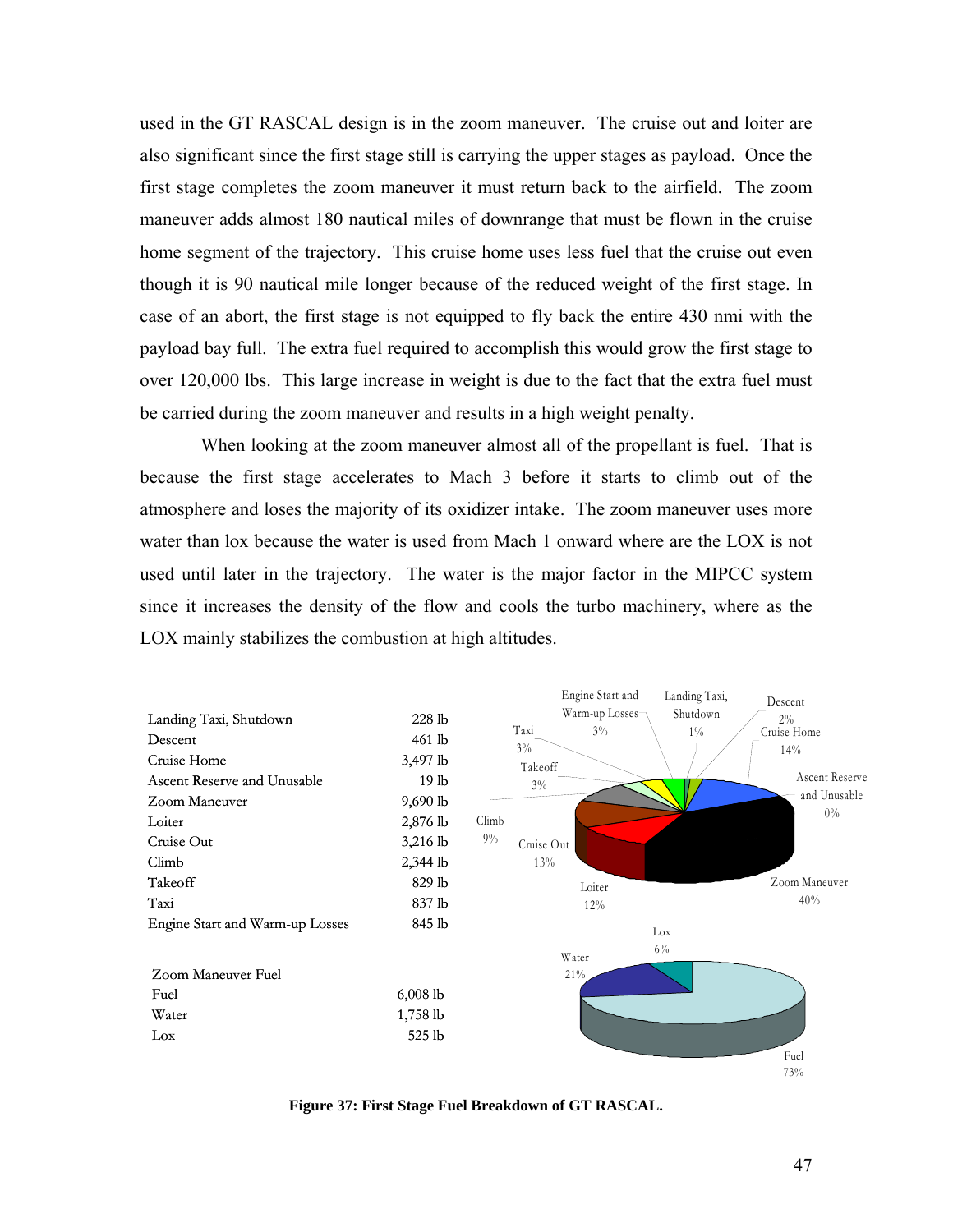used in the GT RASCAL design is in the zoom maneuver. The cruise out and loiter are also significant since the first stage still is carrying the upper stages as payload. Once the first stage completes the zoom maneuver it must return back to the airfield. The zoom maneuver adds almost 180 nautical miles of downrange that must be flown in the cruise home segment of the trajectory. This cruise home uses less fuel that the cruise out even though it is 90 nautical mile longer because of the reduced weight of the first stage. In case of an abort, the first stage is not equipped to fly back the entire 430 nmi with the payload bay full. The extra fuel required to accomplish this would grow the first stage to over 120,000 lbs. This large increase in weight is due to the fact that the extra fuel must be carried during the zoom maneuver and results in a high weight penalty.

When looking at the zoom maneuver almost all of the propellant is fuel. That is because the first stage accelerates to Mach 3 before it starts to climb out of the atmosphere and loses the majority of its oxidizer intake. The zoom maneuver uses more water than lox because the water is used from Mach 1 onward where are the LOX is not used until later in the trajectory. The water is the major factor in the MIPCC system since it increases the density of the flow and cools the turbo machinery, where as the LOX mainly stabilizes the combustion at high altitudes.

| Segment | Weight |
|---|---|
| Landing Taxi, Shutdown | 228 lb |
| Descent | 461 lb |
| Cruise Home | 3,497 lb |
| Ascent Reserve and Unusable | 19 lb |
| Zoom Maneuver | 9,690 lb |
| Loiter | 2,876 lb |
| Cruise Out | 3,216 lb |
| Climb | 2,344 lb |
| Takeoff | 829 lb |
| Taxi | 837 lb |
| Engine Start and Warm-up Losses | 845 lb |

| Zoom Maneuver Fuel | |
|---|---|
| Fuel | 6,008 lb |
| Water | 1,758 lb |
| Lox | 525 lb |

Engine Start and Warm-up Losses 3%, Landing Taxi, Shutdown 1%, Descent 2%, Cruise Home 14%, Ascent Reserve and Unusable 0%, Zoom Maneuver 40%, Loiter 12%, Cruise Out 13%, Climb 9%, Takeoff 3%, Taxi 3%

Lox 6%, Water 21%, Fuel 73%

**Figure 37: First Stage Fuel Breakdown of GT RASCAL.**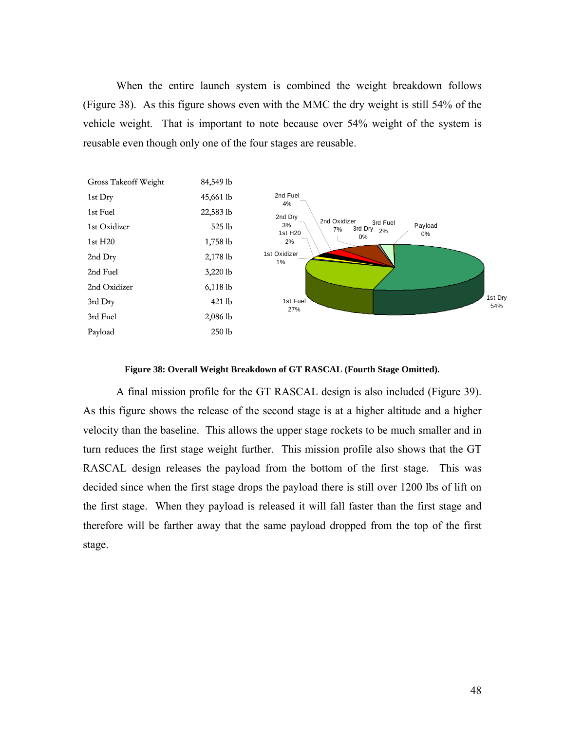When the entire launch system is combined the weight breakdown follows (Figure 38). As this figure shows even with the MMC the dry weight is still 54% of the vehicle weight. That is important to note because over 54% weight of the system is reusable even though only one of the four stages are reusable.

| | |
|---|---|
| Gross Takeoff Weight | 84,549 lb |
| 1st Dry | 45,661 lb |
| 1st Fuel | 22,583 lb |
| 1st Oxidizer | 525 lb |
| 1st H20 | 1,758 lb |
| 2nd Dry | 2,178 lb |
| 2nd Fuel | 3,220 lb |
| 2nd Oxidizer | 6,118 lb |
| 3rd Dry | 421 lb |
| 3rd Fuel | 2,086 lb |
| Payload | 250 lb |

**Figure 38: Overall Weight Breakdown of GT RASCAL (Fourth Stage Omitted).**

A final mission profile for the GT RASCAL design is also included (Figure 39). As this figure shows the release of the second stage is at a higher altitude and a higher velocity than the baseline. This allows the upper stage rockets to be much smaller and in turn reduces the first stage weight further. This mission profile also shows that the GT RASCAL design releases the payload from the bottom of the first stage. This was decided since when the first stage drops the payload there is still over 1200 lbs of lift on the first stage. When they payload is released it will fall faster than the first stage and therefore will be farther away that the same payload dropped from the top of the first stage.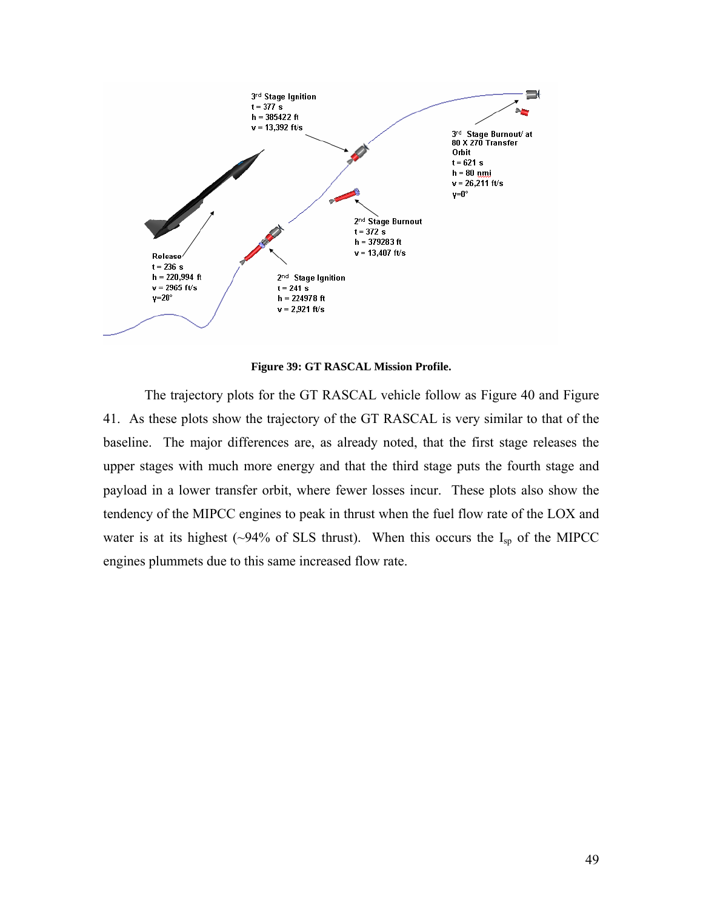**Figure 39: GT RASCAL Mission Profile.**

The trajectory plots for the GT RASCAL vehicle follow as Figure 40 and Figure 41. As these plots show the trajectory of the GT RASCAL is very similar to that of the baseline. The major differences are, as already noted, that the first stage releases the upper stages with much more energy and that the third stage puts the fourth stage and payload in a lower transfer orbit, where fewer losses incur. These plots also show the tendency of the MIPCC engines to peak in thrust when the fuel flow rate of the LOX and water is at its highest (~94% of SLS thrust). When this occurs the $I_{sp}$ of the MIPCC engines plummets due to this same increased flow rate.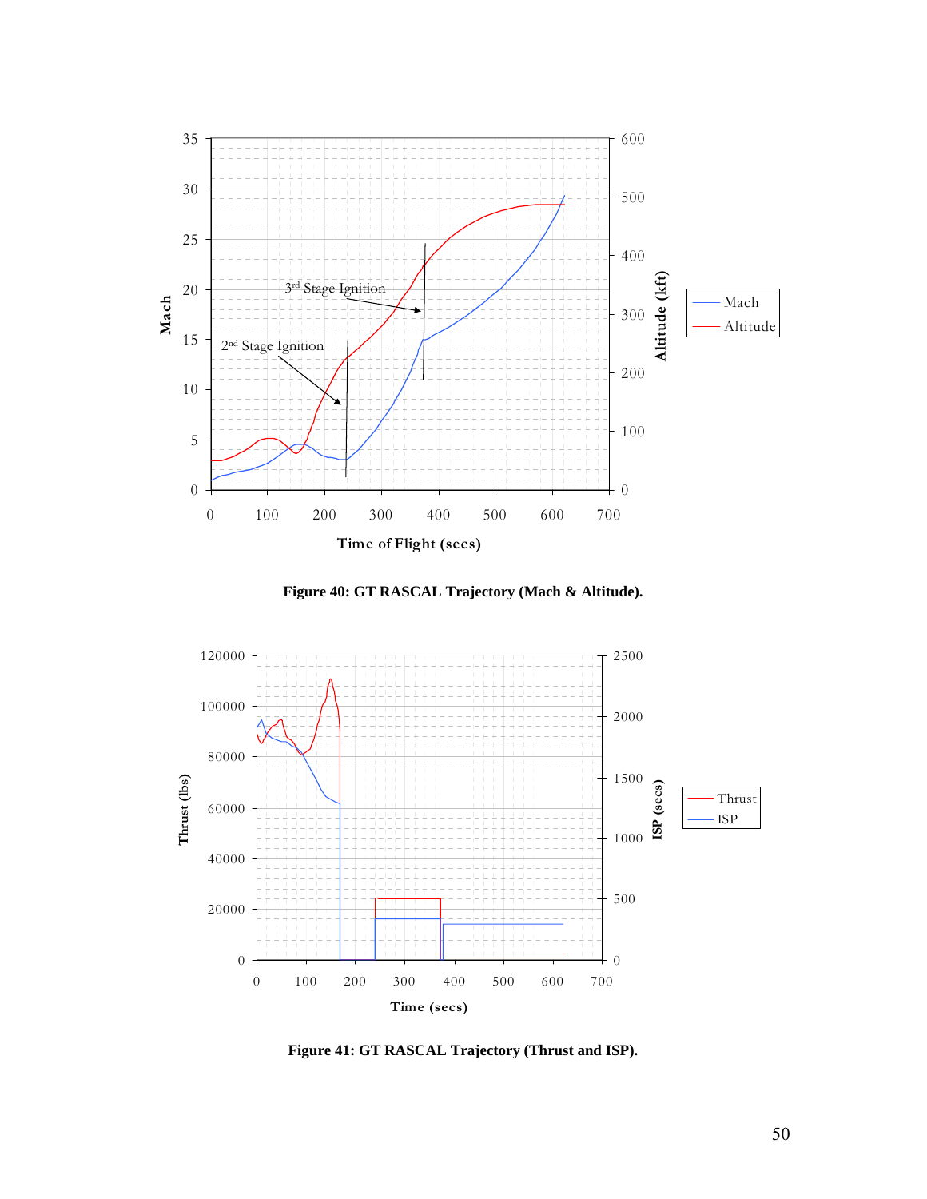Figure 40: GT RASCAL Trajectory (Mach & Altitude).

Figure 41: GT RASCAL Trajectory (Thrust and ISP).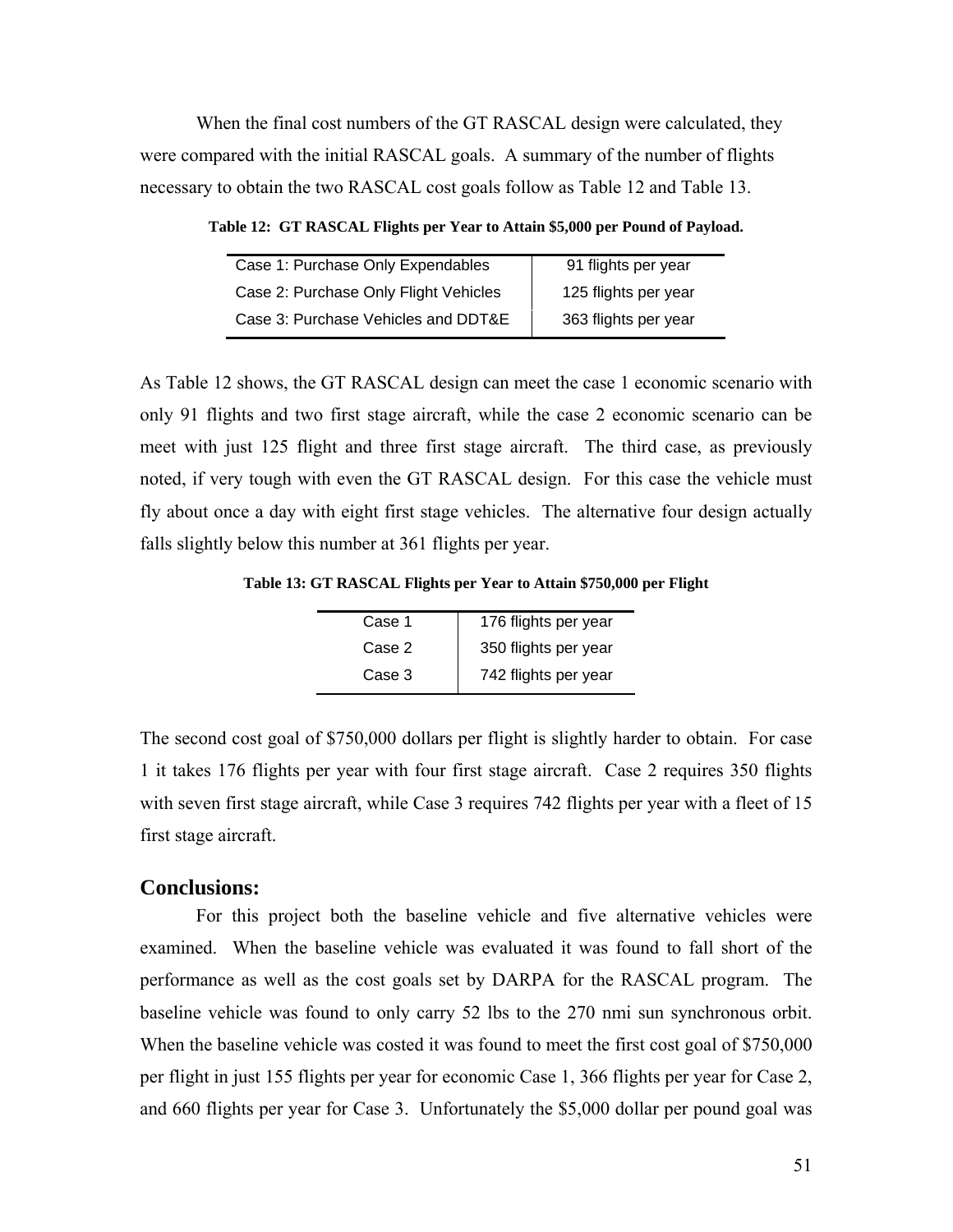When the final cost numbers of the GT RASCAL design were calculated, they were compared with the initial RASCAL goals. A summary of the number of flights necessary to obtain the two RASCAL cost goals follow as Table 12 and Table 13.

**Table 12: GT RASCAL Flights per Year to Attain $5,000 per Pound of Payload.**

| | |
|---|---|
| Case 1: Purchase Only Expendables | 91 flights per year |
| Case 2: Purchase Only Flight Vehicles | 125 flights per year |
| Case 3: Purchase Vehicles and DDT&E | 363 flights per year |

As Table 12 shows, the GT RASCAL design can meet the case 1 economic scenario with only 91 flights and two first stage aircraft, while the case 2 economic scenario can be meet with just 125 flight and three first stage aircraft. The third case, as previously noted, if very tough with even the GT RASCAL design. For this case the vehicle must fly about once a day with eight first stage vehicles. The alternative four design actually falls slightly below this number at 361 flights per year.

**Table 13: GT RASCAL Flights per Year to Attain $750,000 per Flight**

| | |
|---|---|
| Case 1 | 176 flights per year |
| Case 2 | 350 flights per year |
| Case 3 | 742 flights per year |

The second cost goal of $750,000 dollars per flight is slightly harder to obtain. For case 1 it takes 176 flights per year with four first stage aircraft. Case 2 requires 350 flights with seven first stage aircraft, while Case 3 requires 742 flights per year with a fleet of 15 first stage aircraft.

## Conclusions:

For this project both the baseline vehicle and five alternative vehicles were examined. When the baseline vehicle was evaluated it was found to fall short of the performance as well as the cost goals set by DARPA for the RASCAL program. The baseline vehicle was found to only carry 52 lbs to the 270 nmi sun synchronous orbit. When the baseline vehicle was costed it was found to meet the first cost goal of $750,000 per flight in just 155 flights per year for economic Case 1, 366 flights per year for Case 2, and 660 flights per year for Case 3. Unfortunately the $5,000 dollar per pound goal was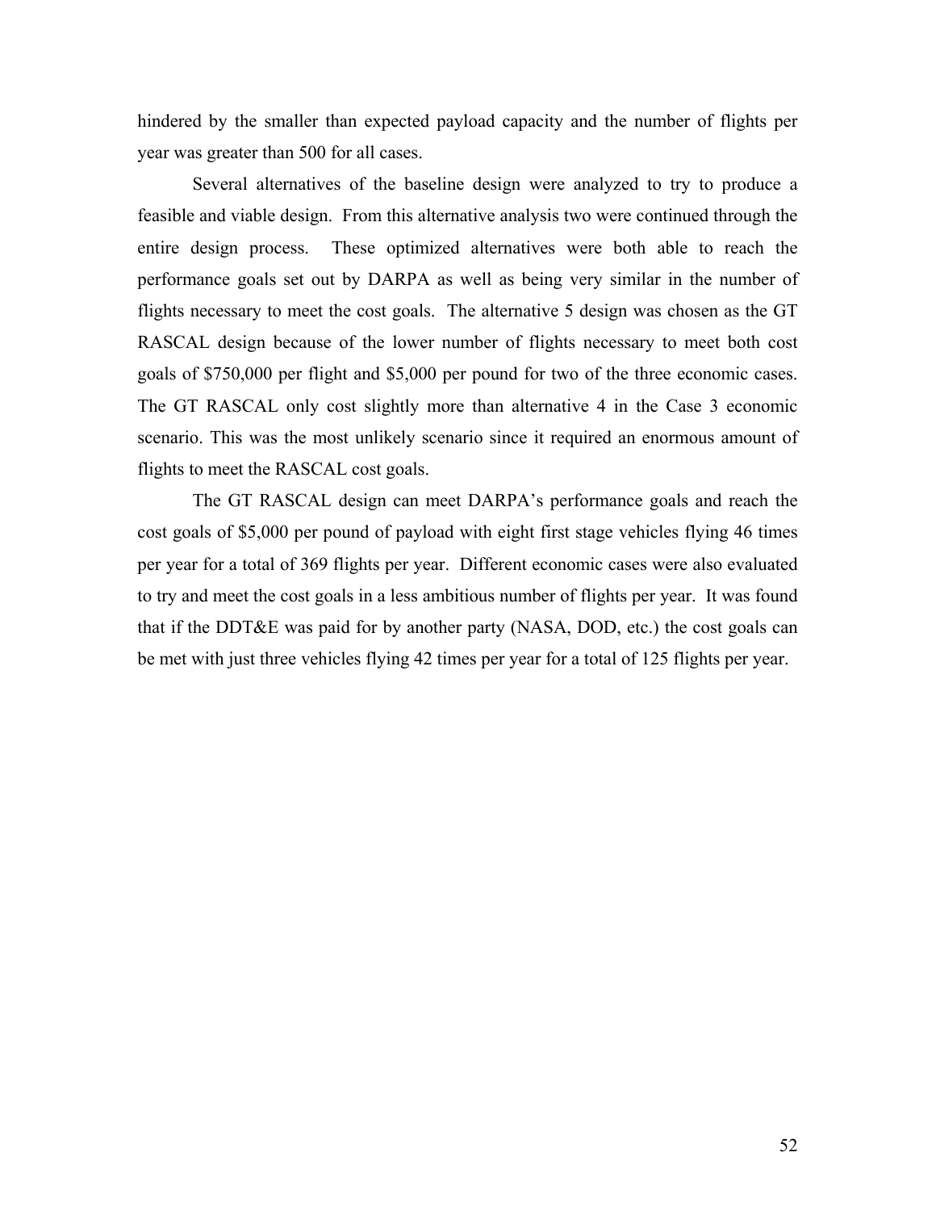hindered by the smaller than expected payload capacity and the number of flights per year was greater than 500 for all cases.

Several alternatives of the baseline design were analyzed to try to produce a feasible and viable design. From this alternative analysis two were continued through the entire design process. These optimized alternatives were both able to reach the performance goals set out by DARPA as well as being very similar in the number of flights necessary to meet the cost goals. The alternative 5 design was chosen as the GT RASCAL design because of the lower number of flights necessary to meet both cost goals of $750,000 per flight and $5,000 per pound for two of the three economic cases. The GT RASCAL only cost slightly more than alternative 4 in the Case 3 economic scenario. This was the most unlikely scenario since it required an enormous amount of flights to meet the RASCAL cost goals.

The GT RASCAL design can meet DARPA's performance goals and reach the cost goals of $5,000 per pound of payload with eight first stage vehicles flying 46 times per year for a total of 369 flights per year. Different economic cases were also evaluated to try and meet the cost goals in a less ambitious number of flights per year. It was found that if the DDT&E was paid for by another party (NASA, DOD, etc.) the cost goals can be met with just three vehicles flying 42 times per year for a total of 125 flights per year.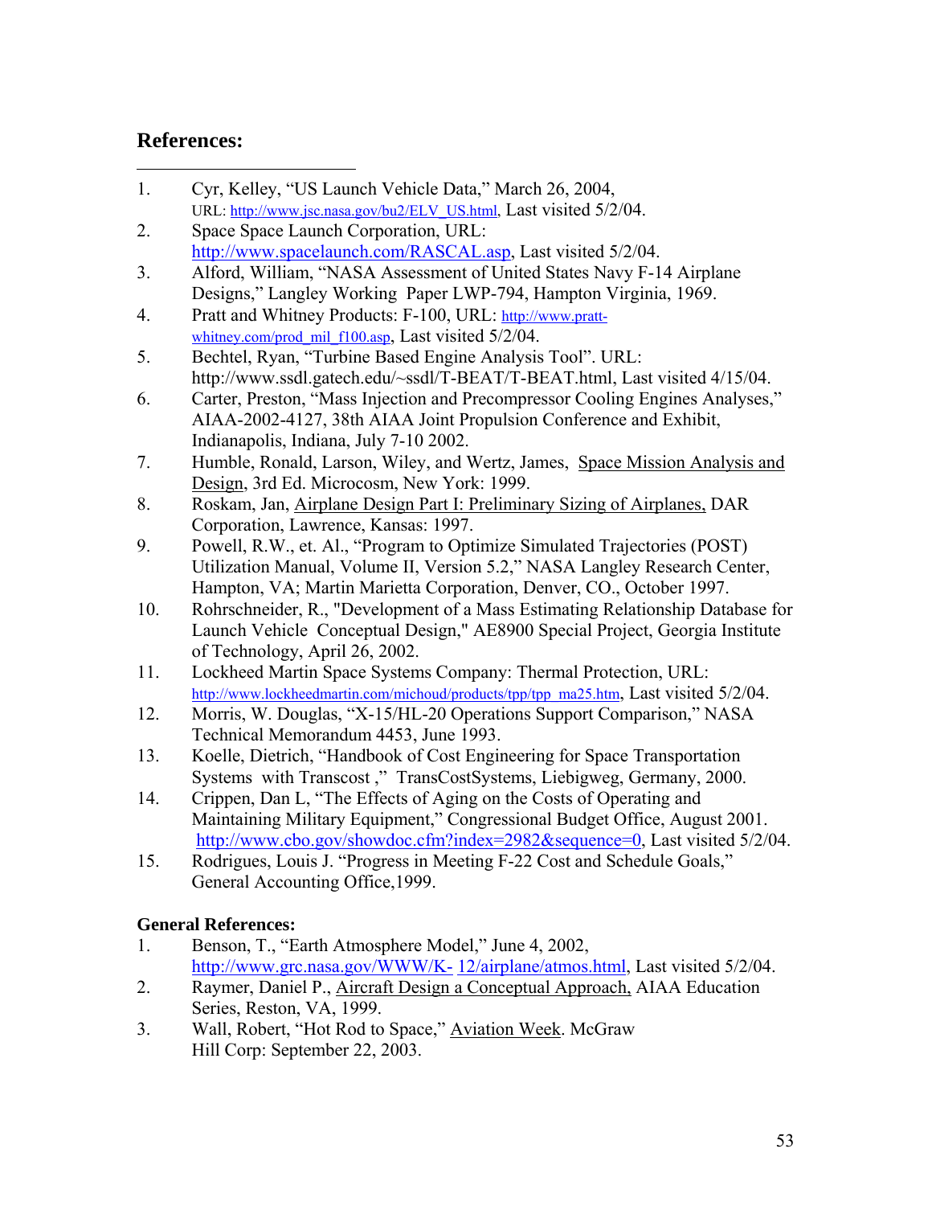## References:

1. Cyr, Kelley, "US Launch Vehicle Data," March 26, 2004, URL: http://www.jsc.nasa.gov/bu2/ELV_US.html, Last visited 5/2/04.
2. Space Space Launch Corporation, URL: http://www.spacelaunch.com/RASCAL.asp, Last visited 5/2/04.
3. Alford, William, "NASA Assessment of United States Navy F-14 Airplane Designs," Langley Working Paper LWP-794, Hampton Virginia, 1969.
4. Pratt and Whitney Products: F-100, URL: http://www.pratt-whitney.com/prod_mil_f100.asp, Last visited 5/2/04.
5. Bechtel, Ryan, "Turbine Based Engine Analysis Tool". URL: http://www.ssdl.gatech.edu/~ssdl/T-BEAT/T-BEAT.html, Last visited 4/15/04.
6. Carter, Preston, "Mass Injection and Precompressor Cooling Engines Analyses," AIAA-2002-4127, 38th AIAA Joint Propulsion Conference and Exhibit, Indianapolis, Indiana, July 7-10 2002.
7. Humble, Ronald, Larson, Wiley, and Wertz, James, Space Mission Analysis and Design, 3rd Ed. Microcosm, New York: 1999.
8. Roskam, Jan, Airplane Design Part I: Preliminary Sizing of Airplanes, DAR Corporation, Lawrence, Kansas: 1997.
9. Powell, R.W., et. Al., "Program to Optimize Simulated Trajectories (POST) Utilization Manual, Volume II, Version 5.2," NASA Langley Research Center, Hampton, VA; Martin Marietta Corporation, Denver, CO., October 1997.
10. Rohrschneider, R., "Development of a Mass Estimating Relationship Database for Launch Vehicle Conceptual Design," AE8900 Special Project, Georgia Institute of Technology, April 26, 2002.
11. Lockheed Martin Space Systems Company: Thermal Protection, URL: http://www.lockheedmartin.com/michoud/products/tpp/tpp_ma25.htm, Last visited 5/2/04.
12. Morris, W. Douglas, "X-15/HL-20 Operations Support Comparison," NASA Technical Memorandum 4453, June 1993.
13. Koelle, Dietrich, "Handbook of Cost Engineering for Space Transportation Systems with Transcost," TransCostSystems, Liebigweg, Germany, 2000.
14. Crippen, Dan L, "The Effects of Aging on the Costs of Operating and Maintaining Military Equipment," Congressional Budget Office, August 2001. http://www.cbo.gov/showdoc.cfm?index=2982&sequence=0, Last visited 5/2/04.
15. Rodrigues, Louis J. "Progress in Meeting F-22 Cost and Schedule Goals," General Accounting Office,1999.

### General References:

1. Benson, T., "Earth Atmosphere Model," June 4, 2002, http://www.grc.nasa.gov/WWW/K-12/airplane/atmos.html, Last visited 5/2/04.
2. Raymer, Daniel P., Aircraft Design a Conceptual Approach, AIAA Education Series, Reston, VA, 1999.
3. Wall, Robert, "Hot Rod to Space," Aviation Week. McGraw Hill Corp: September 22, 2003.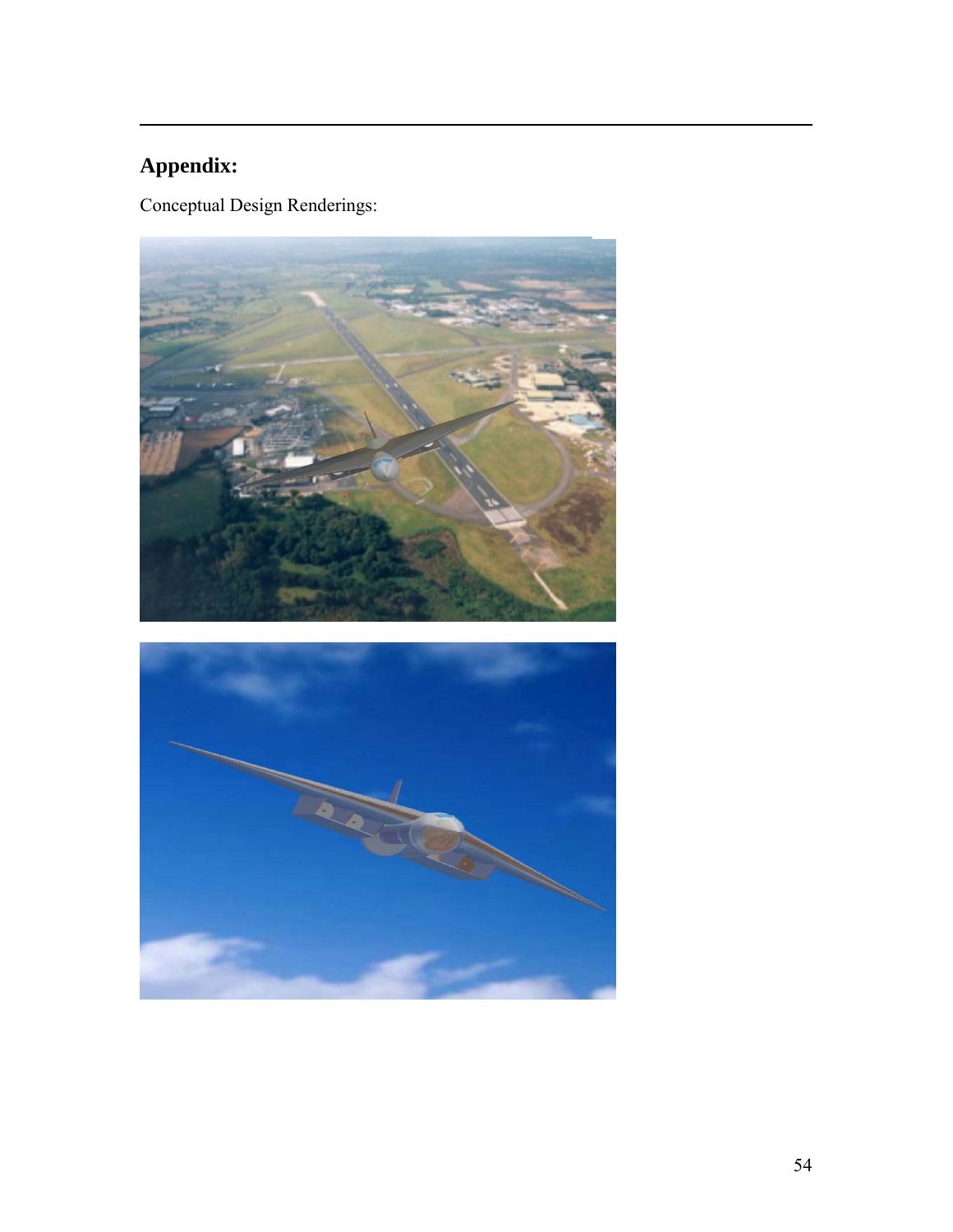## Appendix:

Conceptual Design Renderings: